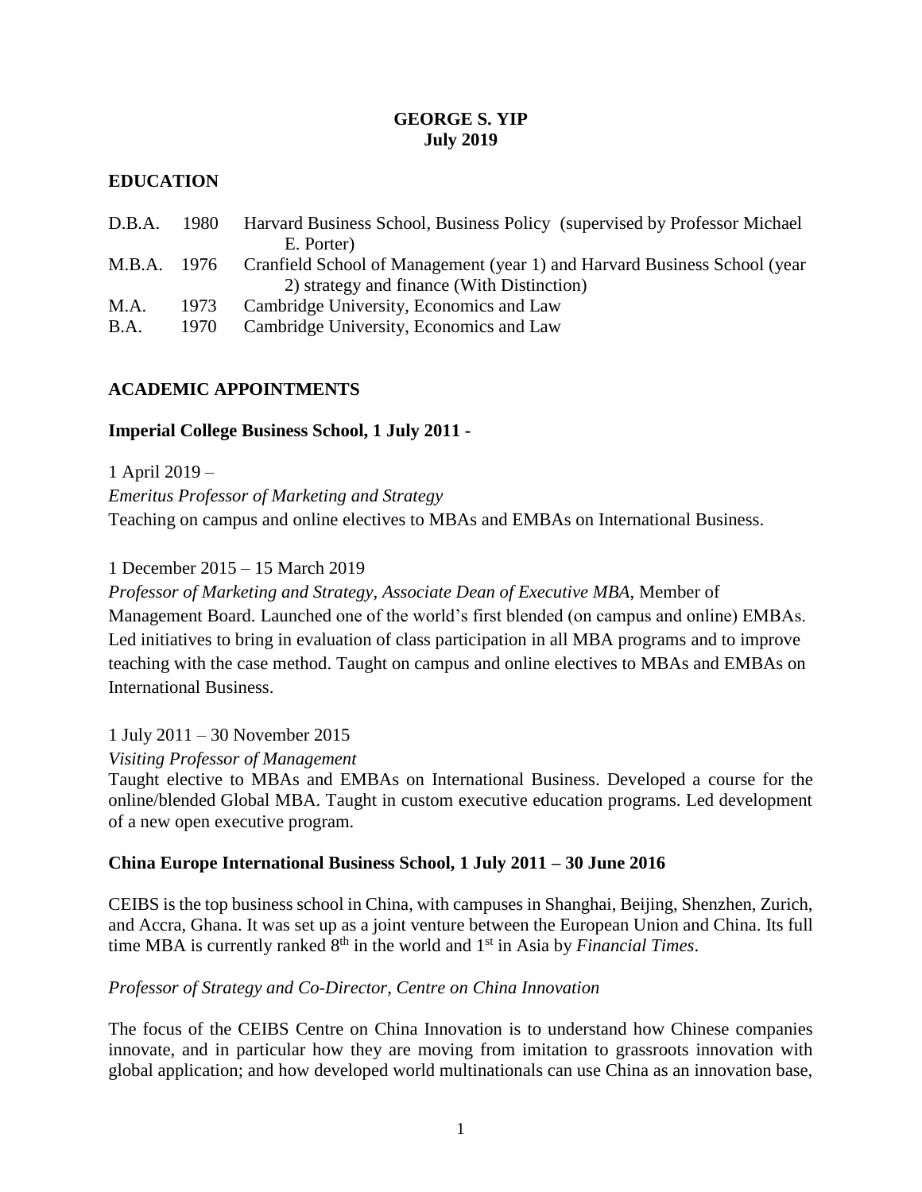# GEORGE S. YIP
**July 2019**

## EDUCATION

| | | |
|---|---|---|
| D.B.A. | 1980 | Harvard Business School, Business Policy (supervised by Professor Michael E. Porter) |
| M.B.A. | 1976 | Cranfield School of Management (year 1) and Harvard Business School (year 2) strategy and finance (With Distinction) |
| M.A. | 1973 | Cambridge University, Economics and Law |
| B.A. | 1970 | Cambridge University, Economics and Law |

## ACADEMIC APPOINTMENTS

### Imperial College Business School, 1 July 2011 -

1 April 2019 –
*Emeritus Professor of Marketing and Strategy*
Teaching on campus and online electives to MBAs and EMBAs on International Business.

1 December 2015 – 15 March 2019
*Professor of Marketing and Strategy, Associate Dean of Executive MBA*, Member of Management Board. Launched one of the world's first blended (on campus and online) EMBAs. Led initiatives to bring in evaluation of class participation in all MBA programs and to improve teaching with the case method. Taught on campus and online electives to MBAs and EMBAs on International Business.

1 July 2011 – 30 November 2015
*Visiting Professor of Management*
Taught elective to MBAs and EMBAs on International Business. Developed a course for the online/blended Global MBA. Taught in custom executive education programs. Led development of a new open executive program.

### China Europe International Business School, 1 July 2011 – 30 June 2016

CEIBS is the top business school in China, with campuses in Shanghai, Beijing, Shenzhen, Zurich, and Accra, Ghana. It was set up as a joint venture between the European Union and China. Its full time MBA is currently ranked 8th in the world and 1st in Asia by *Financial Times*.

*Professor of Strategy and Co-Director, Centre on China Innovation*

The focus of the CEIBS Centre on China Innovation is to understand how Chinese companies innovate, and in particular how they are moving from imitation to grassroots innovation with global application; and how developed world multinationals can use China as an innovation base,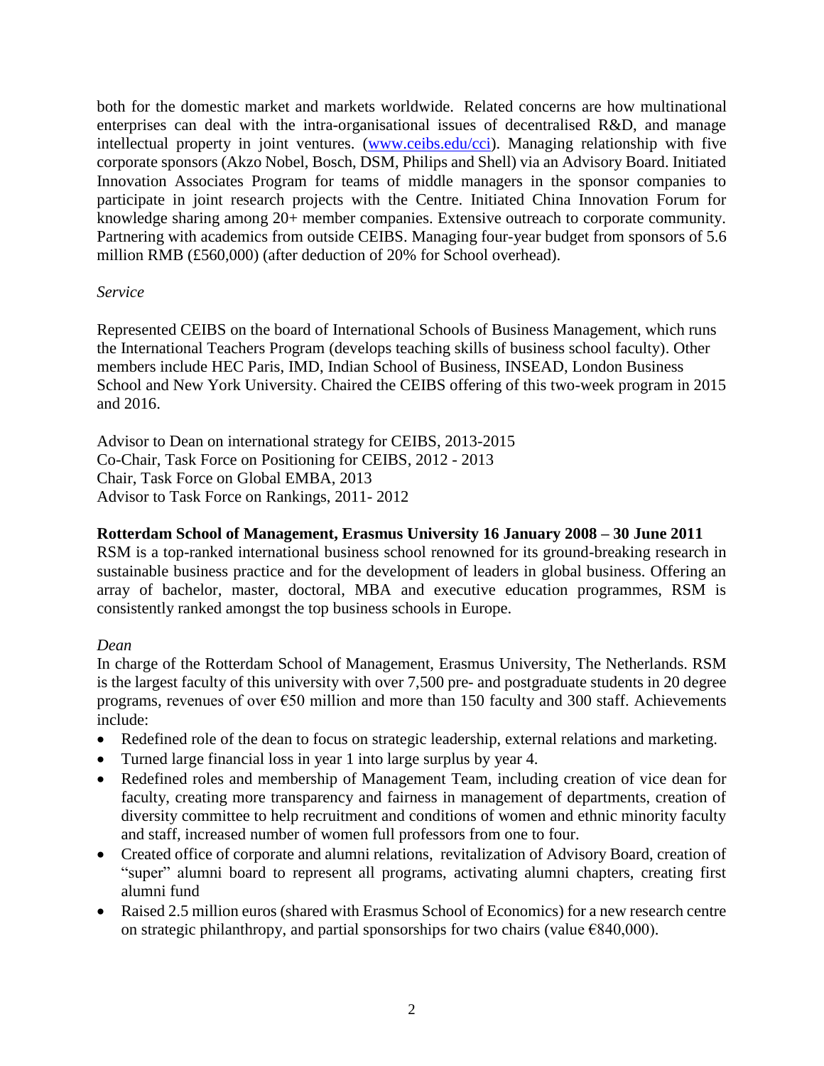both for the domestic market and markets worldwide. Related concerns are how multinational enterprises can deal with the intra-organisational issues of decentralised R&D, and manage intellectual property in joint ventures. ([www.ceibs.edu/cci](www.ceibs.edu/cci)). Managing relationship with five corporate sponsors (Akzo Nobel, Bosch, DSM, Philips and Shell) via an Advisory Board. Initiated Innovation Associates Program for teams of middle managers in the sponsor companies to participate in joint research projects with the Centre. Initiated China Innovation Forum for knowledge sharing among 20+ member companies. Extensive outreach to corporate community. Partnering with academics from outside CEIBS. Managing four-year budget from sponsors of 5.6 million RMB (£560,000) (after deduction of 20% for School overhead).

*Service*

Represented CEIBS on the board of International Schools of Business Management, which runs the International Teachers Program (develops teaching skills of business school faculty). Other members include HEC Paris, IMD, Indian School of Business, INSEAD, London Business School and New York University. Chaired the CEIBS offering of this two-week program in 2015 and 2016.

Advisor to Dean on international strategy for CEIBS, 2013-2015
Co-Chair, Task Force on Positioning for CEIBS, 2012 - 2013
Chair, Task Force on Global EMBA, 2013
Advisor to Task Force on Rankings, 2011- 2012

**Rotterdam School of Management, Erasmus University 16 January 2008 – 30 June 2011**

RSM is a top-ranked international business school renowned for its ground-breaking research in sustainable business practice and for the development of leaders in global business. Offering an array of bachelor, master, doctoral, MBA and executive education programmes, RSM is consistently ranked amongst the top business schools in Europe.

*Dean*

In charge of the Rotterdam School of Management, Erasmus University, The Netherlands. RSM is the largest faculty of this university with over 7,500 pre- and postgraduate students in 20 degree programs, revenues of over €50 million and more than 150 faculty and 300 staff. Achievements include:

- Redefined role of the dean to focus on strategic leadership, external relations and marketing.
- Turned large financial loss in year 1 into large surplus by year 4.
- Redefined roles and membership of Management Team, including creation of vice dean for faculty, creating more transparency and fairness in management of departments, creation of diversity committee to help recruitment and conditions of women and ethnic minority faculty and staff, increased number of women full professors from one to four.
- Created office of corporate and alumni relations, revitalization of Advisory Board, creation of "super" alumni board to represent all programs, activating alumni chapters, creating first alumni fund
- Raised 2.5 million euros (shared with Erasmus School of Economics) for a new research centre on strategic philanthropy, and partial sponsorships for two chairs (value €840,000).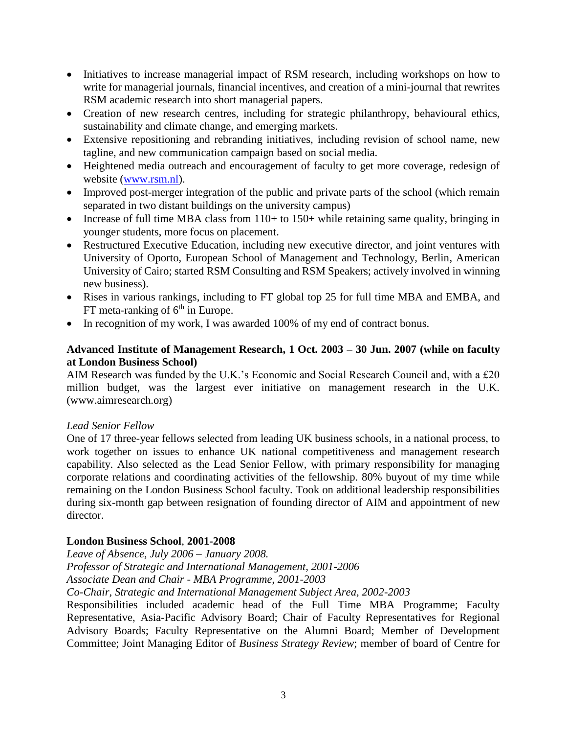- Initiatives to increase managerial impact of RSM research, including workshops on how to write for managerial journals, financial incentives, and creation of a mini-journal that rewrites RSM academic research into short managerial papers.
- Creation of new research centres, including for strategic philanthropy, behavioural ethics, sustainability and climate change, and emerging markets.
- Extensive repositioning and rebranding initiatives, including revision of school name, new tagline, and new communication campaign based on social media.
- Heightened media outreach and encouragement of faculty to get more coverage, redesign of website ([www.rsm.nl](www.rsm.nl)).
- Improved post-merger integration of the public and private parts of the school (which remain separated in two distant buildings on the university campus)
- Increase of full time MBA class from 110+ to 150+ while retaining same quality, bringing in younger students, more focus on placement.
- Restructured Executive Education, including new executive director, and joint ventures with University of Oporto, European School of Management and Technology, Berlin, American University of Cairo; started RSM Consulting and RSM Speakers; actively involved in winning new business).
- Rises in various rankings, including to FT global top 25 for full time MBA and EMBA, and FT meta-ranking of 6th in Europe.
- In recognition of my work, I was awarded 100% of my end of contract bonus.

**Advanced Institute of Management Research, 1 Oct. 2003 – 30 Jun. 2007 (while on faculty at London Business School)**
AIM Research was funded by the U.K.'s Economic and Social Research Council and, with a £20 million budget, was the largest ever initiative on management research in the U.K. (www.aimresearch.org)

*Lead Senior Fellow*
One of 17 three-year fellows selected from leading UK business schools, in a national process, to work together on issues to enhance UK national competitiveness and management research capability. Also selected as the Lead Senior Fellow, with primary responsibility for managing corporate relations and coordinating activities of the fellowship. 80% buyout of my time while remaining on the London Business School faculty. Took on additional leadership responsibilities during six-month gap between resignation of founding director of AIM and appointment of new director.

**London Business School**, **2001-2008**
*Leave of Absence, July 2006 – January 2008.*
*Professor of Strategic and International Management, 2001-2006*
*Associate Dean and Chair - MBA Programme, 2001-2003*
*Co-Chair, Strategic and International Management Subject Area, 2002-2003*
Responsibilities included academic head of the Full Time MBA Programme; Faculty Representative, Asia-Pacific Advisory Board; Chair of Faculty Representatives for Regional Advisory Boards; Faculty Representative on the Alumni Board; Member of Development Committee; Joint Managing Editor of *Business Strategy Review*; member of board of Centre for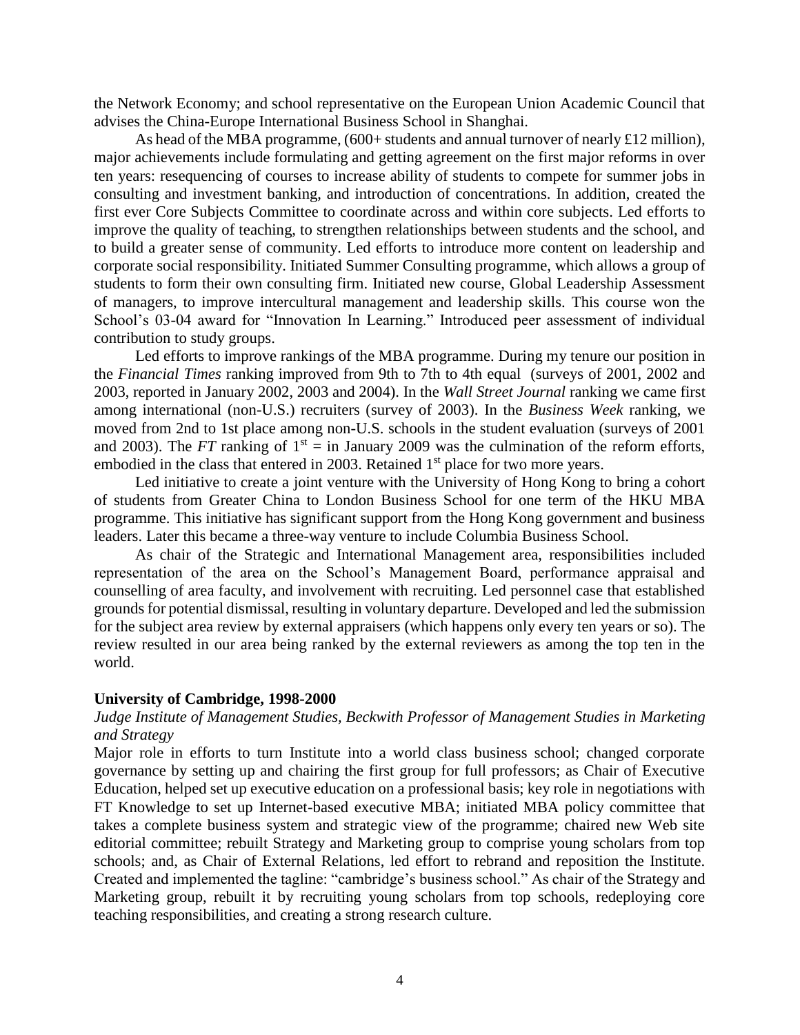the Network Economy; and school representative on the European Union Academic Council that advises the China-Europe International Business School in Shanghai.

As head of the MBA programme, (600+ students and annual turnover of nearly £12 million), major achievements include formulating and getting agreement on the first major reforms in over ten years: resequencing of courses to increase ability of students to compete for summer jobs in consulting and investment banking, and introduction of concentrations. In addition, created the first ever Core Subjects Committee to coordinate across and within core subjects. Led efforts to improve the quality of teaching, to strengthen relationships between students and the school, and to build a greater sense of community. Led efforts to introduce more content on leadership and corporate social responsibility. Initiated Summer Consulting programme, which allows a group of students to form their own consulting firm. Initiated new course, Global Leadership Assessment of managers, to improve intercultural management and leadership skills. This course won the School's 03-04 award for "Innovation In Learning." Introduced peer assessment of individual contribution to study groups.

Led efforts to improve rankings of the MBA programme. During my tenure our position in the *Financial Times* ranking improved from 9th to 7th to 4th equal (surveys of 2001, 2002 and 2003, reported in January 2002, 2003 and 2004). In the *Wall Street Journal* ranking we came first among international (non-U.S.) recruiters (survey of 2003). In the *Business Week* ranking, we moved from 2nd to 1st place among non-U.S. schools in the student evaluation (surveys of 2001 and 2003). The *FT* ranking of 1st = in January 2009 was the culmination of the reform efforts, embodied in the class that entered in 2003. Retained 1st place for two more years.

Led initiative to create a joint venture with the University of Hong Kong to bring a cohort of students from Greater China to London Business School for one term of the HKU MBA programme. This initiative has significant support from the Hong Kong government and business leaders. Later this became a three-way venture to include Columbia Business School.

As chair of the Strategic and International Management area, responsibilities included representation of the area on the School's Management Board, performance appraisal and counselling of area faculty, and involvement with recruiting. Led personnel case that established grounds for potential dismissal, resulting in voluntary departure. Developed and led the submission for the subject area review by external appraisers (which happens only every ten years or so). The review resulted in our area being ranked by the external reviewers as among the top ten in the world.

**University of Cambridge, 1998-2000**

*Judge Institute of Management Studies, Beckwith Professor of Management Studies in Marketing and Strategy*

Major role in efforts to turn Institute into a world class business school; changed corporate governance by setting up and chairing the first group for full professors; as Chair of Executive Education, helped set up executive education on a professional basis; key role in negotiations with FT Knowledge to set up Internet-based executive MBA; initiated MBA policy committee that takes a complete business system and strategic view of the programme; chaired new Web site editorial committee; rebuilt Strategy and Marketing group to comprise young scholars from top schools; and, as Chair of External Relations, led effort to rebrand and reposition the Institute. Created and implemented the tagline: "cambridge's business school." As chair of the Strategy and Marketing group, rebuilt it by recruiting young scholars from top schools, redeploying core teaching responsibilities, and creating a strong research culture.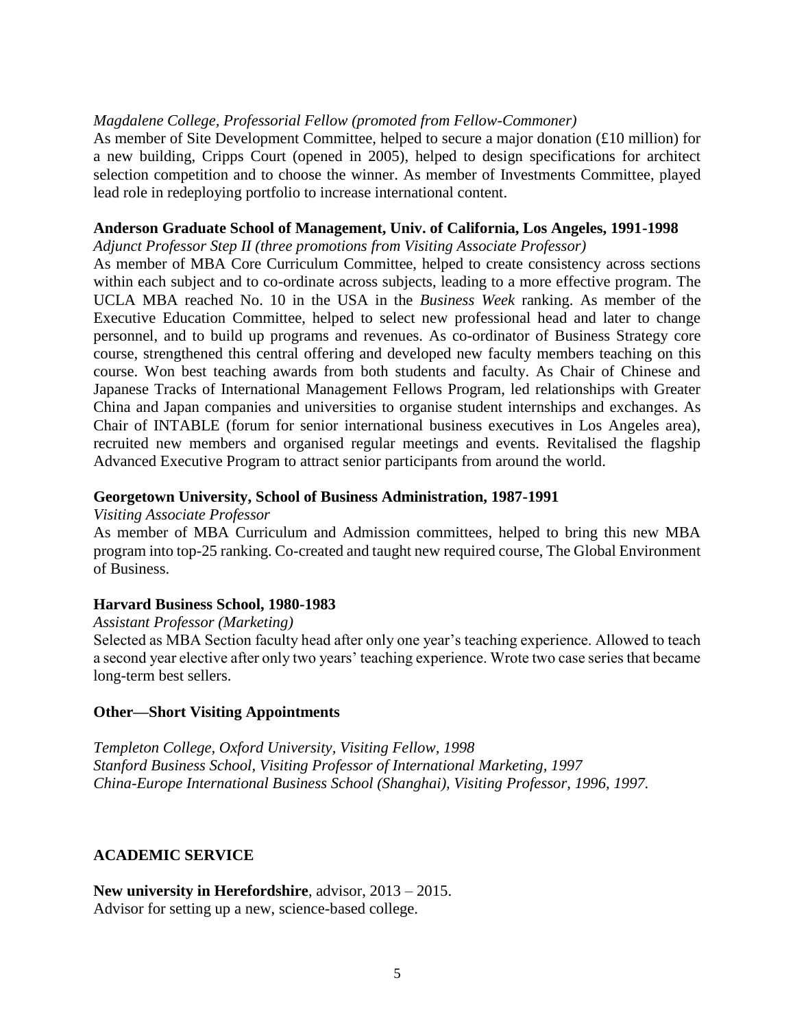*Magdalene College, Professorial Fellow (promoted from Fellow-Commoner)*
As member of Site Development Committee, helped to secure a major donation (£10 million) for a new building, Cripps Court (opened in 2005), helped to design specifications for architect selection competition and to choose the winner. As member of Investments Committee, played lead role in redeploying portfolio to increase international content.

**Anderson Graduate School of Management, Univ. of California, Los Angeles, 1991-1998**
*Adjunct Professor Step II (three promotions from Visiting Associate Professor)*
As member of MBA Core Curriculum Committee, helped to create consistency across sections within each subject and to co-ordinate across subjects, leading to a more effective program. The UCLA MBA reached No. 10 in the USA in the *Business Week* ranking. As member of the Executive Education Committee, helped to select new professional head and later to change personnel, and to build up programs and revenues. As co-ordinator of Business Strategy core course, strengthened this central offering and developed new faculty members teaching on this course. Won best teaching awards from both students and faculty. As Chair of Chinese and Japanese Tracks of International Management Fellows Program, led relationships with Greater China and Japan companies and universities to organise student internships and exchanges. As Chair of INTABLE (forum for senior international business executives in Los Angeles area), recruited new members and organised regular meetings and events. Revitalised the flagship Advanced Executive Program to attract senior participants from around the world.

**Georgetown University, School of Business Administration, 1987-1991**
*Visiting Associate Professor*
As member of MBA Curriculum and Admission committees, helped to bring this new MBA program into top-25 ranking. Co-created and taught new required course, The Global Environment of Business.

**Harvard Business School, 1980-1983**
*Assistant Professor (Marketing)*
Selected as MBA Section faculty head after only one year's teaching experience. Allowed to teach a second year elective after only two years' teaching experience. Wrote two case series that became long-term best sellers.

**Other—Short Visiting Appointments**

*Templeton College, Oxford University, Visiting Fellow, 1998*
*Stanford Business School, Visiting Professor of International Marketing, 1997*
*China-Europe International Business School (Shanghai), Visiting Professor, 1996, 1997.*

## ACADEMIC SERVICE

**New university in Herefordshire**, advisor, 2013 – 2015.
Advisor for setting up a new, science-based college.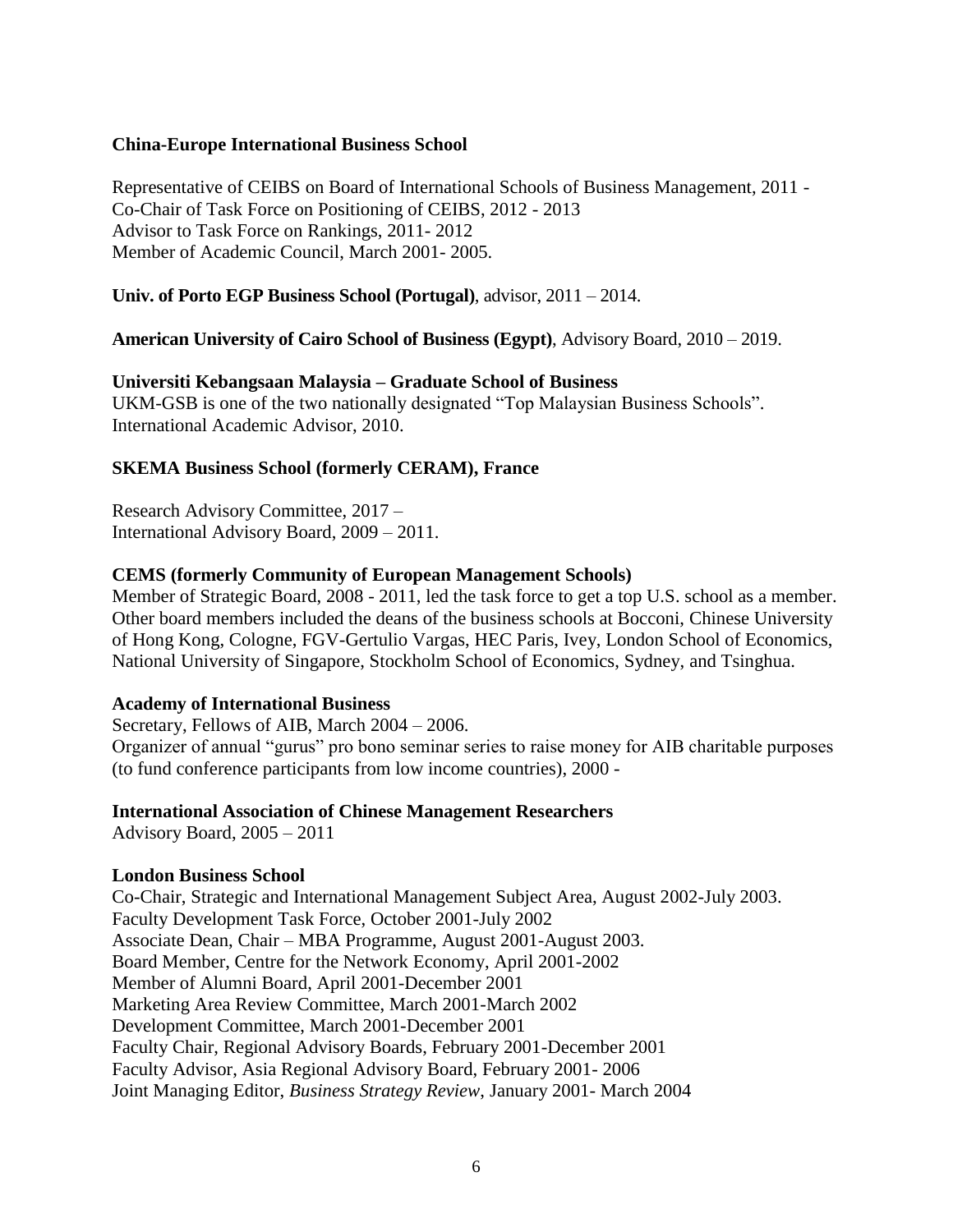**China-Europe International Business School**

Representative of CEIBS on Board of International Schools of Business Management, 2011 -
Co-Chair of Task Force on Positioning of CEIBS, 2012 - 2013
Advisor to Task Force on Rankings, 2011- 2012
Member of Academic Council, March 2001- 2005.

**Univ. of Porto EGP Business School (Portugal)**, advisor, 2011 – 2014.

**American University of Cairo School of Business (Egypt)**, Advisory Board, 2010 – 2019.

**Universiti Kebangsaan Malaysia – Graduate School of Business**
UKM-GSB is one of the two nationally designated "Top Malaysian Business Schools".
International Academic Advisor, 2010.

**SKEMA Business School (formerly CERAM), France**

Research Advisory Committee, 2017 –
International Advisory Board, 2009 – 2011.

**CEMS (formerly Community of European Management Schools)**
Member of Strategic Board, 2008 - 2011, led the task force to get a top U.S. school as a member. Other board members included the deans of the business schools at Bocconi, Chinese University of Hong Kong, Cologne, FGV-Gertulio Vargas, HEC Paris, Ivey, London School of Economics, National University of Singapore, Stockholm School of Economics, Sydney, and Tsinghua.

**Academy of International Business**
Secretary, Fellows of AIB, March 2004 – 2006.
Organizer of annual "gurus" pro bono seminar series to raise money for AIB charitable purposes (to fund conference participants from low income countries), 2000 -

**International Association of Chinese Management Researchers**
Advisory Board, 2005 – 2011

**London Business School**
Co-Chair, Strategic and International Management Subject Area, August 2002-July 2003.
Faculty Development Task Force, October 2001-July 2002
Associate Dean, Chair – MBA Programme, August 2001-August 2003.
Board Member, Centre for the Network Economy, April 2001-2002
Member of Alumni Board, April 2001-December 2001
Marketing Area Review Committee, March 2001-March 2002
Development Committee, March 2001-December 2001
Faculty Chair, Regional Advisory Boards, February 2001-December 2001
Faculty Advisor, Asia Regional Advisory Board, February 2001- 2006
Joint Managing Editor, *Business Strategy Review*, January 2001- March 2004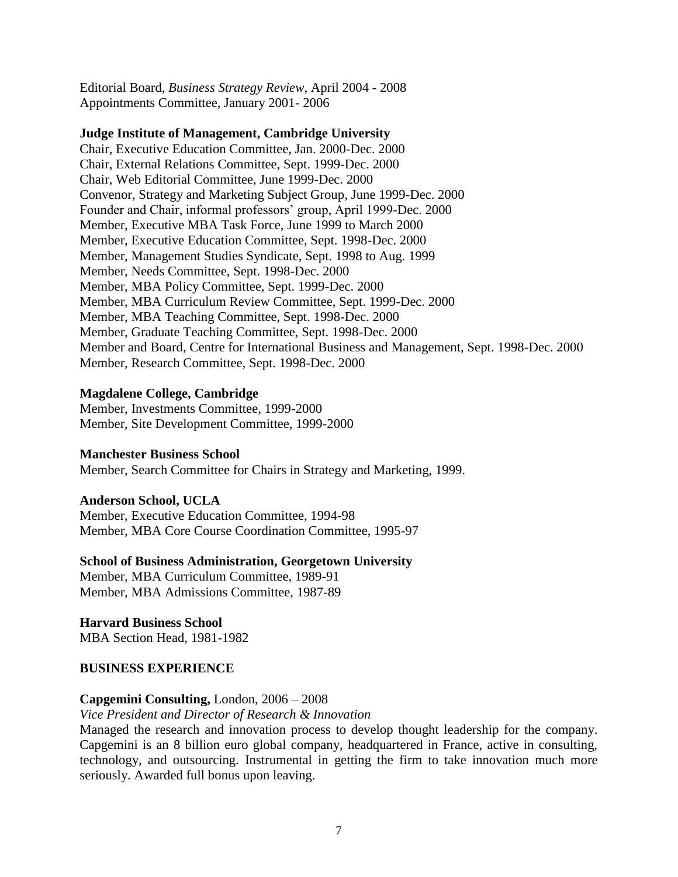Editorial Board, *Business Strategy Review*, April 2004 - 2008
Appointments Committee, January 2001- 2006

**Judge Institute of Management, Cambridge University**
Chair, Executive Education Committee, Jan. 2000-Dec. 2000
Chair, External Relations Committee, Sept. 1999-Dec. 2000
Chair, Web Editorial Committee, June 1999-Dec. 2000
Convenor, Strategy and Marketing Subject Group, June 1999-Dec. 2000
Founder and Chair, informal professors' group, April 1999-Dec. 2000
Member, Executive MBA Task Force, June 1999 to March 2000
Member, Executive Education Committee, Sept. 1998-Dec. 2000
Member, Management Studies Syndicate, Sept. 1998 to Aug. 1999
Member, Needs Committee, Sept. 1998-Dec. 2000
Member, MBA Policy Committee, Sept. 1999-Dec. 2000
Member, MBA Curriculum Review Committee, Sept. 1999-Dec. 2000
Member, MBA Teaching Committee, Sept. 1998-Dec. 2000
Member, Graduate Teaching Committee, Sept. 1998-Dec. 2000
Member and Board, Centre for International Business and Management, Sept. 1998-Dec. 2000
Member, Research Committee, Sept. 1998-Dec. 2000

**Magdalene College, Cambridge**
Member, Investments Committee, 1999-2000
Member, Site Development Committee, 1999-2000

**Manchester Business School**
Member, Search Committee for Chairs in Strategy and Marketing, 1999.

**Anderson School, UCLA**
Member, Executive Education Committee, 1994-98
Member, MBA Core Course Coordination Committee, 1995-97

**School of Business Administration, Georgetown University**
Member, MBA Curriculum Committee, 1989-91
Member, MBA Admissions Committee, 1987-89

**Harvard Business School**
MBA Section Head, 1981-1982

## BUSINESS EXPERIENCE

**Capgemini Consulting,** London, 2006 – 2008
*Vice President and Director of Research & Innovation*
Managed the research and innovation process to develop thought leadership for the company. Capgemini is an 8 billion euro global company, headquartered in France, active in consulting, technology, and outsourcing. Instrumental in getting the firm to take innovation much more seriously. Awarded full bonus upon leaving.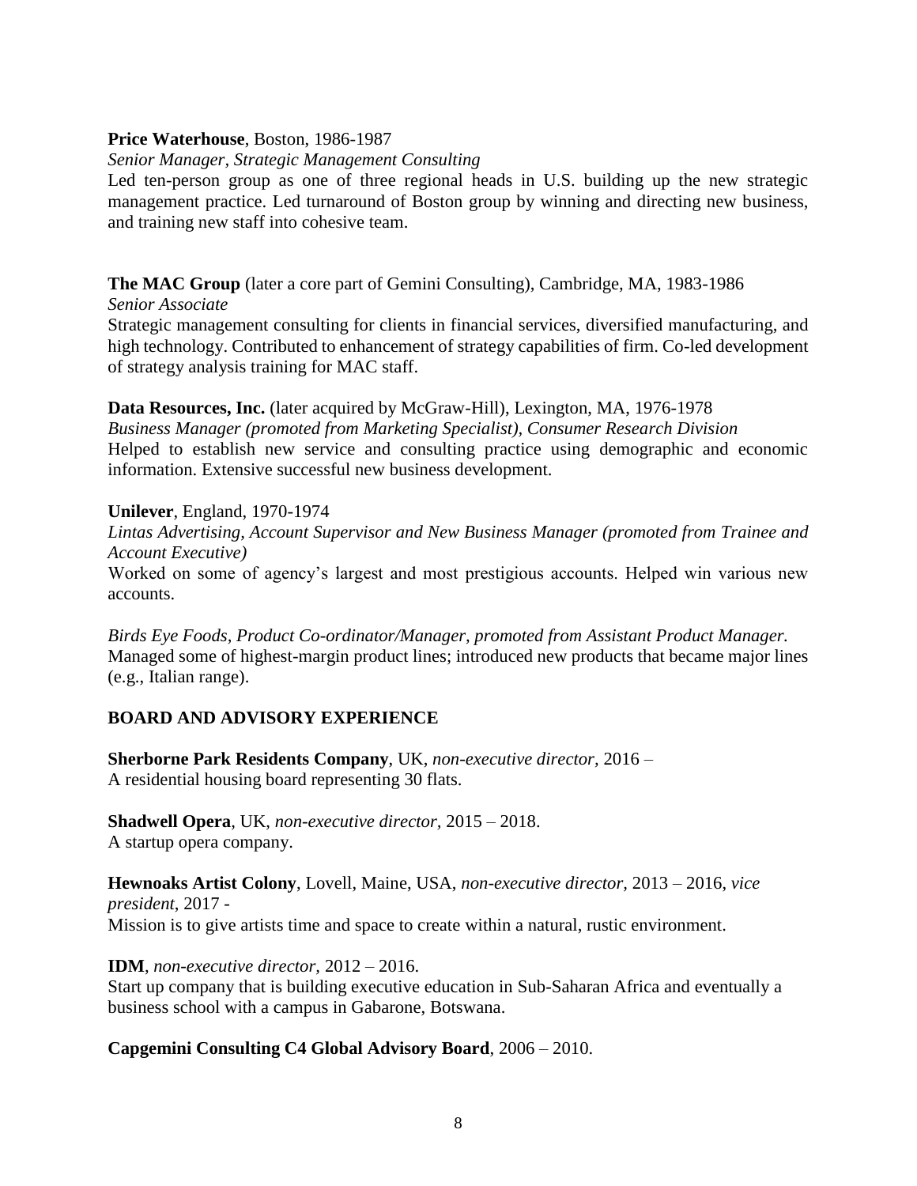**Price Waterhouse**, Boston, 1986-1987

*Senior Manager, Strategic Management Consulting*

Led ten-person group as one of three regional heads in U.S. building up the new strategic management practice. Led turnaround of Boston group by winning and directing new business, and training new staff into cohesive team.

**The MAC Group** (later a core part of Gemini Consulting), Cambridge, MA, 1983-1986

*Senior Associate*

Strategic management consulting for clients in financial services, diversified manufacturing, and high technology. Contributed to enhancement of strategy capabilities of firm. Co-led development of strategy analysis training for MAC staff.

**Data Resources, Inc.** (later acquired by McGraw-Hill), Lexington, MA, 1976-1978

*Business Manager (promoted from Marketing Specialist), Consumer Research Division*

Helped to establish new service and consulting practice using demographic and economic information. Extensive successful new business development.

**Unilever**, England, 1970-1974

*Lintas Advertising, Account Supervisor and New Business Manager (promoted from Trainee and Account Executive)*

Worked on some of agency's largest and most prestigious accounts. Helped win various new accounts.

*Birds Eye Foods, Product Co-ordinator/Manager, promoted from Assistant Product Manager.*
Managed some of highest-margin product lines; introduced new products that became major lines (e.g., Italian range).

## BOARD AND ADVISORY EXPERIENCE

**Sherborne Park Residents Company**, UK, *non-executive director*, 2016 –
A residential housing board representing 30 flats.

**Shadwell Opera**, UK, *non-executive director*, 2015 – 2018.
A startup opera company.

**Hewnoaks Artist Colony**, Lovell, Maine, USA, *non-executive director*, 2013 – 2016, *vice president*, 2017 -
Mission is to give artists time and space to create within a natural, rustic environment.

**IDM**, *non-executive director*, 2012 – 2016.
Start up company that is building executive education in Sub-Saharan Africa and eventually a business school with a campus in Gabarone, Botswana.

**Capgemini Consulting C4 Global Advisory Board**, 2006 – 2010.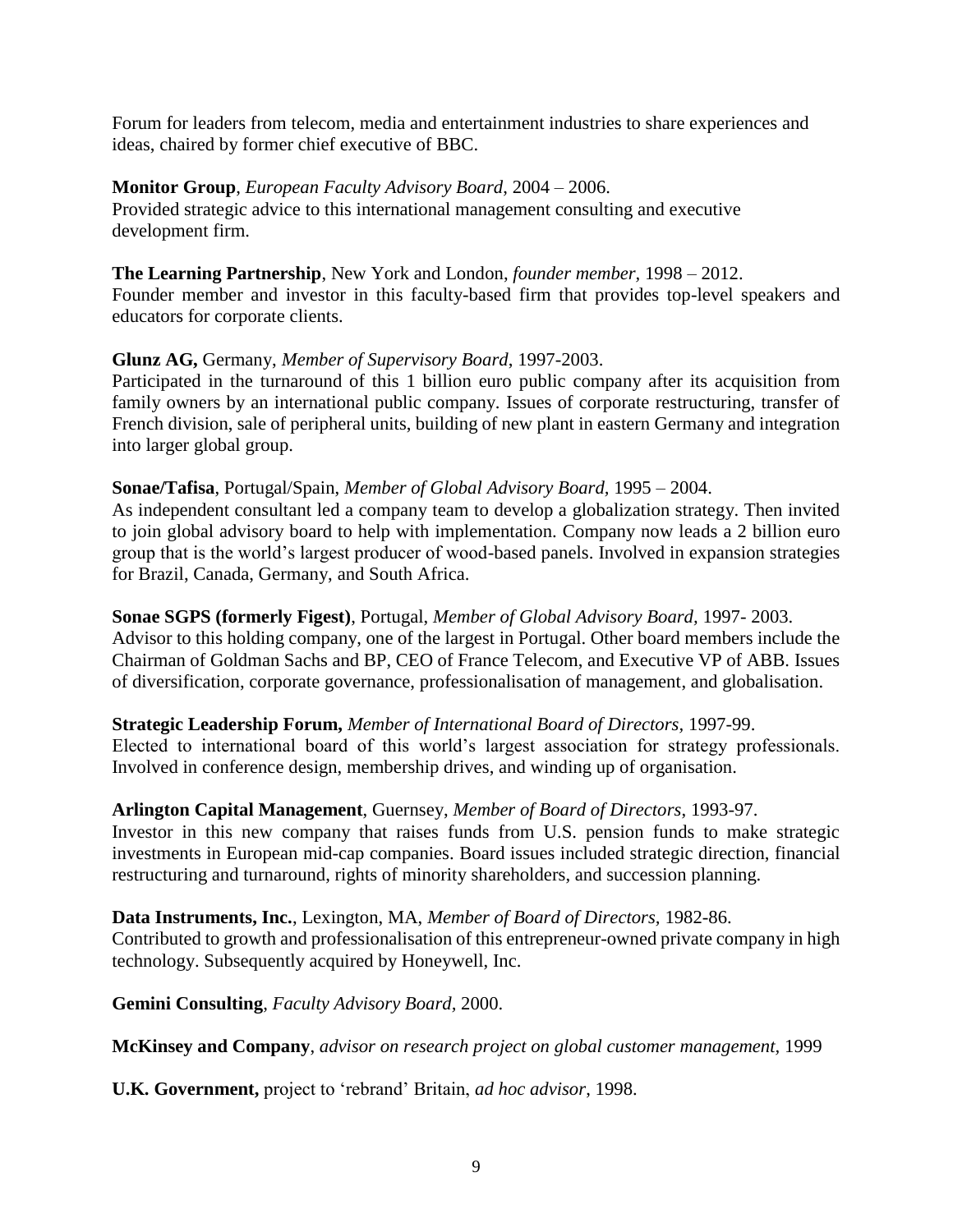Forum for leaders from telecom, media and entertainment industries to share experiences and ideas, chaired by former chief executive of BBC.

**Monitor Group**, *European Faculty Advisory Board*, 2004 – 2006.
Provided strategic advice to this international management consulting and executive development firm.

**The Learning Partnership**, New York and London, *founder member*, 1998 – 2012.
Founder member and investor in this faculty-based firm that provides top-level speakers and educators for corporate clients.

**Glunz AG,** Germany, *Member of Supervisory Board*, 1997-2003.
Participated in the turnaround of this 1 billion euro public company after its acquisition from family owners by an international public company. Issues of corporate restructuring, transfer of French division, sale of peripheral units, building of new plant in eastern Germany and integration into larger global group.

**Sonae/Tafisa**, Portugal/Spain, *Member of Global Advisory Board*, 1995 – 2004.
As independent consultant led a company team to develop a globalization strategy. Then invited to join global advisory board to help with implementation. Company now leads a 2 billion euro group that is the world's largest producer of wood-based panels. Involved in expansion strategies for Brazil, Canada, Germany, and South Africa.

**Sonae SGPS (formerly Figest)**, Portugal, *Member of Global Advisory Board,* 1997- 2003.
Advisor to this holding company, one of the largest in Portugal. Other board members include the Chairman of Goldman Sachs and BP, CEO of France Telecom, and Executive VP of ABB. Issues of diversification, corporate governance, professionalisation of management, and globalisation.

**Strategic Leadership Forum,** *Member of International Board of Directors,* 1997-99.
Elected to international board of this world's largest association for strategy professionals. Involved in conference design, membership drives, and winding up of organisation.

**Arlington Capital Management**, Guernsey, *Member of Board of Directors*, 1993-97.
Investor in this new company that raises funds from U.S. pension funds to make strategic investments in European mid-cap companies. Board issues included strategic direction, financial restructuring and turnaround, rights of minority shareholders, and succession planning.

**Data Instruments, Inc.**, Lexington, MA, *Member of Board of Directors,* 1982-86.
Contributed to growth and professionalisation of this entrepreneur-owned private company in high technology. Subsequently acquired by Honeywell, Inc.

**Gemini Consulting**, *Faculty Advisory Board,* 2000.

**McKinsey and Company**, *advisor on research project on global customer management*, 1999

**U.K. Government,** project to 'rebrand' Britain, *ad hoc advisor*, 1998.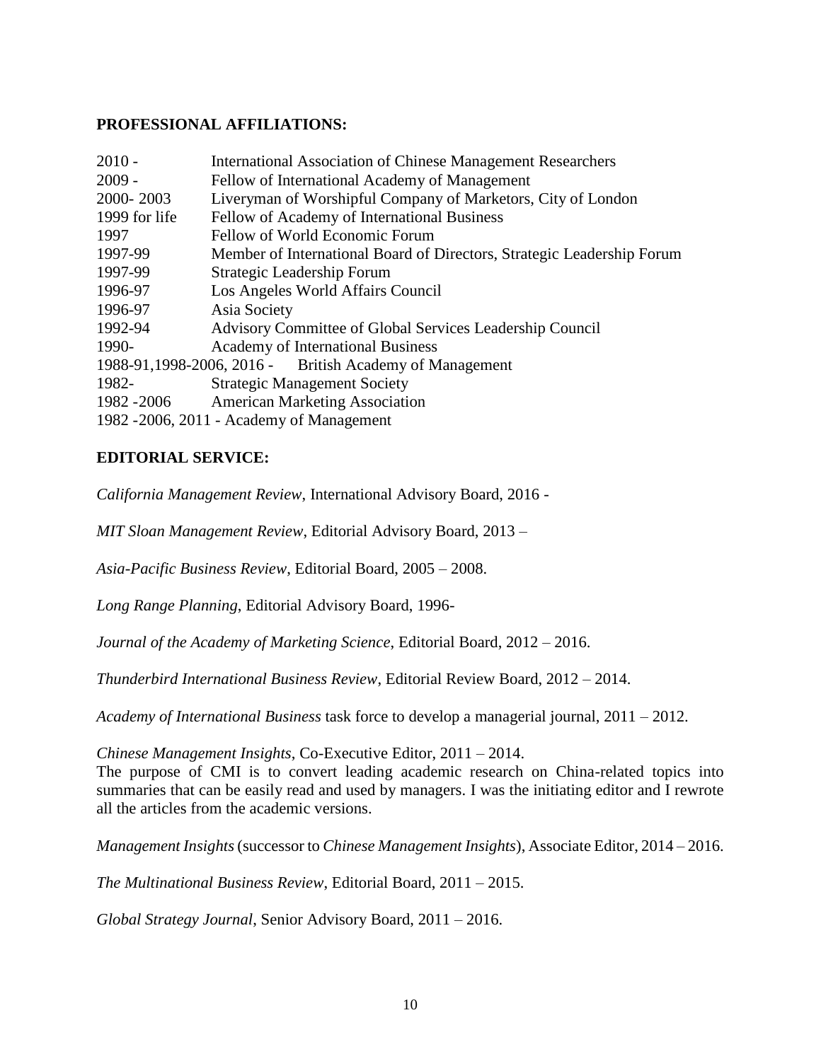**PROFESSIONAL AFFILIATIONS:**

| | |
|---|---|
| 2010 - | International Association of Chinese Management Researchers |
| 2009 - | Fellow of International Academy of Management |
| 2000- 2003 | Liveryman of Worshipful Company of Marketors, City of London |
| 1999 for life | Fellow of Academy of International Business |
| 1997 | Fellow of World Economic Forum |
| 1997-99 | Member of International Board of Directors, Strategic Leadership Forum |
| 1997-99 | Strategic Leadership Forum |
| 1996-97 | Los Angeles World Affairs Council |
| 1996-97 | Asia Society |
| 1992-94 | Advisory Committee of Global Services Leadership Council |
| 1990- | Academy of International Business |
| 1988-91,1998-2006, 2016 - | British Academy of Management |
| 1982- | Strategic Management Society |
| 1982 -2006 | American Marketing Association |
| 1982 -2006, 2011 - | Academy of Management |

**EDITORIAL SERVICE:**

*California Management Review*, International Advisory Board, 2016 -

*MIT Sloan Management Review*, Editorial Advisory Board, 2013 –

*Asia-Pacific Business Review*, Editorial Board, 2005 – 2008.

*Long Range Planning*, Editorial Advisory Board, 1996-

*Journal of the Academy of Marketing Science*, Editorial Board, 2012 – 2016.

*Thunderbird International Business Review*, Editorial Review Board, 2012 – 2014.

*Academy of International Business* task force to develop a managerial journal, 2011 – 2012.

*Chinese Management Insights*, Co-Executive Editor, 2011 – 2014.
The purpose of CMI is to convert leading academic research on China-related topics into summaries that can be easily read and used by managers. I was the initiating editor and I rewrote all the articles from the academic versions.

*Management Insights* (successor to *Chinese Management Insights*), Associate Editor, 2014 – 2016.

*The Multinational Business Review*, Editorial Board, 2011 – 2015.

*Global Strategy Journal*, Senior Advisory Board, 2011 – 2016.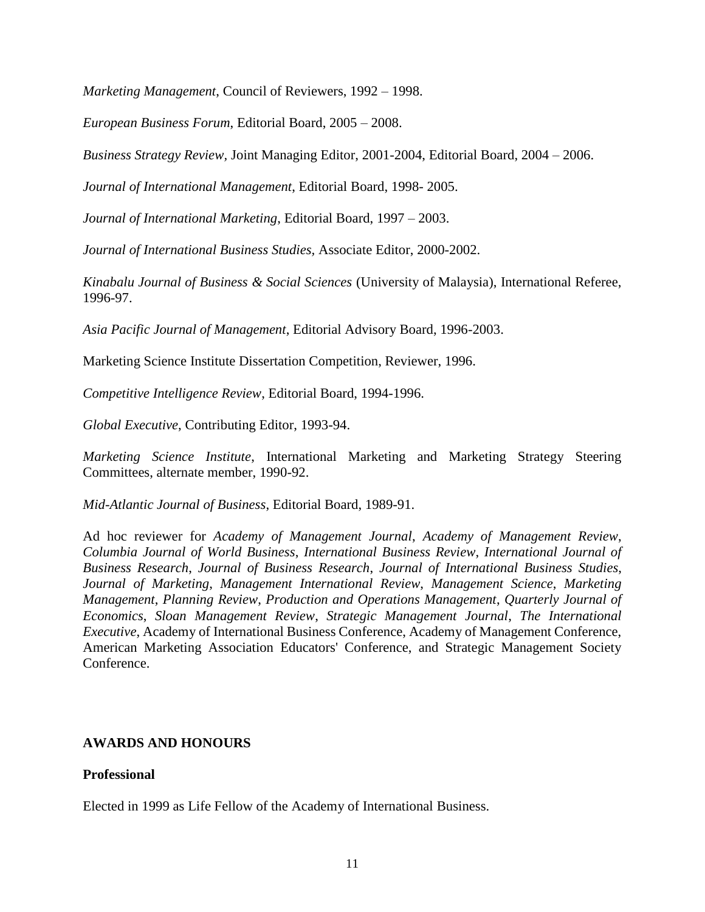*Marketing Management*, Council of Reviewers, 1992 – 1998.

*European Business Forum*, Editorial Board, 2005 – 2008.

*Business Strategy Review*, Joint Managing Editor, 2001-2004, Editorial Board, 2004 – 2006.

*Journal of International Management*, Editorial Board, 1998- 2005.

*Journal of International Marketing*, Editorial Board, 1997 – 2003.

*Journal of International Business Studies*, Associate Editor, 2000-2002.

*Kinabalu Journal of Business & Social Sciences* (University of Malaysia), International Referee, 1996-97.

*Asia Pacific Journal of Management*, Editorial Advisory Board, 1996-2003.

Marketing Science Institute Dissertation Competition, Reviewer, 1996.

*Competitive Intelligence Review*, Editorial Board, 1994-1996.

*Global Executive*, Contributing Editor, 1993-94.

*Marketing Science Institute*, International Marketing and Marketing Strategy Steering Committees, alternate member, 1990-92.

*Mid-Atlantic Journal of Business*, Editorial Board, 1989-91.

Ad hoc reviewer for *Academy of Management Journal*, *Academy of Management Review*, *Columbia Journal of World Business*, *International Business Review*, *International Journal of Business Research*, *Journal of Business Research*, *Journal of International Business Studies*, *Journal of Marketing*, *Management International Review*, *Management Science*, *Marketing Management*, *Planning Review*, *Production and Operations Management*, *Quarterly Journal of Economics*, *Sloan Management Review*, *Strategic Management Journal*, *The International Executive*, Academy of International Business Conference, Academy of Management Conference, American Marketing Association Educators' Conference, and Strategic Management Society Conference.

## AWARDS AND HONOURS

### Professional

Elected in 1999 as Life Fellow of the Academy of International Business.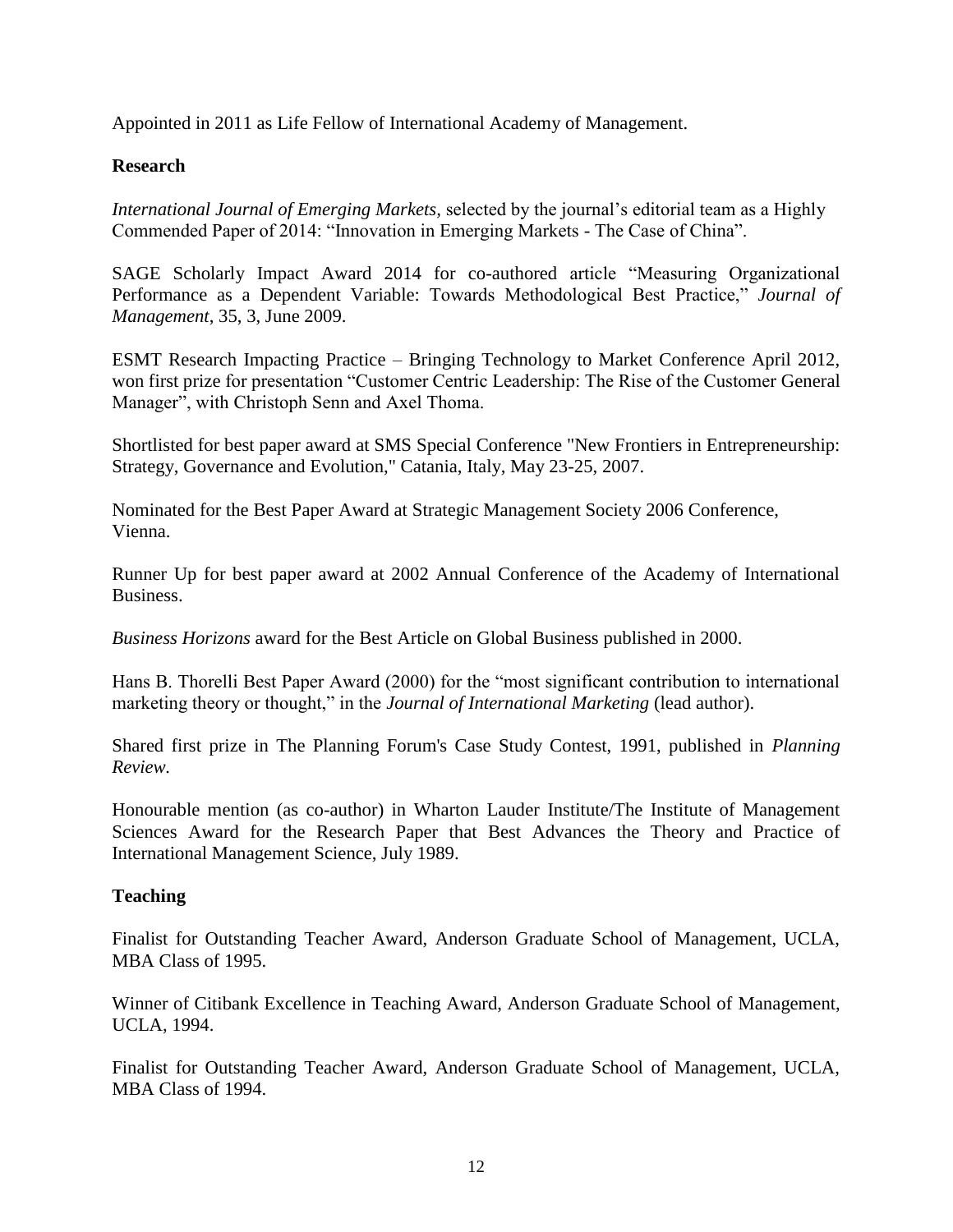Appointed in 2011 as Life Fellow of International Academy of Management.

### Research

*International Journal of Emerging Markets*, selected by the journal's editorial team as a Highly Commended Paper of 2014: "Innovation in Emerging Markets - The Case of China".

SAGE Scholarly Impact Award 2014 for co-authored article "Measuring Organizational Performance as a Dependent Variable: Towards Methodological Best Practice," *Journal of Management*, 35, 3, June 2009.

ESMT Research Impacting Practice – Bringing Technology to Market Conference April 2012, won first prize for presentation "Customer Centric Leadership: The Rise of the Customer General Manager", with Christoph Senn and Axel Thoma.

Shortlisted for best paper award at SMS Special Conference "New Frontiers in Entrepreneurship: Strategy, Governance and Evolution," Catania, Italy, May 23-25, 2007.

Nominated for the Best Paper Award at Strategic Management Society 2006 Conference, Vienna.

Runner Up for best paper award at 2002 Annual Conference of the Academy of International Business.

*Business Horizons* award for the Best Article on Global Business published in 2000.

Hans B. Thorelli Best Paper Award (2000) for the "most significant contribution to international marketing theory or thought," in the *Journal of International Marketing* (lead author).

Shared first prize in The Planning Forum's Case Study Contest, 1991, published in *Planning Review*.

Honourable mention (as co-author) in Wharton Lauder Institute/The Institute of Management Sciences Award for the Research Paper that Best Advances the Theory and Practice of International Management Science, July 1989.

### Teaching

Finalist for Outstanding Teacher Award, Anderson Graduate School of Management, UCLA, MBA Class of 1995.

Winner of Citibank Excellence in Teaching Award, Anderson Graduate School of Management, UCLA, 1994.

Finalist for Outstanding Teacher Award, Anderson Graduate School of Management, UCLA, MBA Class of 1994.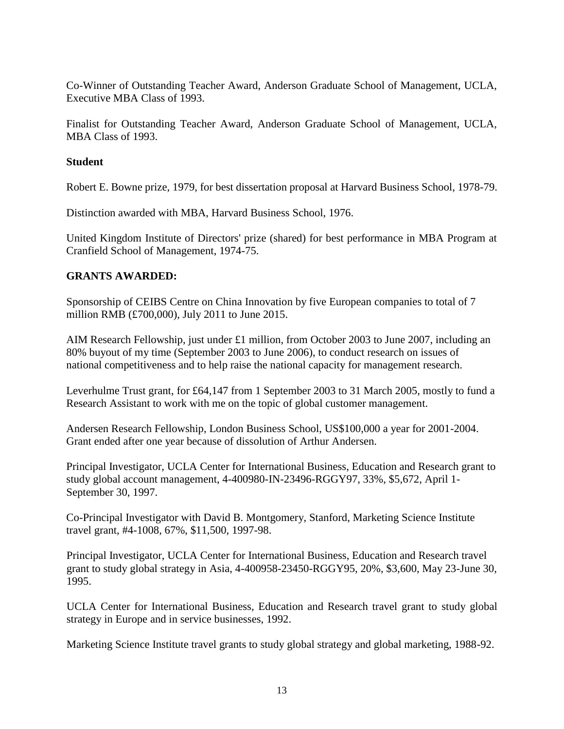Co-Winner of Outstanding Teacher Award, Anderson Graduate School of Management, UCLA, Executive MBA Class of 1993.

Finalist for Outstanding Teacher Award, Anderson Graduate School of Management, UCLA, MBA Class of 1993.

**Student**

Robert E. Bowne prize, 1979, for best dissertation proposal at Harvard Business School, 1978-79.

Distinction awarded with MBA, Harvard Business School, 1976.

United Kingdom Institute of Directors' prize (shared) for best performance in MBA Program at Cranfield School of Management, 1974-75.

**GRANTS AWARDED:**

Sponsorship of CEIBS Centre on China Innovation by five European companies to total of 7 million RMB (£700,000), July 2011 to June 2015.

AIM Research Fellowship, just under £1 million, from October 2003 to June 2007, including an 80% buyout of my time (September 2003 to June 2006), to conduct research on issues of national competitiveness and to help raise the national capacity for management research.

Leverhulme Trust grant, for £64,147 from 1 September 2003 to 31 March 2005, mostly to fund a Research Assistant to work with me on the topic of global customer management.

Andersen Research Fellowship, London Business School, US$100,000 a year for 2001-2004. Grant ended after one year because of dissolution of Arthur Andersen.

Principal Investigator, UCLA Center for International Business, Education and Research grant to study global account management, 4-400980-IN-23496-RGGY97, 33%, $5,672, April 1-September 30, 1997.

Co-Principal Investigator with David B. Montgomery, Stanford, Marketing Science Institute travel grant, #4-1008, 67%, $11,500, 1997-98.

Principal Investigator, UCLA Center for International Business, Education and Research travel grant to study global strategy in Asia, 4-400958-23450-RGGY95, 20%, $3,600, May 23-June 30, 1995.

UCLA Center for International Business, Education and Research travel grant to study global strategy in Europe and in service businesses, 1992.

Marketing Science Institute travel grants to study global strategy and global marketing, 1988-92.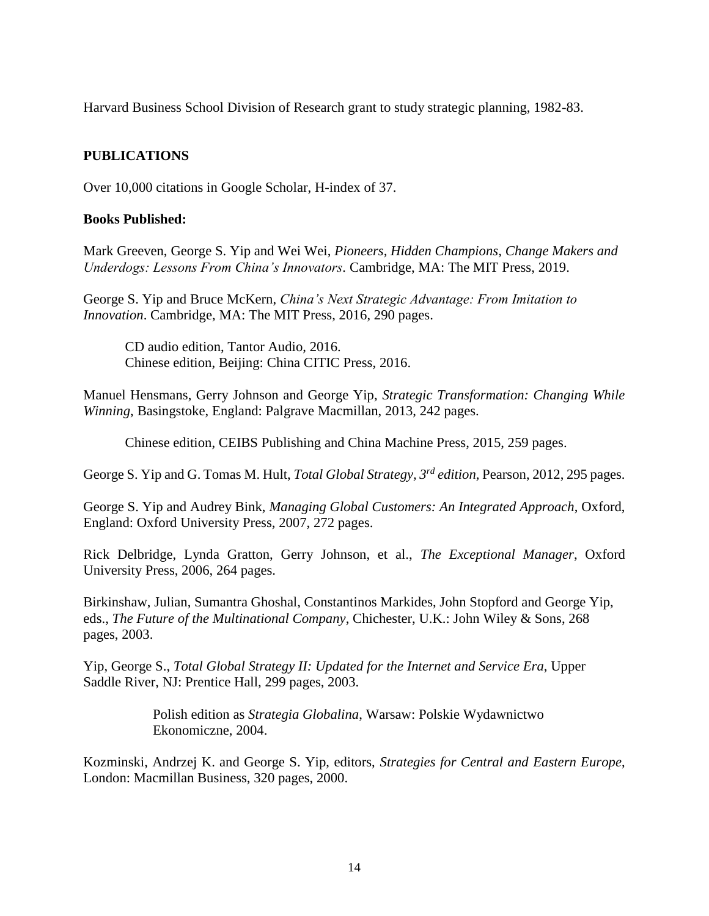Harvard Business School Division of Research grant to study strategic planning, 1982-83.

## PUBLICATIONS

Over 10,000 citations in Google Scholar, H-index of 37.

### Books Published:

Mark Greeven, George S. Yip and Wei Wei, *Pioneers, Hidden Champions, Change Makers and Underdogs: Lessons From China's Innovators*. Cambridge, MA: The MIT Press, 2019.

George S. Yip and Bruce McKern, *China's Next Strategic Advantage: From Imitation to Innovation*. Cambridge, MA: The MIT Press, 2016, 290 pages.

> CD audio edition, Tantor Audio, 2016.
> Chinese edition, Beijing: China CITIC Press, 2016.

Manuel Hensmans, Gerry Johnson and George Yip, *Strategic Transformation: Changing While Winning*, Basingstoke, England: Palgrave Macmillan, 2013, 242 pages.

> Chinese edition, CEIBS Publishing and China Machine Press, 2015, 259 pages.

George S. Yip and G. Tomas M. Hult, *Total Global Strategy, 3rd edition*, Pearson, 2012, 295 pages.

George S. Yip and Audrey Bink, *Managing Global Customers: An Integrated Approach*, Oxford, England: Oxford University Press, 2007, 272 pages.

Rick Delbridge, Lynda Gratton, Gerry Johnson, et al., *The Exceptional Manager*, Oxford University Press, 2006, 264 pages.

Birkinshaw, Julian, Sumantra Ghoshal, Constantinos Markides, John Stopford and George Yip, eds., *The Future of the Multinational Company*, Chichester, U.K.: John Wiley & Sons, 268 pages, 2003.

Yip, George S., *Total Global Strategy II: Updated for the Internet and Service Era*, Upper Saddle River, NJ: Prentice Hall, 299 pages, 2003.

> Polish edition as *Strategia Globalina*, Warsaw: Polskie Wydawnictwo Ekonomiczne, 2004.

Kozminski, Andrzej K. and George S. Yip, editors, *Strategies for Central and Eastern Europe*, London: Macmillan Business, 320 pages, 2000.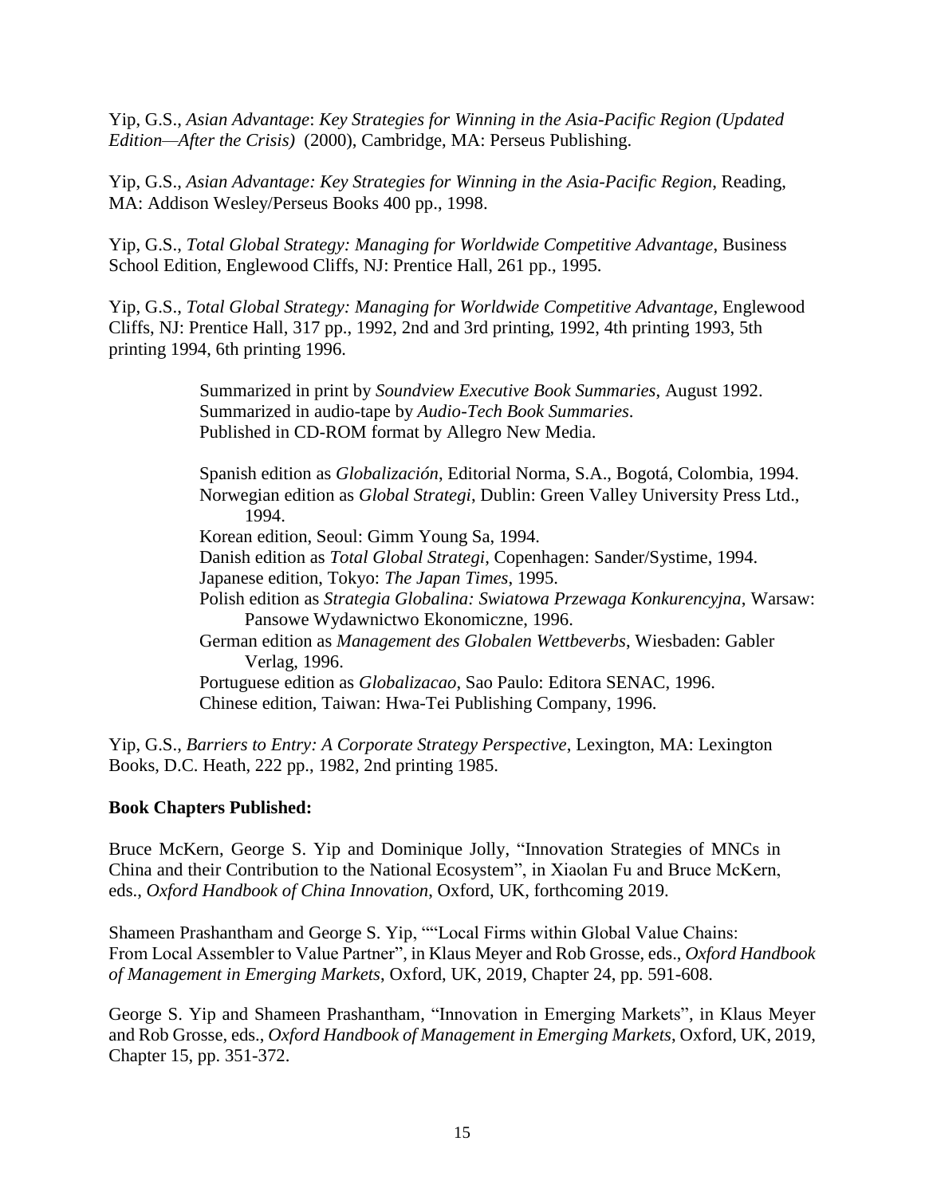Yip, G.S., *Asian Advantage*: *Key Strategies for Winning in the Asia-Pacific Region (Updated Edition—After the Crisis)* (2000), Cambridge, MA: Perseus Publishing.

Yip, G.S., *Asian Advantage: Key Strategies for Winning in the Asia-Pacific Region*, Reading, MA: Addison Wesley/Perseus Books 400 pp., 1998.

Yip, G.S., *Total Global Strategy: Managing for Worldwide Competitive Advantage*, Business School Edition, Englewood Cliffs, NJ: Prentice Hall, 261 pp., 1995.

Yip, G.S., *Total Global Strategy: Managing for Worldwide Competitive Advantage*, Englewood Cliffs, NJ: Prentice Hall, 317 pp., 1992, 2nd and 3rd printing, 1992, 4th printing 1993, 5th printing 1994, 6th printing 1996.

> Summarized in print by *Soundview Executive Book Summaries*, August 1992.
> Summarized in audio-tape by *Audio-Tech Book Summaries*.
> Published in CD-ROM format by Allegro New Media.
>
> Spanish edition as *Globalización*, Editorial Norma, S.A., Bogotá, Colombia, 1994.
> Norwegian edition as *Global Strategi*, Dublin: Green Valley University Press Ltd., 1994.
> Korean edition, Seoul: Gimm Young Sa, 1994.
> Danish edition as *Total Global Strategi*, Copenhagen: Sander/Systime, 1994.
> Japanese edition, Tokyo: *The Japan Times*, 1995.
> Polish edition as *Strategia Globalina: Swiatowa Przewaga Konkurencyjna*, Warsaw: Pansowe Wydawnictwo Ekonomiczne, 1996.
> German edition as *Management des Globalen Wettbeverbs*, Wiesbaden: Gabler Verlag, 1996.
> Portuguese edition as *Globalizacao*, Sao Paulo: Editora SENAC, 1996.
> Chinese edition, Taiwan: Hwa-Tei Publishing Company, 1996.

Yip, G.S., *Barriers to Entry: A Corporate Strategy Perspective*, Lexington, MA: Lexington Books, D.C. Heath, 222 pp., 1982, 2nd printing 1985.

**Book Chapters Published:**

Bruce McKern, George S. Yip and Dominique Jolly, "Innovation Strategies of MNCs in China and their Contribution to the National Ecosystem", in Xiaolan Fu and Bruce McKern, eds., *Oxford Handbook of China Innovation*, Oxford, UK, forthcoming 2019.

Shameen Prashantham and George S. Yip, ""Local Firms within Global Value Chains: From Local Assembler to Value Partner", in Klaus Meyer and Rob Grosse, eds., *Oxford Handbook of Management in Emerging Markets*, Oxford, UK, 2019, Chapter 24, pp. 591-608.

George S. Yip and Shameen Prashantham, "Innovation in Emerging Markets", in Klaus Meyer and Rob Grosse, eds., *Oxford Handbook of Management in Emerging Markets*, Oxford, UK, 2019, Chapter 15, pp. 351-372.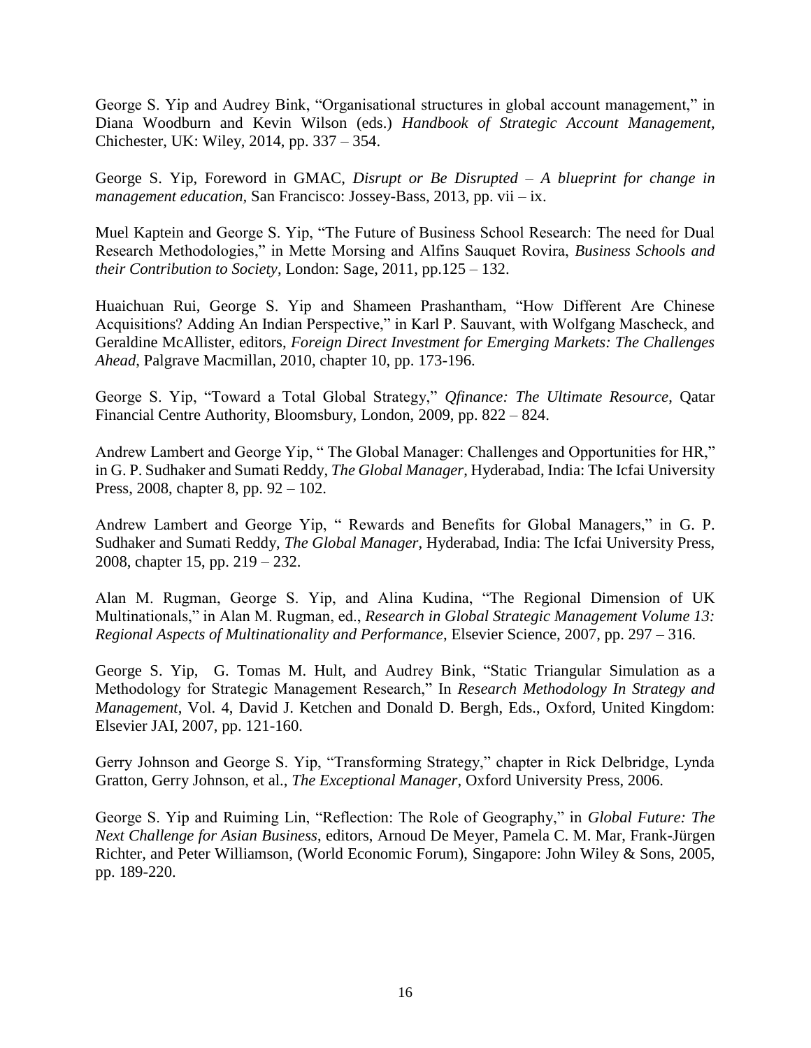George S. Yip and Audrey Bink, “Organisational structures in global account management,” in Diana Woodburn and Kevin Wilson (eds.) *Handbook of Strategic Account Management*, Chichester, UK: Wiley, 2014, pp. 337 – 354.

George S. Yip, Foreword in GMAC, *Disrupt or Be Disrupted – A blueprint for change in management education,* San Francisco: Jossey-Bass, 2013, pp. vii – ix.

Muel Kaptein and George S. Yip, “The Future of Business School Research: The need for Dual Research Methodologies,” in Mette Morsing and Alfins Sauquet Rovira, *Business Schools and their Contribution to Society*, London: Sage, 2011, pp.125 – 132.

Huaichuan Rui, George S. Yip and Shameen Prashantham, “How Different Are Chinese Acquisitions? Adding An Indian Perspective,” in Karl P. Sauvant, with Wolfgang Mascheck, and Geraldine McAllister, editors, *Foreign Direct Investment for Emerging Markets: The Challenges Ahead*, Palgrave Macmillan, 2010, chapter 10, pp. 173-196.

George S. Yip, “Toward a Total Global Strategy,” *Qfinance: The Ultimate Resource*, Qatar Financial Centre Authority, Bloomsbury, London, 2009, pp. 822 – 824.

Andrew Lambert and George Yip, “ The Global Manager: Challenges and Opportunities for HR,” in G. P. Sudhaker and Sumati Reddy, *The Global Manager*, Hyderabad, India: The Icfai University Press, 2008, chapter 8, pp. 92 – 102.

Andrew Lambert and George Yip, “ Rewards and Benefits for Global Managers,” in G. P. Sudhaker and Sumati Reddy, *The Global Manager*, Hyderabad, India: The Icfai University Press, 2008, chapter 15, pp. 219 – 232.

Alan M. Rugman, George S. Yip, and Alina Kudina, “The Regional Dimension of UK Multinationals,” in Alan M. Rugman, ed., *Research in Global Strategic Management Volume 13: Regional Aspects of Multinationality and Performance*, Elsevier Science, 2007, pp. 297 – 316.

George S. Yip, G. Tomas M. Hult, and Audrey Bink, “Static Triangular Simulation as a Methodology for Strategic Management Research,” In *Research Methodology In Strategy and Management*, Vol. 4, David J. Ketchen and Donald D. Bergh, Eds., Oxford, United Kingdom: Elsevier JAI, 2007, pp. 121-160.

Gerry Johnson and George S. Yip, “Transforming Strategy,” chapter in Rick Delbridge, Lynda Gratton, Gerry Johnson, et al., *The Exceptional Manager*, Oxford University Press, 2006.

George S. Yip and Ruiming Lin, “Reflection: The Role of Geography,” in *Global Future: The Next Challenge for Asian Business*, editors, Arnoud De Meyer, Pamela C. M. Mar, Frank-Jürgen Richter, and Peter Williamson, (World Economic Forum), Singapore: John Wiley & Sons, 2005, pp. 189-220.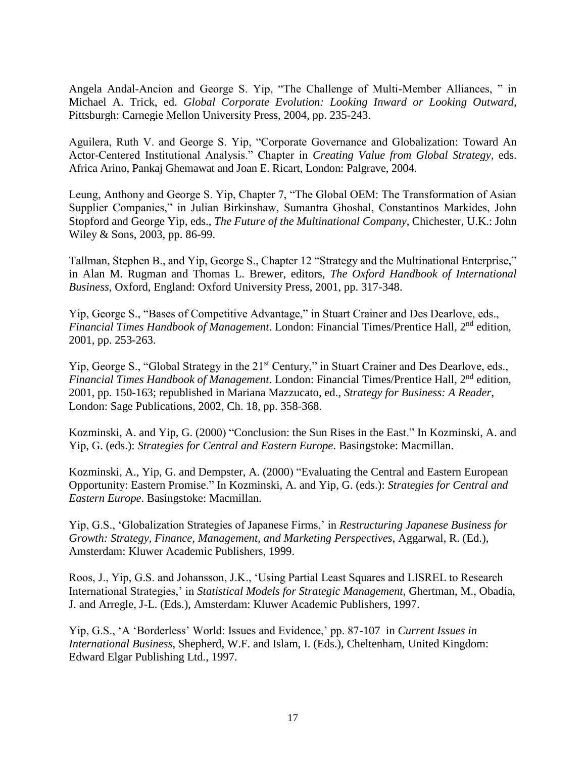Angela Andal-Ancion and George S. Yip, "The Challenge of Multi-Member Alliances, " in Michael A. Trick, ed. *Global Corporate Evolution: Looking Inward or Looking Outward*, Pittsburgh: Carnegie Mellon University Press, 2004, pp. 235-243.

Aguilera, Ruth V. and George S. Yip, "Corporate Governance and Globalization: Toward An Actor-Centered Institutional Analysis." Chapter in *Creating Value from Global Strategy*, eds. Africa Arino, Pankaj Ghemawat and Joan E. Ricart, London: Palgrave, 2004.

Leung, Anthony and George S. Yip, Chapter 7, "The Global OEM: The Transformation of Asian Supplier Companies," in Julian Birkinshaw, Sumantra Ghoshal, Constantinos Markides, John Stopford and George Yip, eds., *The Future of the Multinational Company*, Chichester, U.K.: John Wiley & Sons, 2003, pp. 86-99.

Tallman, Stephen B., and Yip, George S., Chapter 12 "Strategy and the Multinational Enterprise," in Alan M. Rugman and Thomas L. Brewer, editors, *The Oxford Handbook of International Business*, Oxford, England: Oxford University Press, 2001, pp. 317-348.

Yip, George S., "Bases of Competitive Advantage," in Stuart Crainer and Des Dearlove, eds., *Financial Times Handbook of Management*. London: Financial Times/Prentice Hall, 2nd edition, 2001, pp. 253-263.

Yip, George S., "Global Strategy in the 21st Century," in Stuart Crainer and Des Dearlove, eds., *Financial Times Handbook of Management*. London: Financial Times/Prentice Hall, 2nd edition, 2001, pp. 150-163; republished in Mariana Mazzucato, ed., *Strategy for Business: A Reader*, London: Sage Publications, 2002, Ch. 18, pp. 358-368.

Kozminski, A. and Yip, G. (2000) "Conclusion: the Sun Rises in the East." In Kozminski, A. and Yip, G. (eds.): *Strategies for Central and Eastern Europe*. Basingstoke: Macmillan.

Kozminski, A., Yip, G. and Dempster, A. (2000) "Evaluating the Central and Eastern European Opportunity: Eastern Promise." In Kozminski, A. and Yip, G. (eds.): *Strategies for Central and Eastern Europe*. Basingstoke: Macmillan.

Yip, G.S., 'Globalization Strategies of Japanese Firms,' in *Restructuring Japanese Business for Growth: Strategy, Finance, Management, and Marketing Perspectives*, Aggarwal, R. (Ed.), Amsterdam: Kluwer Academic Publishers, 1999.

Roos, J., Yip, G.S. and Johansson, J.K., 'Using Partial Least Squares and LISREL to Research International Strategies,' in *Statistical Models for Strategic Management*, Ghertman, M., Obadia, J. and Arregle, J-L. (Eds.), Amsterdam: Kluwer Academic Publishers, 1997.

Yip, G.S., 'A 'Borderless' World: Issues and Evidence,' pp. 87-107 in *Current Issues in International Business*, Shepherd, W.F. and Islam, I. (Eds.), Cheltenham, United Kingdom: Edward Elgar Publishing Ltd., 1997.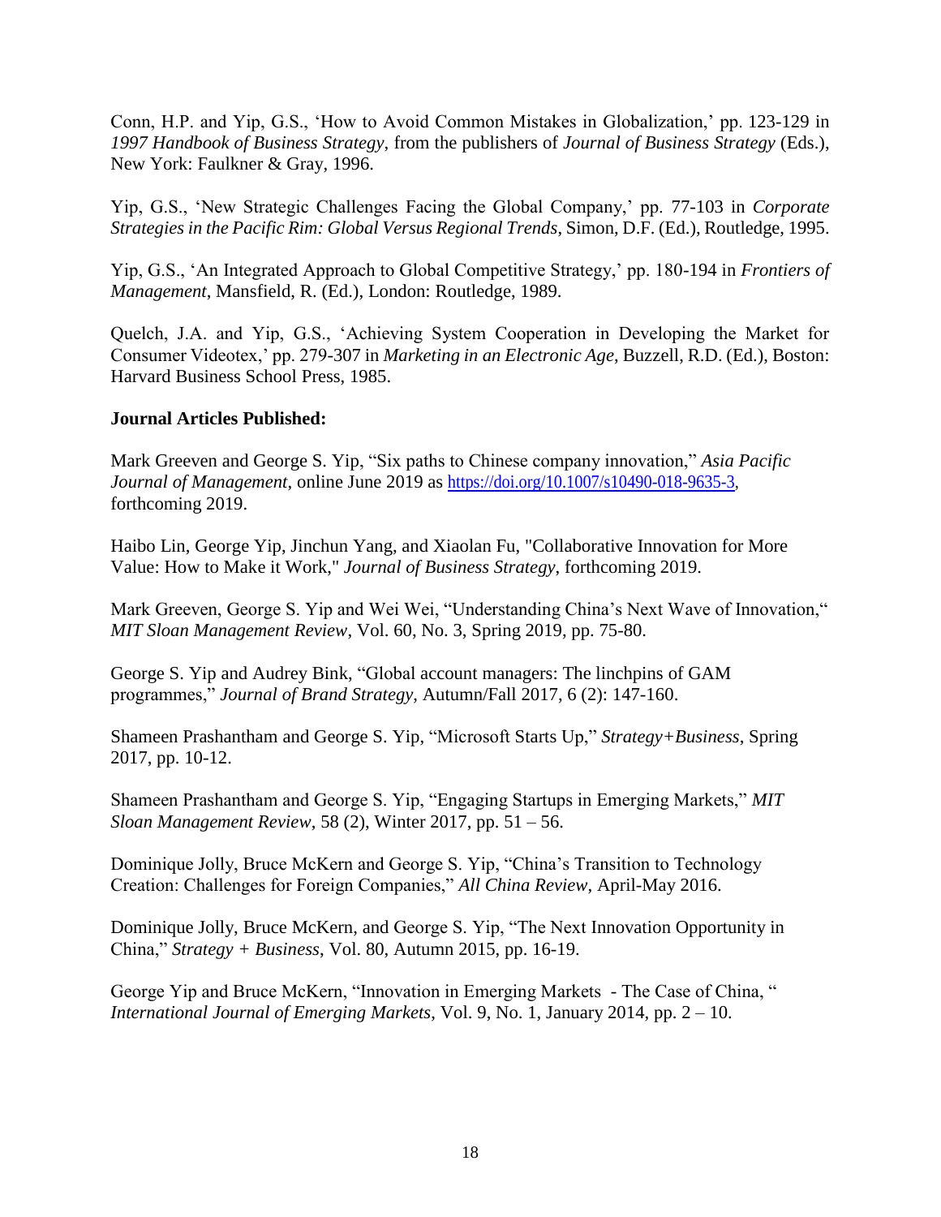Conn, H.P. and Yip, G.S., 'How to Avoid Common Mistakes in Globalization,' pp. 123-129 in *1997 Handbook of Business Strategy*, from the publishers of *Journal of Business Strategy* (Eds.), New York: Faulkner & Gray, 1996.

Yip, G.S., 'New Strategic Challenges Facing the Global Company,' pp. 77-103 in *Corporate Strategies in the Pacific Rim: Global Versus Regional Trends*, Simon, D.F. (Ed.), Routledge, 1995.

Yip, G.S., 'An Integrated Approach to Global Competitive Strategy,' pp. 180-194 in *Frontiers of Management*, Mansfield, R. (Ed.), London: Routledge, 1989.

Quelch, J.A. and Yip, G.S., 'Achieving System Cooperation in Developing the Market for Consumer Videotex,' pp. 279-307 in *Marketing in an Electronic Age*, Buzzell, R.D. (Ed.), Boston: Harvard Business School Press, 1985.

**Journal Articles Published:**

Mark Greeven and George S. Yip, "Six paths to Chinese company innovation," *Asia Pacific Journal of Management*, online June 2019 as https://doi.org/10.1007/s10490-018-9635-3, forthcoming 2019.

Haibo Lin, George Yip, Jinchun Yang, and Xiaolan Fu, "Collaborative Innovation for More Value: How to Make it Work," *Journal of Business Strategy*, forthcoming 2019.

Mark Greeven, George S. Yip and Wei Wei, "Understanding China's Next Wave of Innovation," *MIT Sloan Management Review*, Vol. 60, No. 3, Spring 2019, pp. 75-80.

George S. Yip and Audrey Bink, "Global account managers: The linchpins of GAM programmes," *Journal of Brand Strategy*, Autumn/Fall 2017, 6 (2): 147-160.

Shameen Prashantham and George S. Yip, "Microsoft Starts Up," *Strategy+Business*, Spring 2017, pp. 10-12.

Shameen Prashantham and George S. Yip, "Engaging Startups in Emerging Markets," *MIT Sloan Management Review*, 58 (2), Winter 2017, pp. 51 – 56.

Dominique Jolly, Bruce McKern and George S. Yip, "China's Transition to Technology Creation: Challenges for Foreign Companies," *All China Review*, April-May 2016.

Dominique Jolly, Bruce McKern, and George S. Yip, "The Next Innovation Opportunity in China," *Strategy + Business*, Vol. 80, Autumn 2015, pp. 16-19.

George Yip and Bruce McKern, "Innovation in Emerging Markets - The Case of China, " *International Journal of Emerging Markets*, Vol. 9, No. 1, January 2014, pp. 2 – 10.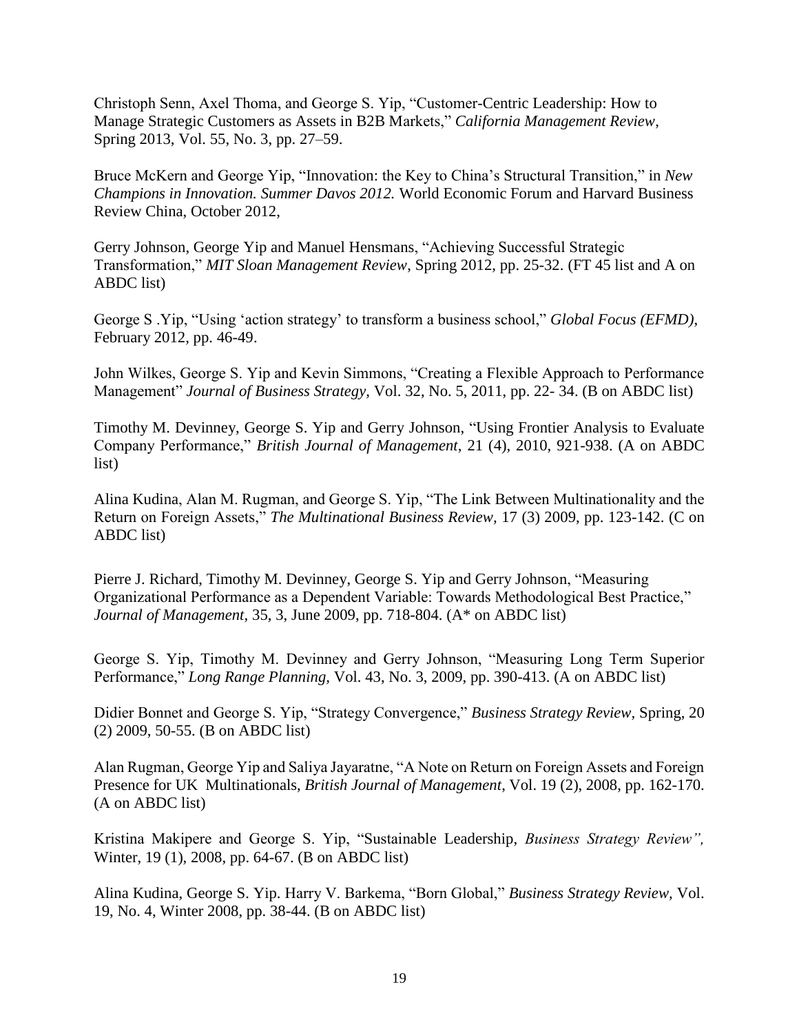Christoph Senn, Axel Thoma, and George S. Yip, "Customer-Centric Leadership: How to Manage Strategic Customers as Assets in B2B Markets," *California Management Review*, Spring 2013, Vol. 55, No. 3, pp. 27–59.

Bruce McKern and George Yip, "Innovation: the Key to China's Structural Transition," in *New Champions in Innovation. Summer Davos 2012.* World Economic Forum and Harvard Business Review China, October 2012,

Gerry Johnson, George Yip and Manuel Hensmans, "Achieving Successful Strategic Transformation," *MIT Sloan Management Review*, Spring 2012, pp. 25-32. (FT 45 list and A on ABDC list)

George S .Yip, "Using 'action strategy' to transform a business school," *Global Focus (EFMD)*, February 2012, pp. 46-49.

John Wilkes, George S. Yip and Kevin Simmons, "Creating a Flexible Approach to Performance Management" *Journal of Business Strategy,* Vol. 32, No. 5, 2011, pp. 22- 34. (B on ABDC list)

Timothy M. Devinney, George S. Yip and Gerry Johnson, "Using Frontier Analysis to Evaluate Company Performance," *British Journal of Management*, 21 (4), 2010, 921-938. (A on ABDC list)

Alina Kudina, Alan M. Rugman, and George S. Yip, "The Link Between Multinationality and the Return on Foreign Assets," *The Multinational Business Review,* 17 (3) 2009, pp. 123-142. (C on ABDC list)

Pierre J. Richard, Timothy M. Devinney, George S. Yip and Gerry Johnson, "Measuring Organizational Performance as a Dependent Variable: Towards Methodological Best Practice," *Journal of Management*, 35, 3, June 2009, pp. 718-804. (A* on ABDC list)

George S. Yip, Timothy M. Devinney and Gerry Johnson, "Measuring Long Term Superior Performance," *Long Range Planning,* Vol. 43, No. 3, 2009, pp. 390-413. (A on ABDC list)

Didier Bonnet and George S. Yip, "Strategy Convergence," *Business Strategy Review,* Spring, 20 (2) 2009, 50-55. (B on ABDC list)

Alan Rugman, George Yip and Saliya Jayaratne, "A Note on Return on Foreign Assets and Foreign Presence for UK Multinationals, *British Journal of Management*, Vol. 19 (2), 2008, pp. 162-170. (A on ABDC list)

Kristina Makipere and George S. Yip, "Sustainable Leadership, *Business Strategy Review",* Winter, 19 (1), 2008, pp. 64-67. (B on ABDC list)

Alina Kudina, George S. Yip. Harry V. Barkema, "Born Global," *Business Strategy Review,* Vol. 19, No. 4, Winter 2008, pp. 38-44. (B on ABDC list)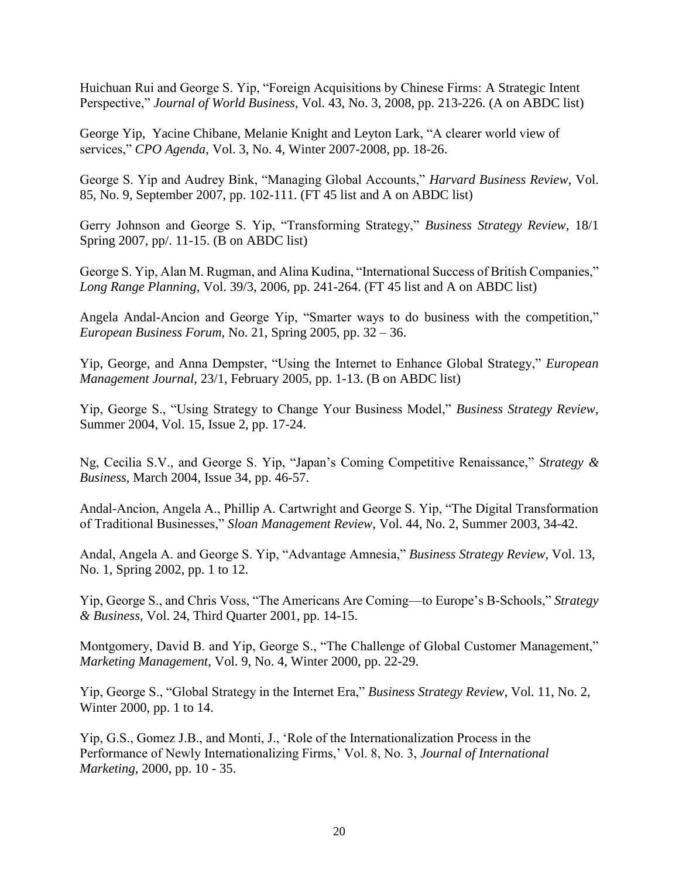Huichuan Rui and George S. Yip, "Foreign Acquisitions by Chinese Firms: A Strategic Intent Perspective," *Journal of World Business*, Vol. 43, No. 3, 2008, pp. 213-226. (A on ABDC list)

George Yip, Yacine Chibane, Melanie Knight and Leyton Lark, "A clearer world view of services," *CPO Agenda*, Vol. 3, No. 4, Winter 2007-2008, pp. 18-26.

George S. Yip and Audrey Bink, "Managing Global Accounts," *Harvard Business Review*, Vol. 85, No. 9, September 2007, pp. 102-111. (FT 45 list and A on ABDC list)

Gerry Johnson and George S. Yip, "Transforming Strategy," *Business Strategy Review*, 18/1 Spring 2007, pp/. 11-15. (B on ABDC list)

George S. Yip, Alan M. Rugman, and Alina Kudina, "International Success of British Companies," *Long Range Planning*, Vol. 39/3, 2006, pp. 241-264. (FT 45 list and A on ABDC list)

Angela Andal-Ancion and George Yip, "Smarter ways to do business with the competition," *European Business Forum*, No. 21, Spring 2005, pp. 32 – 36.

Yip, George, and Anna Dempster, "Using the Internet to Enhance Global Strategy," *European Management Journal*, 23/1, February 2005, pp. 1-13. (B on ABDC list)

Yip, George S., "Using Strategy to Change Your Business Model," *Business Strategy Review*, Summer 2004, Vol. 15, Issue 2, pp. 17-24.

Ng, Cecilia S.V., and George S. Yip, "Japan's Coming Competitive Renaissance," *Strategy & Business*, March 2004, Issue 34, pp. 46-57.

Andal-Ancion, Angela A., Phillip A. Cartwright and George S. Yip, "The Digital Transformation of Traditional Businesses," *Sloan Management Review*, Vol. 44, No. 2, Summer 2003, 34-42.

Andal, Angela A. and George S. Yip, "Advantage Amnesia," *Business Strategy Review*, Vol. 13, No. 1, Spring 2002, pp. 1 to 12.

Yip, George S., and Chris Voss, "The Americans Are Coming—to Europe's B-Schools," *Strategy & Business*, Vol. 24, Third Quarter 2001, pp. 14-15.

Montgomery, David B. and Yip, George S., "The Challenge of Global Customer Management," *Marketing Management*, Vol. 9, No. 4, Winter 2000, pp. 22-29.

Yip, George S., "Global Strategy in the Internet Era," *Business Strategy Review*, Vol. 11, No. 2, Winter 2000, pp. 1 to 14.

Yip, G.S., Gomez J.B., and Monti, J., 'Role of the Internationalization Process in the Performance of Newly Internationalizing Firms,' Vol. 8, No. 3, *Journal of International Marketing*, 2000, pp. 10 - 35.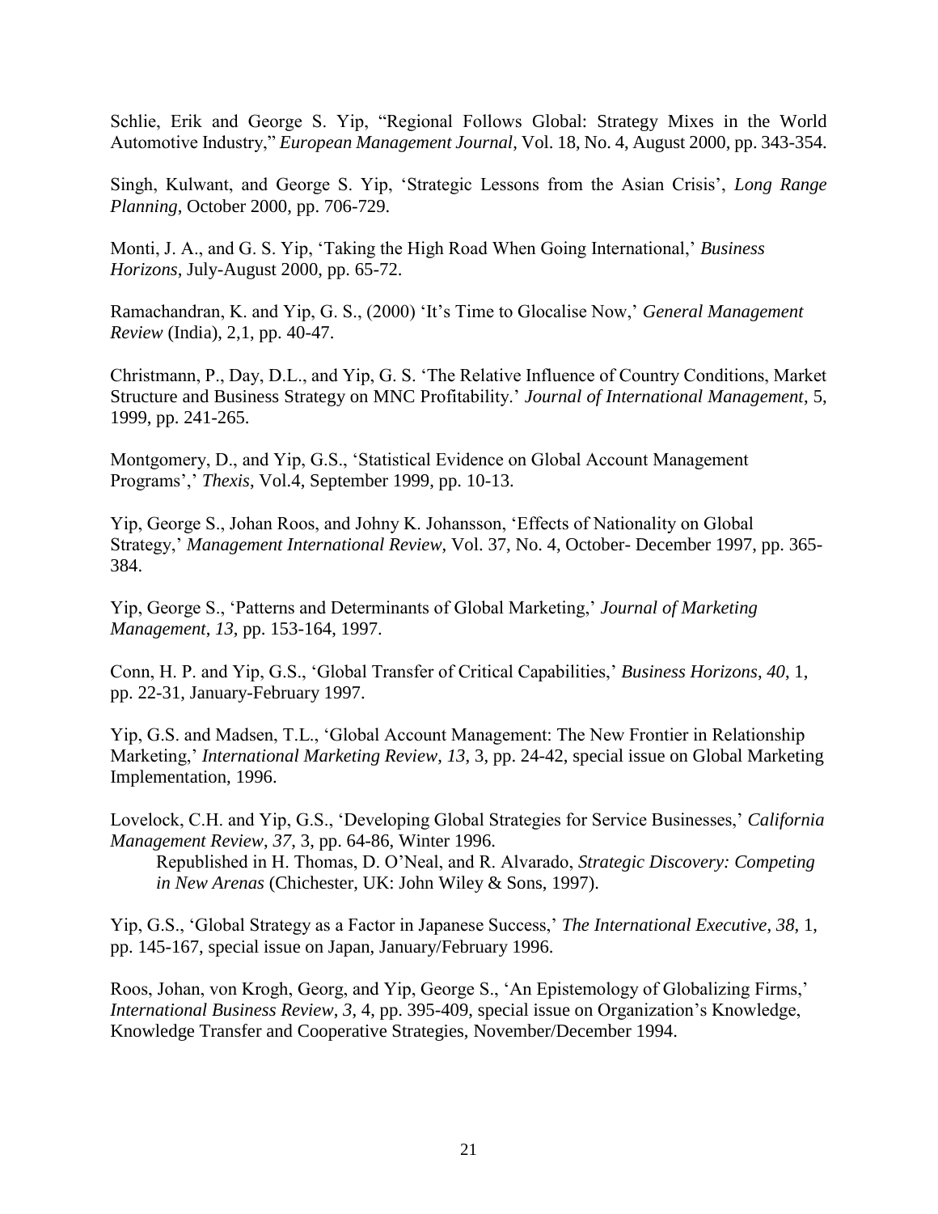Schlie, Erik and George S. Yip, “Regional Follows Global: Strategy Mixes in the World Automotive Industry,” *European Management Journal*, Vol. 18, No. 4, August 2000, pp. 343-354.

Singh, Kulwant, and George S. Yip, ‘Strategic Lessons from the Asian Crisis’, *Long Range Planning*, October 2000, pp. 706-729.

Monti, J. A., and G. S. Yip, ‘Taking the High Road When Going International,’ *Business Horizons*, July-August 2000, pp. 65-72.

Ramachandran, K. and Yip, G. S., (2000) ‘It’s Time to Glocalise Now,’ *General Management Review* (India), 2,1, pp. 40-47.

Christmann, P., Day, D.L., and Yip, G. S. ‘The Relative Influence of Country Conditions, Market Structure and Business Strategy on MNC Profitability.’ *Journal of International Management*, 5, 1999, pp. 241-265.

Montgomery, D., and Yip, G.S., ‘Statistical Evidence on Global Account Management Programs’,’ *Thexis*, Vol.4, September 1999, pp. 10-13.

Yip, George S., Johan Roos, and Johny K. Johansson, ‘Effects of Nationality on Global Strategy,’ *Management International Review*, Vol. 37, No. 4, October- December 1997, pp. 365-384.

Yip, George S., ‘Patterns and Determinants of Global Marketing,’ *Journal of Marketing Management*, *13*, pp. 153-164, 1997.

Conn, H. P. and Yip, G.S., ‘Global Transfer of Critical Capabilities,’ *Business Horizons*, *40*, 1, pp. 22-31, January-February 1997.

Yip, G.S. and Madsen, T.L., ‘Global Account Management: The New Frontier in Relationship Marketing,’ *International Marketing Review*, *13*, 3, pp. 24-42, special issue on Global Marketing Implementation, 1996.

Lovelock, C.H. and Yip, G.S., ‘Developing Global Strategies for Service Businesses,’ *California Management Review*, *37*, 3, pp. 64-86, Winter 1996.
Republished in H. Thomas, D. O’Neal, and R. Alvarado, *Strategic Discovery: Competing in New Arenas* (Chichester, UK: John Wiley & Sons, 1997).

Yip, G.S., ‘Global Strategy as a Factor in Japanese Success,’ *The International Executive*, *38*, 1, pp. 145-167, special issue on Japan, January/February 1996.

Roos, Johan, von Krogh, Georg, and Yip, George S., ‘An Epistemology of Globalizing Firms,’ *International Business Review*, *3*, 4, pp. 395-409, special issue on Organization’s Knowledge, Knowledge Transfer and Cooperative Strategies, November/December 1994.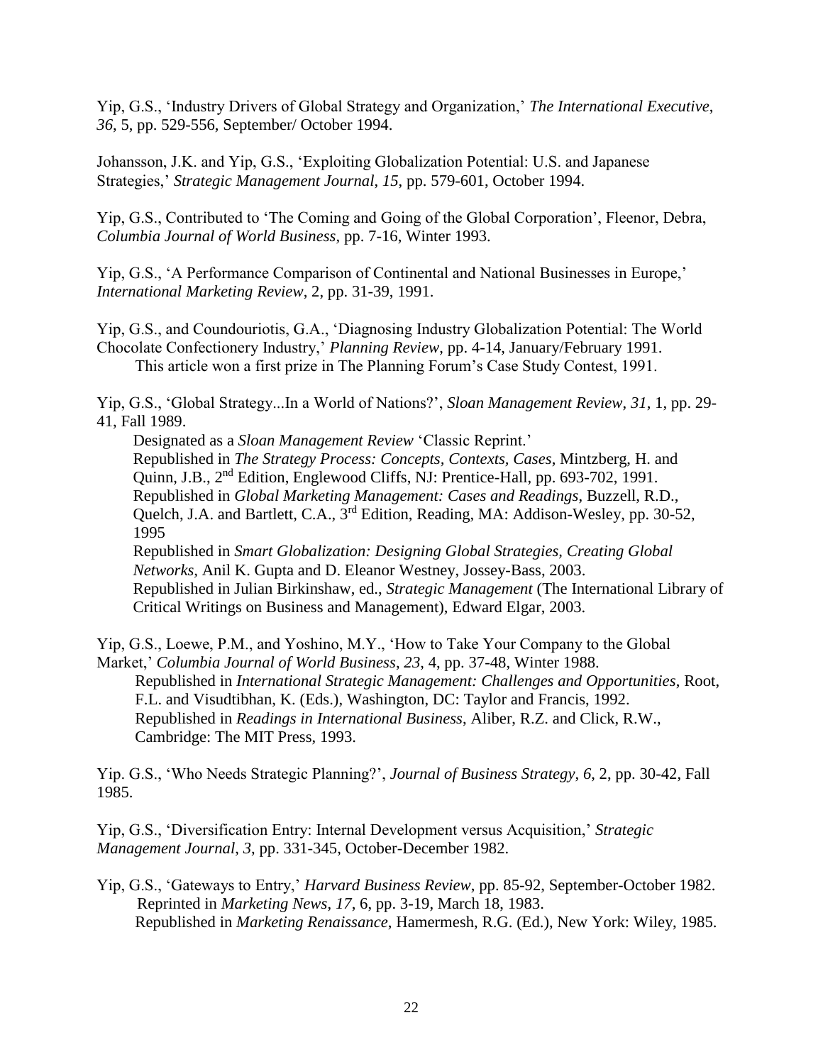Yip, G.S., 'Industry Drivers of Global Strategy and Organization,' *The International Executive*, *36*, 5, pp. 529-556, September/ October 1994.

Johansson, J.K. and Yip, G.S., 'Exploiting Globalization Potential: U.S. and Japanese Strategies,' *Strategic Management Journal*, *15*, pp. 579-601, October 1994.

Yip, G.S., Contributed to 'The Coming and Going of the Global Corporation', Fleenor, Debra, *Columbia Journal of World Business*, pp. 7-16, Winter 1993.

Yip, G.S., 'A Performance Comparison of Continental and National Businesses in Europe,' *International Marketing Review*, 2, pp. 31-39, 1991.

Yip, G.S., and Coundouriotis, G.A., 'Diagnosing Industry Globalization Potential: The World Chocolate Confectionery Industry,' *Planning Review*, pp. 4-14, January/February 1991.
  This article won a first prize in The Planning Forum's Case Study Contest, 1991.

Yip, G.S., 'Global Strategy...In a World of Nations?', *Sloan Management Review*, *31*, 1, pp. 29-41, Fall 1989.
  Designated as a *Sloan Management Review* 'Classic Reprint.'
  Republished in *The Strategy Process: Concepts, Contexts, Cases*, Mintzberg, H. and Quinn, J.B., 2nd Edition, Englewood Cliffs, NJ: Prentice-Hall, pp. 693-702, 1991.
  Republished in *Global Marketing Management: Cases and Readings*, Buzzell, R.D., Quelch, J.A. and Bartlett, C.A., 3rd Edition, Reading, MA: Addison-Wesley, pp. 30-52, 1995
  Republished in *Smart Globalization: Designing Global Strategies, Creating Global Networks*, Anil K. Gupta and D. Eleanor Westney, Jossey-Bass, 2003.
  Republished in Julian Birkinshaw, ed., *Strategic Management* (The International Library of Critical Writings on Business and Management), Edward Elgar, 2003.

Yip, G.S., Loewe, P.M., and Yoshino, M.Y., 'How to Take Your Company to the Global Market,' *Columbia Journal of World Business*, *23*, 4, pp. 37-48, Winter 1988.
  Republished in *International Strategic Management: Challenges and Opportunities*, Root, F.L. and Visudtibhan, K. (Eds.), Washington, DC: Taylor and Francis, 1992.
  Republished in *Readings in International Business*, Aliber, R.Z. and Click, R.W., Cambridge: The MIT Press, 1993.

Yip. G.S., 'Who Needs Strategic Planning?', *Journal of Business Strategy*, *6*, 2, pp. 30-42, Fall 1985.

Yip, G.S., 'Diversification Entry: Internal Development versus Acquisition,' *Strategic Management Journal*, *3*, pp. 331-345, October-December 1982.

Yip, G.S., 'Gateways to Entry,' *Harvard Business Review*, pp. 85-92, September-October 1982.
  Reprinted in *Marketing News*, *17*, 6, pp. 3-19, March 18, 1983.
  Republished in *Marketing Renaissance*, Hamermesh, R.G. (Ed.), New York: Wiley, 1985.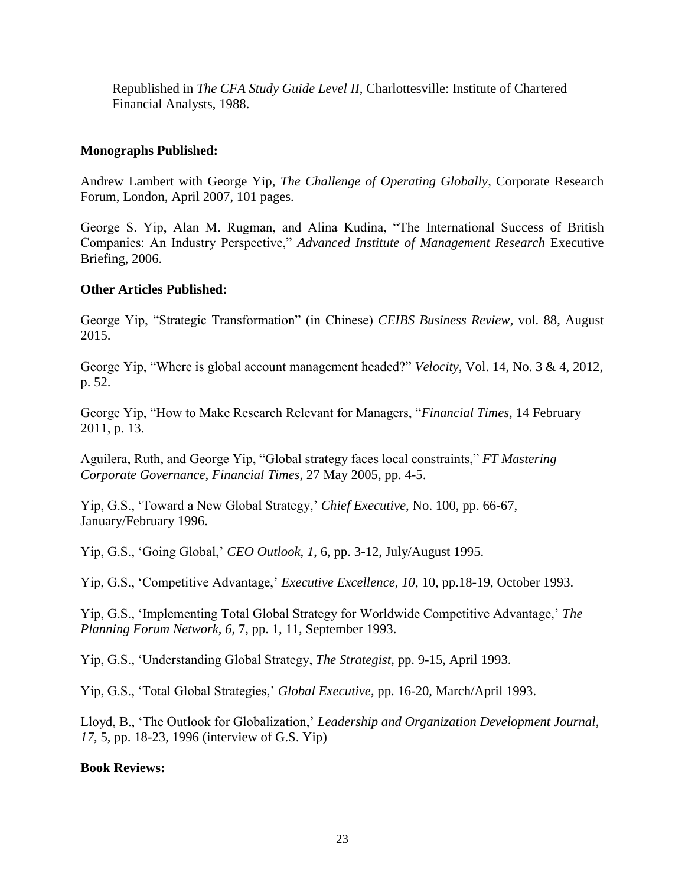Republished in *The CFA Study Guide Level II*, Charlottesville: Institute of Chartered Financial Analysts, 1988.

**Monographs Published:**

Andrew Lambert with George Yip, *The Challenge of Operating Globally*, Corporate Research Forum, London, April 2007, 101 pages.

George S. Yip, Alan M. Rugman, and Alina Kudina, "The International Success of British Companies: An Industry Perspective," *Advanced Institute of Management Research* Executive Briefing, 2006.

**Other Articles Published:**

George Yip, "Strategic Transformation" (in Chinese) *CEIBS Business Review*, vol. 88, August 2015.

George Yip, "Where is global account management headed?" *Velocity*, Vol. 14, No. 3 & 4, 2012, p. 52.

George Yip, "How to Make Research Relevant for Managers, "*Financial Times,* 14 February 2011, p. 13.

Aguilera, Ruth, and George Yip, "Global strategy faces local constraints," *FT Mastering Corporate Governance, Financial Times*, 27 May 2005, pp. 4-5.

Yip, G.S., 'Toward a New Global Strategy,' *Chief Executive*, No. 100, pp. 66-67, January/February 1996.

Yip, G.S., 'Going Global,' *CEO Outlook*, *1*, 6, pp. 3-12, July/August 1995.

Yip, G.S., 'Competitive Advantage,' *Executive Excellence, 10*, 10, pp.18-19, October 1993.

Yip, G.S., 'Implementing Total Global Strategy for Worldwide Competitive Advantage,' *The Planning Forum Network*, *6*, 7, pp. 1, 11, September 1993.

Yip, G.S., 'Understanding Global Strategy, *The Strategist*, pp. 9-15, April 1993.

Yip, G.S., 'Total Global Strategies,' *Global Executive*, pp. 16-20, March/April 1993.

Lloyd, B., 'The Outlook for Globalization,' *Leadership and Organization Development Journal*, *17*, 5, pp. 18-23, 1996 (interview of G.S. Yip)

**Book Reviews:**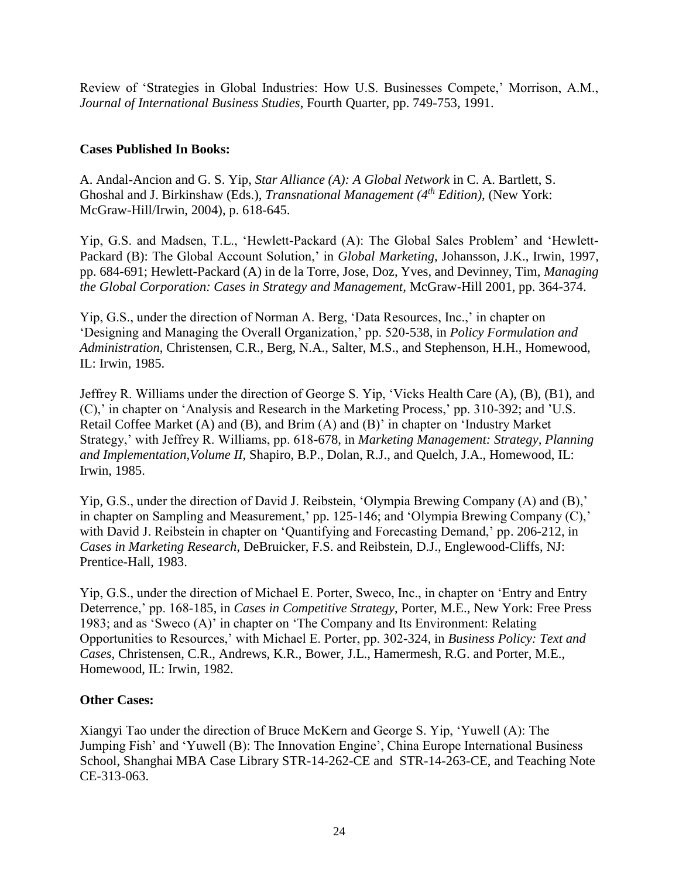Review of 'Strategies in Global Industries: How U.S. Businesses Compete,' Morrison, A.M., *Journal of International Business Studies*, Fourth Quarter, pp. 749-753, 1991.

**Cases Published In Books:**

A. Andal-Ancion and G. S. Yip, *Star Alliance (A): A Global Network* in C. A. Bartlett, S. Ghoshal and J. Birkinshaw (Eds.), *Transnational Management (4th Edition)*, (New York: McGraw-Hill/Irwin, 2004), p. 618-645.

Yip, G.S. and Madsen, T.L., 'Hewlett-Packard (A): The Global Sales Problem' and 'Hewlett-Packard (B): The Global Account Solution,' in *Global Marketing*, Johansson, J.K., Irwin, 1997, pp. 684-691; Hewlett-Packard (A) in de la Torre, Jose, Doz, Yves, and Devinney, Tim, *Managing the Global Corporation: Cases in Strategy and Management,* McGraw-Hill 2001, pp. 364-374.

Yip, G.S., under the direction of Norman A. Berg, 'Data Resources, Inc.,' in chapter on 'Designing and Managing the Overall Organization,' pp. 520-538, in *Policy Formulation and Administration,* Christensen, C.R., Berg, N.A., Salter, M.S., and Stephenson, H.H., Homewood, IL: Irwin, 1985.

Jeffrey R. Williams under the direction of George S. Yip, 'Vicks Health Care (A), (B), (B1), and (C),' in chapter on 'Analysis and Research in the Marketing Process,' pp. 310-392; and 'U.S. Retail Coffee Market (A) and (B), and Brim (A) and (B)' in chapter on 'Industry Market Strategy,' with Jeffrey R. Williams, pp. 618-678, in *Marketing Management: Strategy, Planning and Implementation,Volume II*, Shapiro, B.P., Dolan, R.J., and Quelch, J.A., Homewood, IL: Irwin, 1985.

Yip, G.S., under the direction of David J. Reibstein, 'Olympia Brewing Company (A) and (B),' in chapter on Sampling and Measurement,' pp. 125-146; and 'Olympia Brewing Company (C),' with David J. Reibstein in chapter on 'Quantifying and Forecasting Demand,' pp. 206-212, in *Cases in Marketing Research*, DeBruicker, F.S. and Reibstein, D.J., Englewood-Cliffs, NJ: Prentice-Hall, 1983.

Yip, G.S., under the direction of Michael E. Porter, Sweco, Inc., in chapter on 'Entry and Entry Deterrence,' pp. 168-185, in *Cases in Competitive Strategy*, Porter, M.E., New York: Free Press 1983; and as 'Sweco (A)' in chapter on 'The Company and Its Environment: Relating Opportunities to Resources,' with Michael E. Porter, pp. 302-324, in *Business Policy: Text and Cases*, Christensen, C.R., Andrews, K.R., Bower, J.L., Hamermesh, R.G. and Porter, M.E., Homewood, IL: Irwin, 1982.

**Other Cases:**

Xiangyi Tao under the direction of Bruce McKern and George S. Yip, 'Yuwell (A): The Jumping Fish' and 'Yuwell (B): The Innovation Engine', China Europe International Business School, Shanghai MBA Case Library STR-14-262-CE and STR-14-263-CE, and Teaching Note CE-313-063.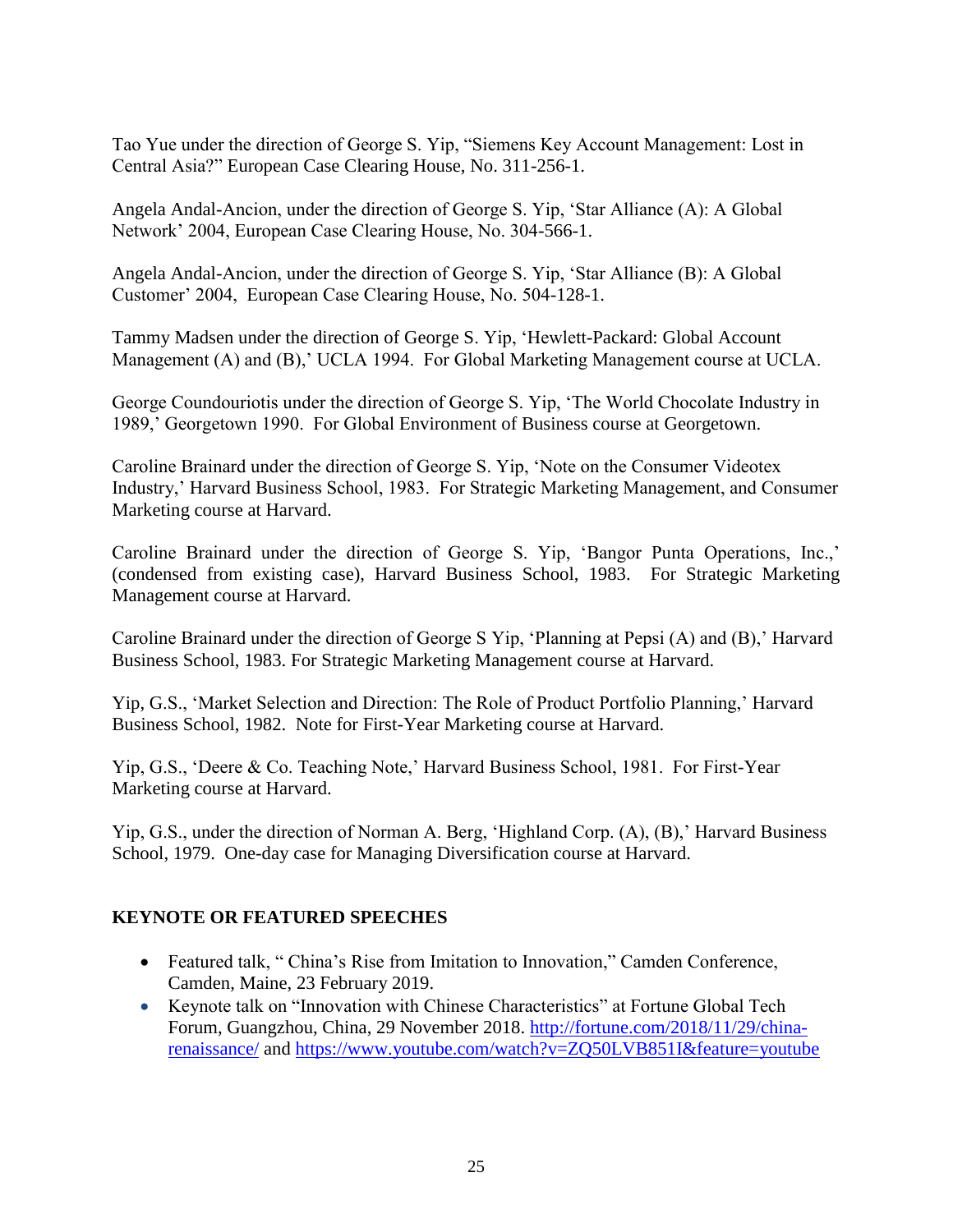Tao Yue under the direction of George S. Yip, "Siemens Key Account Management: Lost in Central Asia?" European Case Clearing House, No. 311-256-1.

Angela Andal-Ancion, under the direction of George S. Yip, 'Star Alliance (A): A Global Network' 2004, European Case Clearing House, No. 304-566-1.

Angela Andal-Ancion, under the direction of George S. Yip, 'Star Alliance (B): A Global Customer' 2004, European Case Clearing House, No. 504-128-1.

Tammy Madsen under the direction of George S. Yip, 'Hewlett-Packard: Global Account Management (A) and (B),' UCLA 1994. For Global Marketing Management course at UCLA.

George Coundouriotis under the direction of George S. Yip, 'The World Chocolate Industry in 1989,' Georgetown 1990. For Global Environment of Business course at Georgetown.

Caroline Brainard under the direction of George S. Yip, 'Note on the Consumer Videotex Industry,' Harvard Business School, 1983. For Strategic Marketing Management, and Consumer Marketing course at Harvard.

Caroline Brainard under the direction of George S. Yip, 'Bangor Punta Operations, Inc.,' (condensed from existing case), Harvard Business School, 1983. For Strategic Marketing Management course at Harvard.

Caroline Brainard under the direction of George S Yip, 'Planning at Pepsi (A) and (B),' Harvard Business School, 1983. For Strategic Marketing Management course at Harvard.

Yip, G.S., 'Market Selection and Direction: The Role of Product Portfolio Planning,' Harvard Business School, 1982. Note for First-Year Marketing course at Harvard.

Yip, G.S., 'Deere & Co. Teaching Note,' Harvard Business School, 1981. For First-Year Marketing course at Harvard.

Yip, G.S., under the direction of Norman A. Berg, 'Highland Corp. (A), (B),' Harvard Business School, 1979. One-day case for Managing Diversification course at Harvard.

**KEYNOTE OR FEATURED SPEECHES**

- Featured talk, " China's Rise from Imitation to Innovation," Camden Conference, Camden, Maine, 23 February 2019.
- Keynote talk on "Innovation with Chinese Characteristics" at Fortune Global Tech Forum, Guangzhou, China, 29 November 2018. http://fortune.com/2018/11/29/china-renaissance/ and https://www.youtube.com/watch?v=ZQ50LVB851I&feature=youtube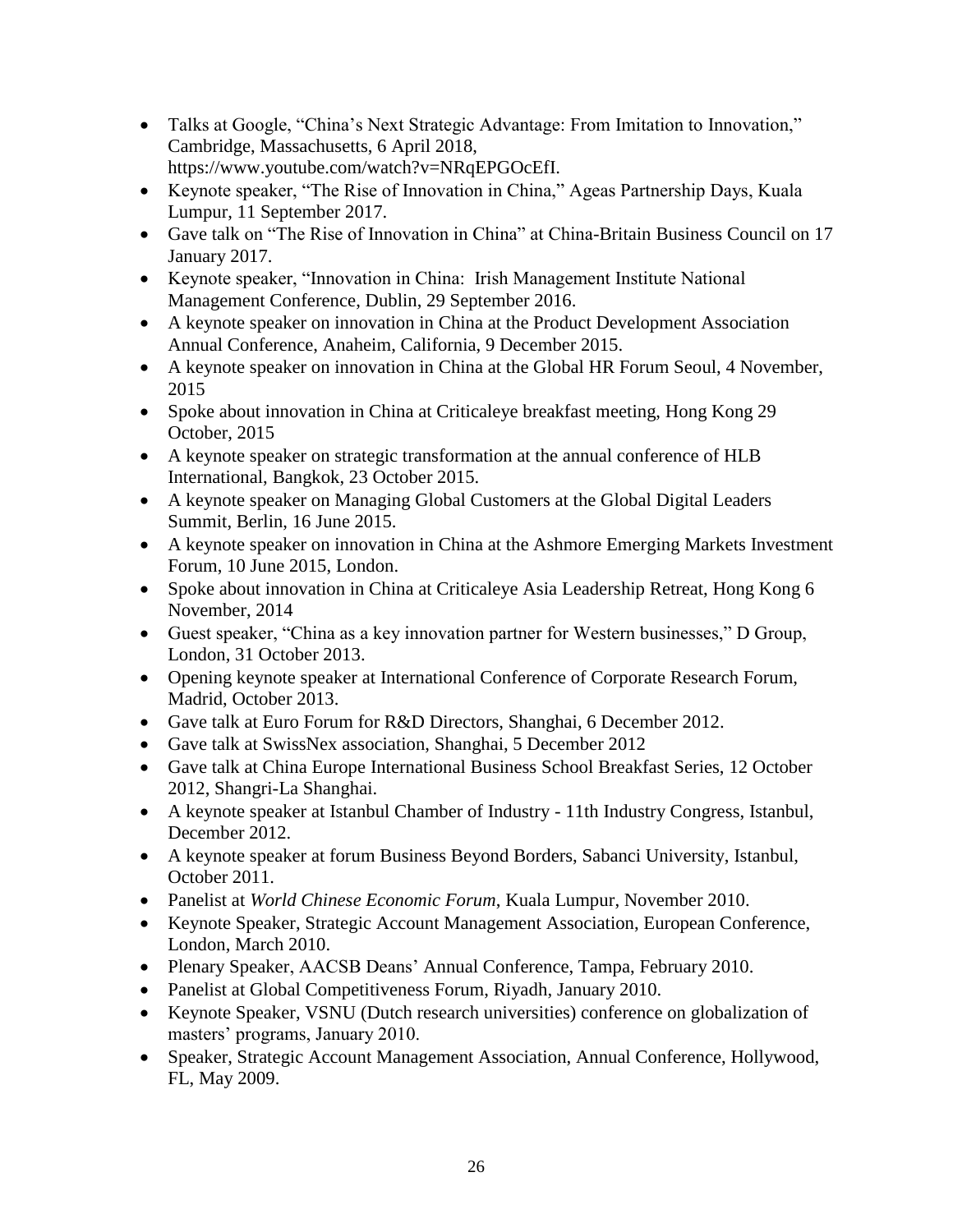- Talks at Google, "China's Next Strategic Advantage: From Imitation to Innovation," Cambridge, Massachusetts, 6 April 2018, https://www.youtube.com/watch?v=NRqEPGOcEfI.
- Keynote speaker, "The Rise of Innovation in China," Ageas Partnership Days, Kuala Lumpur, 11 September 2017.
- Gave talk on "The Rise of Innovation in China" at China-Britain Business Council on 17 January 2017.
- Keynote speaker, "Innovation in China: Irish Management Institute National Management Conference, Dublin, 29 September 2016.
- A keynote speaker on innovation in China at the Product Development Association Annual Conference, Anaheim, California, 9 December 2015.
- A keynote speaker on innovation in China at the Global HR Forum Seoul, 4 November, 2015
- Spoke about innovation in China at Criticaleye breakfast meeting, Hong Kong 29 October, 2015
- A keynote speaker on strategic transformation at the annual conference of HLB International, Bangkok, 23 October 2015.
- A keynote speaker on Managing Global Customers at the Global Digital Leaders Summit, Berlin, 16 June 2015.
- A keynote speaker on innovation in China at the Ashmore Emerging Markets Investment Forum, 10 June 2015, London.
- Spoke about innovation in China at Criticaleye Asia Leadership Retreat, Hong Kong 6 November, 2014
- Guest speaker, "China as a key innovation partner for Western businesses," D Group, London, 31 October 2013.
- Opening keynote speaker at International Conference of Corporate Research Forum, Madrid, October 2013.
- Gave talk at Euro Forum for R&D Directors, Shanghai, 6 December 2012.
- Gave talk at SwissNex association, Shanghai, 5 December 2012
- Gave talk at China Europe International Business School Breakfast Series, 12 October 2012, Shangri-La Shanghai.
- A keynote speaker at Istanbul Chamber of Industry - 11th Industry Congress, Istanbul, December 2012.
- A keynote speaker at forum Business Beyond Borders, Sabanci University, Istanbul, October 2011.
- Panelist at *World Chinese Economic Forum*, Kuala Lumpur, November 2010.
- Keynote Speaker, Strategic Account Management Association, European Conference, London, March 2010.
- Plenary Speaker, AACSB Deans' Annual Conference, Tampa, February 2010.
- Panelist at Global Competitiveness Forum, Riyadh, January 2010.
- Keynote Speaker, VSNU (Dutch research universities) conference on globalization of masters' programs, January 2010.
- Speaker, Strategic Account Management Association, Annual Conference, Hollywood, FL, May 2009.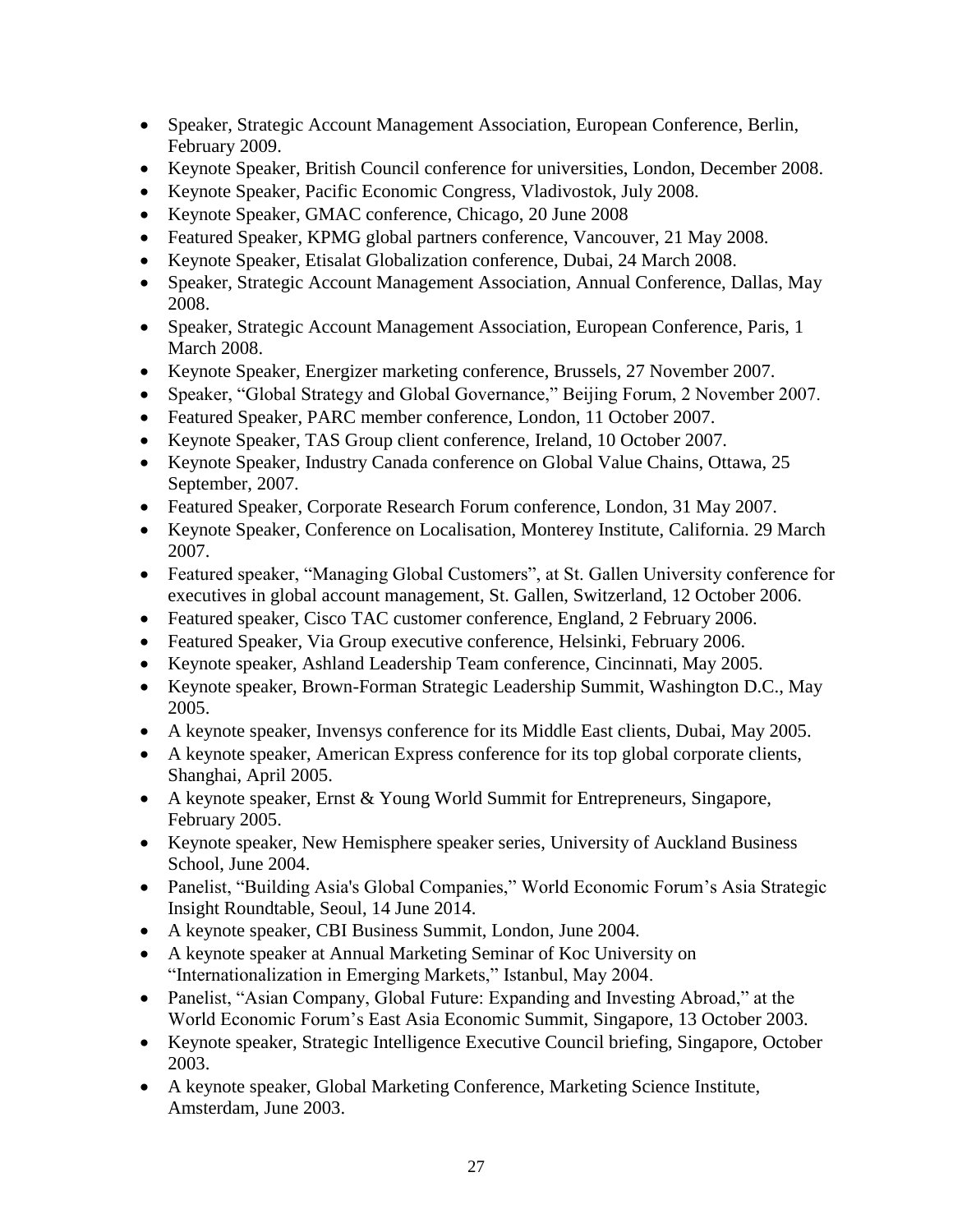- Speaker, Strategic Account Management Association, European Conference, Berlin, February 2009.
- Keynote Speaker, British Council conference for universities, London, December 2008.
- Keynote Speaker, Pacific Economic Congress, Vladivostok, July 2008.
- Keynote Speaker, GMAC conference, Chicago, 20 June 2008
- Featured Speaker, KPMG global partners conference, Vancouver, 21 May 2008.
- Keynote Speaker, Etisalat Globalization conference, Dubai, 24 March 2008.
- Speaker, Strategic Account Management Association, Annual Conference, Dallas, May 2008.
- Speaker, Strategic Account Management Association, European Conference, Paris, 1 March 2008.
- Keynote Speaker, Energizer marketing conference, Brussels, 27 November 2007.
- Speaker, "Global Strategy and Global Governance," Beijing Forum, 2 November 2007.
- Featured Speaker, PARC member conference, London, 11 October 2007.
- Keynote Speaker, TAS Group client conference, Ireland, 10 October 2007.
- Keynote Speaker, Industry Canada conference on Global Value Chains, Ottawa, 25 September, 2007.
- Featured Speaker, Corporate Research Forum conference, London, 31 May 2007.
- Keynote Speaker, Conference on Localisation, Monterey Institute, California. 29 March 2007.
- Featured speaker, "Managing Global Customers", at St. Gallen University conference for executives in global account management, St. Gallen, Switzerland, 12 October 2006.
- Featured speaker, Cisco TAC customer conference, England, 2 February 2006.
- Featured Speaker, Via Group executive conference, Helsinki, February 2006.
- Keynote speaker, Ashland Leadership Team conference, Cincinnati, May 2005.
- Keynote speaker, Brown-Forman Strategic Leadership Summit, Washington D.C., May 2005.
- A keynote speaker, Invensys conference for its Middle East clients, Dubai, May 2005.
- A keynote speaker, American Express conference for its top global corporate clients, Shanghai, April 2005.
- A keynote speaker, Ernst & Young World Summit for Entrepreneurs, Singapore, February 2005.
- Keynote speaker, New Hemisphere speaker series, University of Auckland Business School, June 2004.
- Panelist, "Building Asia's Global Companies," World Economic Forum's Asia Strategic Insight Roundtable, Seoul, 14 June 2014.
- A keynote speaker, CBI Business Summit, London, June 2004.
- A keynote speaker at Annual Marketing Seminar of Koc University on "Internationalization in Emerging Markets," Istanbul, May 2004.
- Panelist, "Asian Company, Global Future: Expanding and Investing Abroad," at the World Economic Forum's East Asia Economic Summit, Singapore, 13 October 2003.
- Keynote speaker, Strategic Intelligence Executive Council briefing, Singapore, October 2003.
- A keynote speaker, Global Marketing Conference, Marketing Science Institute, Amsterdam, June 2003.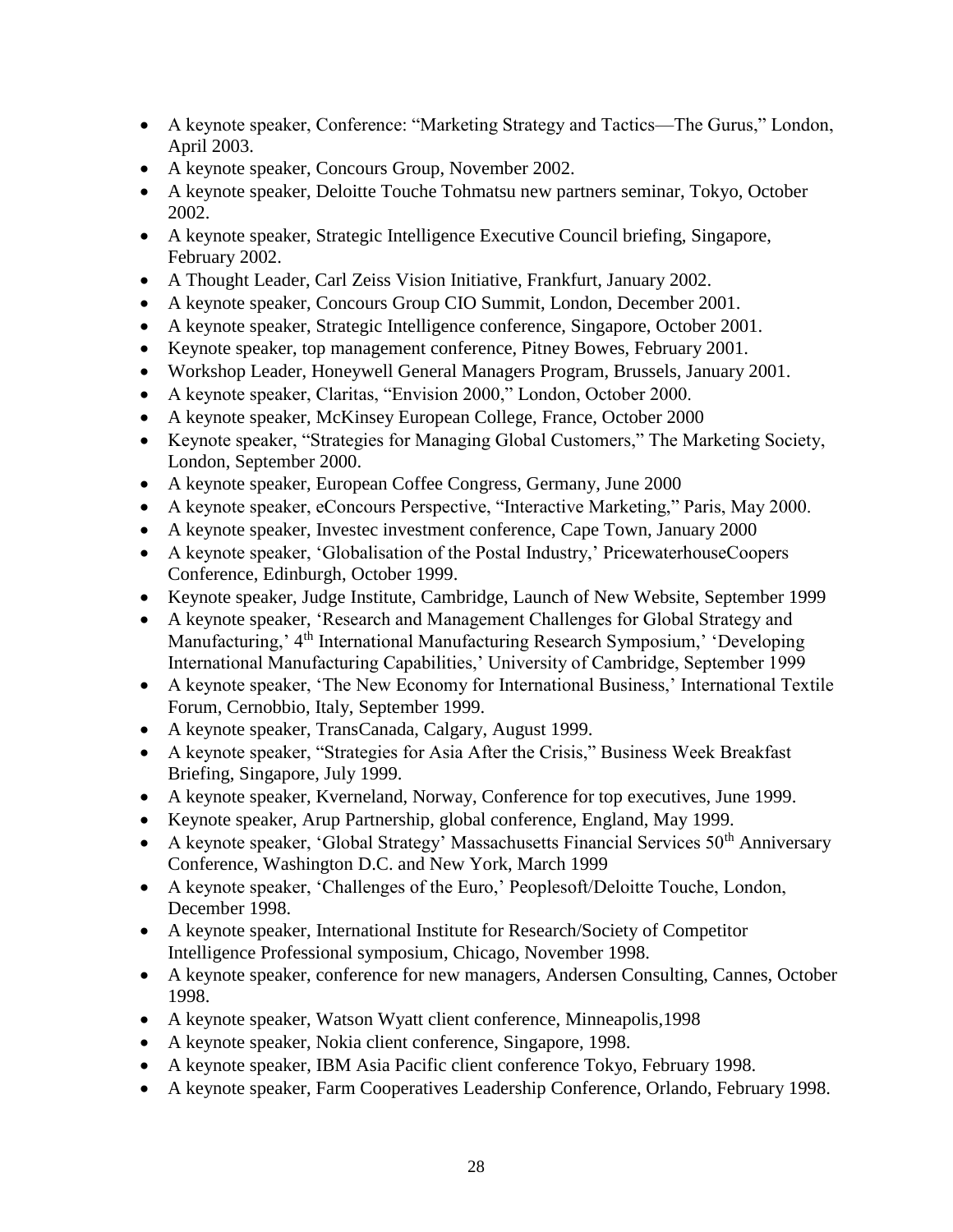- A keynote speaker, Conference: "Marketing Strategy and Tactics—The Gurus," London, April 2003.
- A keynote speaker, Concours Group, November 2002.
- A keynote speaker, Deloitte Touche Tohmatsu new partners seminar, Tokyo, October 2002.
- A keynote speaker, Strategic Intelligence Executive Council briefing, Singapore, February 2002.
- A Thought Leader, Carl Zeiss Vision Initiative, Frankfurt, January 2002.
- A keynote speaker, Concours Group CIO Summit, London, December 2001.
- A keynote speaker, Strategic Intelligence conference, Singapore, October 2001.
- Keynote speaker, top management conference, Pitney Bowes, February 2001.
- Workshop Leader, Honeywell General Managers Program, Brussels, January 2001.
- A keynote speaker, Claritas, "Envision 2000," London, October 2000.
- A keynote speaker, McKinsey European College, France, October 2000
- Keynote speaker, "Strategies for Managing Global Customers," The Marketing Society, London, September 2000.
- A keynote speaker, European Coffee Congress, Germany, June 2000
- A keynote speaker, eConcours Perspective, "Interactive Marketing," Paris, May 2000.
- A keynote speaker, Investec investment conference, Cape Town, January 2000
- A keynote speaker, 'Globalisation of the Postal Industry,' PricewaterhouseCoopers Conference, Edinburgh, October 1999.
- Keynote speaker, Judge Institute, Cambridge, Launch of New Website, September 1999
- A keynote speaker, 'Research and Management Challenges for Global Strategy and Manufacturing,' 4th International Manufacturing Research Symposium,' 'Developing International Manufacturing Capabilities,' University of Cambridge, September 1999
- A keynote speaker, 'The New Economy for International Business,' International Textile Forum, Cernobbio, Italy, September 1999.
- A keynote speaker, TransCanada, Calgary, August 1999.
- A keynote speaker, "Strategies for Asia After the Crisis," Business Week Breakfast Briefing, Singapore, July 1999.
- A keynote speaker, Kverneland, Norway, Conference for top executives, June 1999.
- Keynote speaker, Arup Partnership, global conference, England, May 1999.
- A keynote speaker, 'Global Strategy' Massachusetts Financial Services 50th Anniversary Conference, Washington D.C. and New York, March 1999
- A keynote speaker, 'Challenges of the Euro,' Peoplesoft/Deloitte Touche, London, December 1998.
- A keynote speaker, International Institute for Research/Society of Competitor Intelligence Professional symposium, Chicago, November 1998.
- A keynote speaker, conference for new managers, Andersen Consulting, Cannes, October 1998.
- A keynote speaker, Watson Wyatt client conference, Minneapolis,1998
- A keynote speaker, Nokia client conference, Singapore, 1998.
- A keynote speaker, IBM Asia Pacific client conference Tokyo, February 1998.
- A keynote speaker, Farm Cooperatives Leadership Conference, Orlando, February 1998.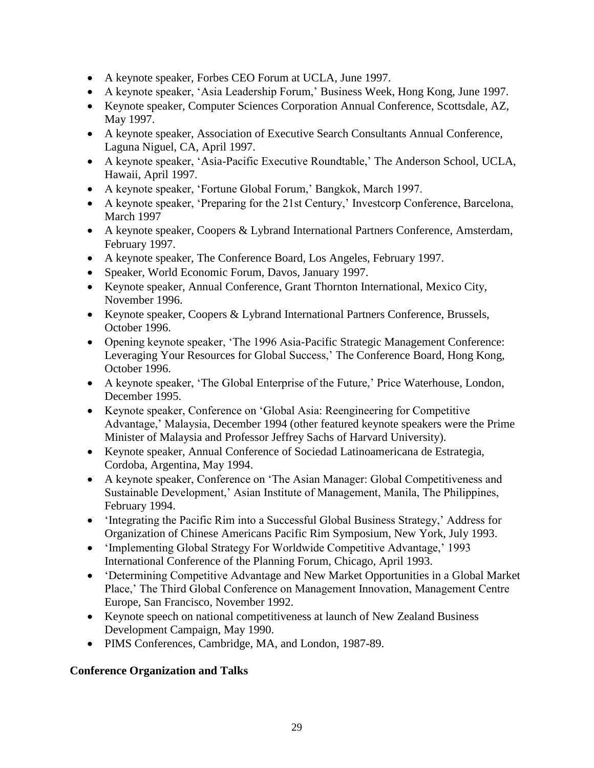- A keynote speaker, Forbes CEO Forum at UCLA, June 1997.
- A keynote speaker, 'Asia Leadership Forum,' Business Week, Hong Kong, June 1997.
- Keynote speaker, Computer Sciences Corporation Annual Conference, Scottsdale, AZ, May 1997.
- A keynote speaker, Association of Executive Search Consultants Annual Conference, Laguna Niguel, CA, April 1997.
- A keynote speaker, 'Asia-Pacific Executive Roundtable,' The Anderson School, UCLA, Hawaii, April 1997.
- A keynote speaker, 'Fortune Global Forum,' Bangkok, March 1997.
- A keynote speaker, 'Preparing for the 21st Century,' Investcorp Conference, Barcelona, March 1997
- A keynote speaker, Coopers & Lybrand International Partners Conference, Amsterdam, February 1997.
- A keynote speaker, The Conference Board, Los Angeles, February 1997.
- Speaker, World Economic Forum, Davos, January 1997.
- Keynote speaker, Annual Conference, Grant Thornton International, Mexico City, November 1996.
- Keynote speaker, Coopers & Lybrand International Partners Conference, Brussels, October 1996.
- Opening keynote speaker, 'The 1996 Asia-Pacific Strategic Management Conference: Leveraging Your Resources for Global Success,' The Conference Board, Hong Kong, October 1996.
- A keynote speaker, 'The Global Enterprise of the Future,' Price Waterhouse, London, December 1995.
- Keynote speaker, Conference on 'Global Asia: Reengineering for Competitive Advantage,' Malaysia, December 1994 (other featured keynote speakers were the Prime Minister of Malaysia and Professor Jeffrey Sachs of Harvard University).
- Keynote speaker, Annual Conference of Sociedad Latinoamericana de Estrategia, Cordoba, Argentina, May 1994.
- A keynote speaker, Conference on 'The Asian Manager: Global Competitiveness and Sustainable Development,' Asian Institute of Management, Manila, The Philippines, February 1994.
- 'Integrating the Pacific Rim into a Successful Global Business Strategy,' Address for Organization of Chinese Americans Pacific Rim Symposium, New York, July 1993.
- 'Implementing Global Strategy For Worldwide Competitive Advantage,' 1993 International Conference of the Planning Forum, Chicago, April 1993.
- 'Determining Competitive Advantage and New Market Opportunities in a Global Market Place,' The Third Global Conference on Management Innovation, Management Centre Europe, San Francisco, November 1992.
- Keynote speech on national competitiveness at launch of New Zealand Business Development Campaign, May 1990.
- PIMS Conferences, Cambridge, MA, and London, 1987-89.

**Conference Organization and Talks**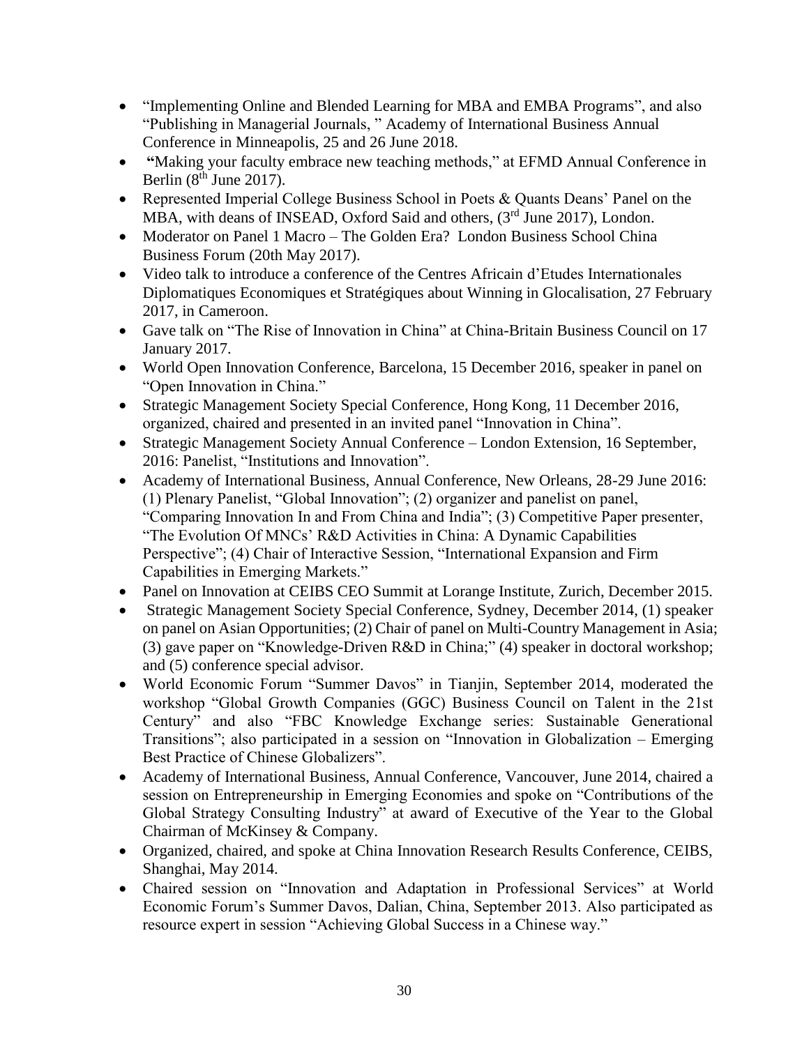- "Implementing Online and Blended Learning for MBA and EMBA Programs", and also "Publishing in Managerial Journals, " Academy of International Business Annual Conference in Minneapolis, 25 and 26 June 2018.
- **"**Making your faculty embrace new teaching methods," at EFMD Annual Conference in Berlin (8th June 2017).
- Represented Imperial College Business School in Poets & Quants Deans' Panel on the MBA, with deans of INSEAD, Oxford Said and others, (3rd June 2017), London.
- Moderator on Panel 1 Macro – The Golden Era? London Business School China Business Forum (20th May 2017).
- Video talk to introduce a conference of the Centres Africain d'Etudes Internationales Diplomatiques Economiques et Stratégiques about Winning in Glocalisation, 27 February 2017, in Cameroon.
- Gave talk on "The Rise of Innovation in China" at China-Britain Business Council on 17 January 2017.
- World Open Innovation Conference, Barcelona, 15 December 2016, speaker in panel on "Open Innovation in China."
- Strategic Management Society Special Conference, Hong Kong, 11 December 2016, organized, chaired and presented in an invited panel "Innovation in China".
- Strategic Management Society Annual Conference – London Extension, 16 September, 2016: Panelist, "Institutions and Innovation".
- Academy of International Business, Annual Conference, New Orleans, 28-29 June 2016: (1) Plenary Panelist, "Global Innovation"; (2) organizer and panelist on panel, "Comparing Innovation In and From China and India"; (3) Competitive Paper presenter, "The Evolution Of MNCs' R&D Activities in China: A Dynamic Capabilities Perspective"; (4) Chair of Interactive Session, "International Expansion and Firm Capabilities in Emerging Markets."
- Panel on Innovation at CEIBS CEO Summit at Lorange Institute, Zurich, December 2015.
- Strategic Management Society Special Conference, Sydney, December 2014, (1) speaker on panel on Asian Opportunities; (2) Chair of panel on Multi-Country Management in Asia; (3) gave paper on "Knowledge-Driven R&D in China;" (4) speaker in doctoral workshop; and (5) conference special advisor.
- World Economic Forum "Summer Davos" in Tianjin, September 2014, moderated the workshop "Global Growth Companies (GGC) Business Council on Talent in the 21st Century" and also "FBC Knowledge Exchange series: Sustainable Generational Transitions"; also participated in a session on "Innovation in Globalization – Emerging Best Practice of Chinese Globalizers".
- Academy of International Business, Annual Conference, Vancouver, June 2014, chaired a session on Entrepreneurship in Emerging Economies and spoke on "Contributions of the Global Strategy Consulting Industry" at award of Executive of the Year to the Global Chairman of McKinsey & Company.
- Organized, chaired, and spoke at China Innovation Research Results Conference, CEIBS, Shanghai, May 2014.
- Chaired session on "Innovation and Adaptation in Professional Services" at World Economic Forum's Summer Davos, Dalian, China, September 2013. Also participated as resource expert in session "Achieving Global Success in a Chinese way."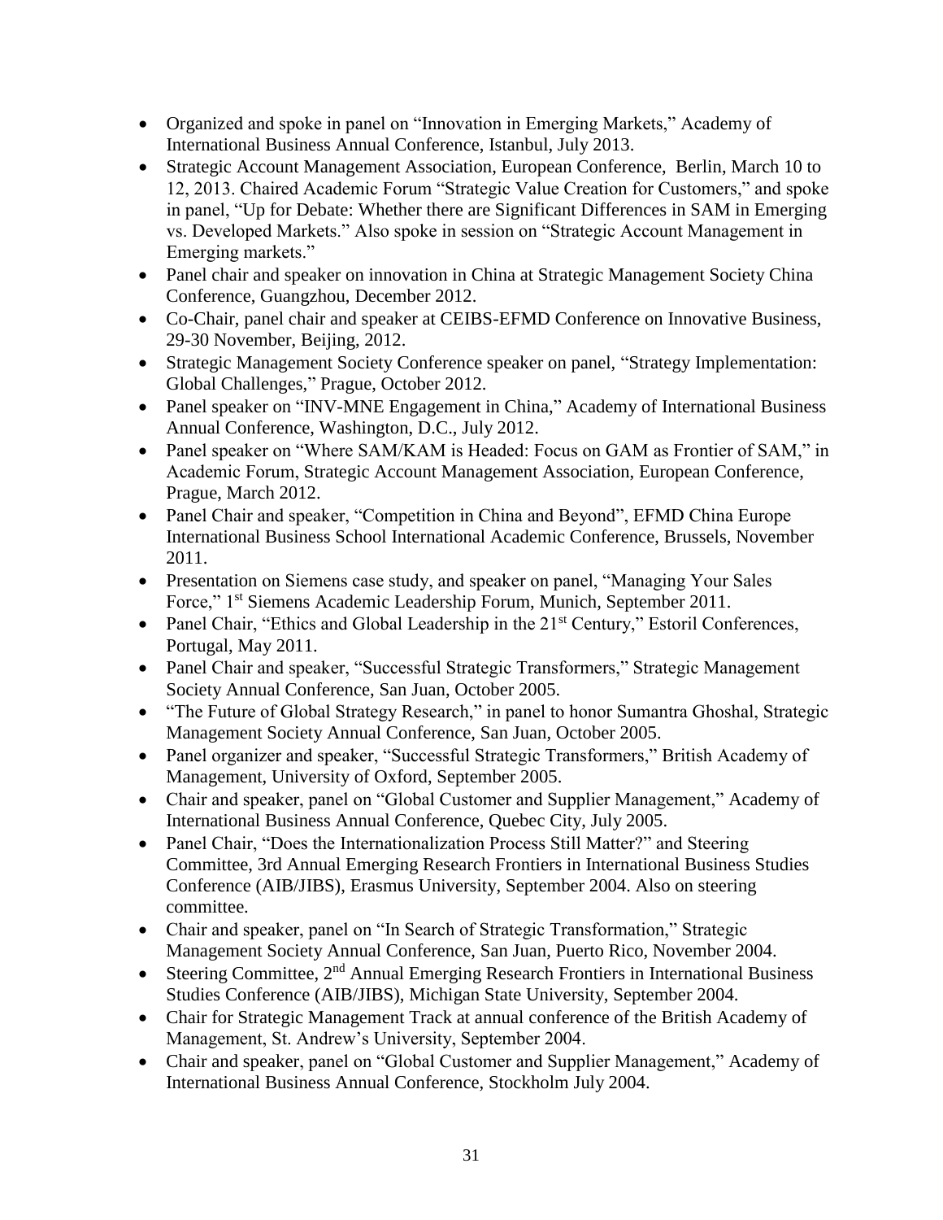- Organized and spoke in panel on "Innovation in Emerging Markets," Academy of International Business Annual Conference, Istanbul, July 2013.
- Strategic Account Management Association, European Conference, Berlin, March 10 to 12, 2013. Chaired Academic Forum "Strategic Value Creation for Customers," and spoke in panel, "Up for Debate: Whether there are Significant Differences in SAM in Emerging vs. Developed Markets." Also spoke in session on "Strategic Account Management in Emerging markets."
- Panel chair and speaker on innovation in China at Strategic Management Society China Conference, Guangzhou, December 2012.
- Co-Chair, panel chair and speaker at CEIBS-EFMD Conference on Innovative Business, 29-30 November, Beijing, 2012.
- Strategic Management Society Conference speaker on panel, "Strategy Implementation: Global Challenges," Prague, October 2012.
- Panel speaker on "INV-MNE Engagement in China," Academy of International Business Annual Conference, Washington, D.C., July 2012.
- Panel speaker on "Where SAM/KAM is Headed: Focus on GAM as Frontier of SAM," in Academic Forum, Strategic Account Management Association, European Conference, Prague, March 2012.
- Panel Chair and speaker, "Competition in China and Beyond", EFMD China Europe International Business School International Academic Conference, Brussels, November 2011.
- Presentation on Siemens case study, and speaker on panel, "Managing Your Sales Force," 1st Siemens Academic Leadership Forum, Munich, September 2011.
- Panel Chair, "Ethics and Global Leadership in the 21st Century," Estoril Conferences, Portugal, May 2011.
- Panel Chair and speaker, "Successful Strategic Transformers," Strategic Management Society Annual Conference, San Juan, October 2005.
- "The Future of Global Strategy Research," in panel to honor Sumantra Ghoshal, Strategic Management Society Annual Conference, San Juan, October 2005.
- Panel organizer and speaker, "Successful Strategic Transformers," British Academy of Management, University of Oxford, September 2005.
- Chair and speaker, panel on "Global Customer and Supplier Management," Academy of International Business Annual Conference, Quebec City, July 2005.
- Panel Chair, "Does the Internationalization Process Still Matter?" and Steering Committee, 3rd Annual Emerging Research Frontiers in International Business Studies Conference (AIB/JIBS), Erasmus University, September 2004. Also on steering committee.
- Chair and speaker, panel on "In Search of Strategic Transformation," Strategic Management Society Annual Conference, San Juan, Puerto Rico, November 2004.
- Steering Committee, 2nd Annual Emerging Research Frontiers in International Business Studies Conference (AIB/JIBS), Michigan State University, September 2004.
- Chair for Strategic Management Track at annual conference of the British Academy of Management, St. Andrew's University, September 2004.
- Chair and speaker, panel on "Global Customer and Supplier Management," Academy of International Business Annual Conference, Stockholm July 2004.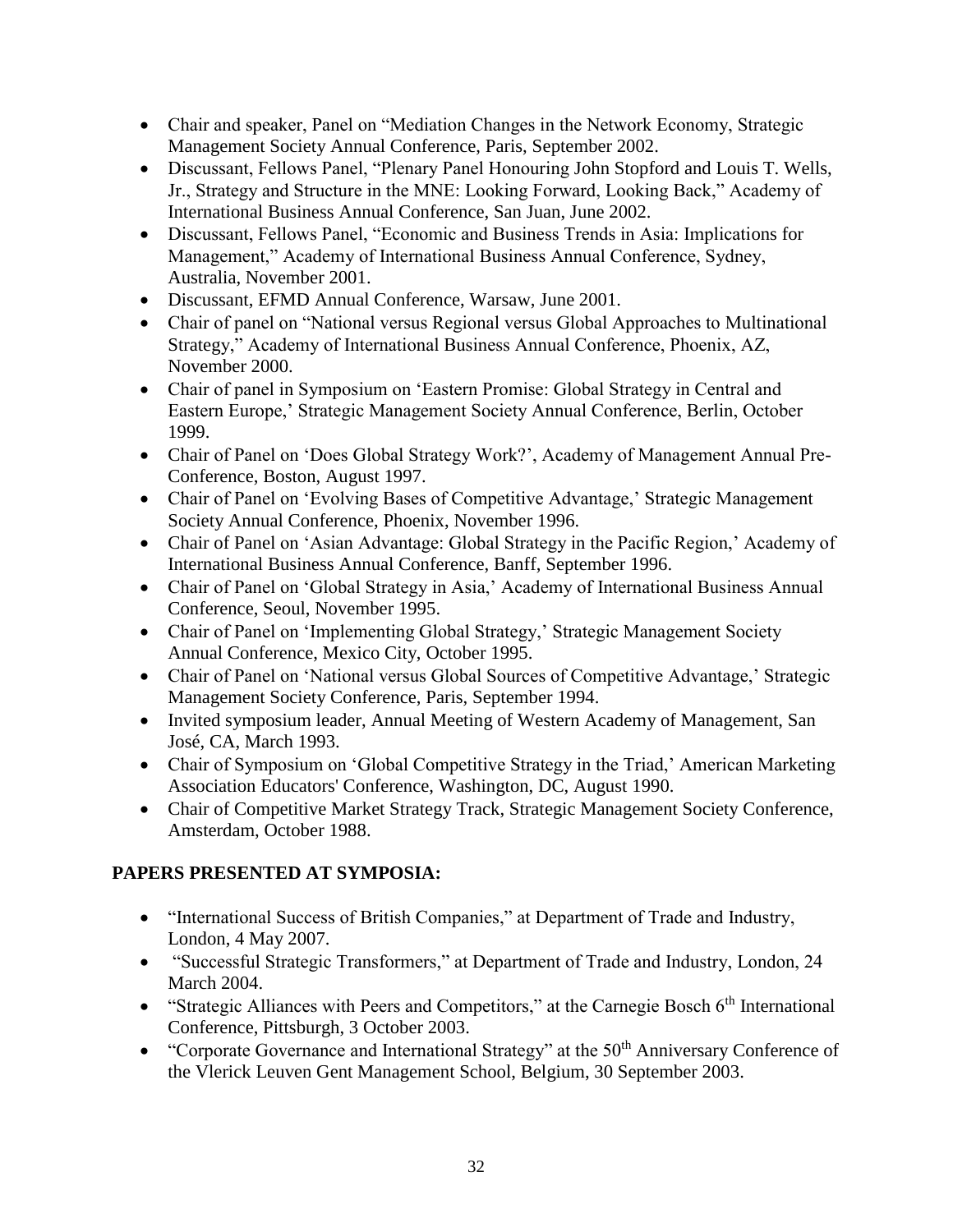- Chair and speaker, Panel on "Mediation Changes in the Network Economy, Strategic Management Society Annual Conference, Paris, September 2002.
- Discussant, Fellows Panel, "Plenary Panel Honouring John Stopford and Louis T. Wells, Jr., Strategy and Structure in the MNE: Looking Forward, Looking Back," Academy of International Business Annual Conference, San Juan, June 2002.
- Discussant, Fellows Panel, "Economic and Business Trends in Asia: Implications for Management," Academy of International Business Annual Conference, Sydney, Australia, November 2001.
- Discussant, EFMD Annual Conference, Warsaw, June 2001.
- Chair of panel on "National versus Regional versus Global Approaches to Multinational Strategy," Academy of International Business Annual Conference, Phoenix, AZ, November 2000.
- Chair of panel in Symposium on 'Eastern Promise: Global Strategy in Central and Eastern Europe,' Strategic Management Society Annual Conference, Berlin, October 1999.
- Chair of Panel on 'Does Global Strategy Work?', Academy of Management Annual Pre-Conference, Boston, August 1997.
- Chair of Panel on 'Evolving Bases of Competitive Advantage,' Strategic Management Society Annual Conference, Phoenix, November 1996.
- Chair of Panel on 'Asian Advantage: Global Strategy in the Pacific Region,' Academy of International Business Annual Conference, Banff, September 1996.
- Chair of Panel on 'Global Strategy in Asia,' Academy of International Business Annual Conference, Seoul, November 1995.
- Chair of Panel on 'Implementing Global Strategy,' Strategic Management Society Annual Conference, Mexico City, October 1995.
- Chair of Panel on 'National versus Global Sources of Competitive Advantage,' Strategic Management Society Conference, Paris, September 1994.
- Invited symposium leader, Annual Meeting of Western Academy of Management, San José, CA, March 1993.
- Chair of Symposium on 'Global Competitive Strategy in the Triad,' American Marketing Association Educators' Conference, Washington, DC, August 1990.
- Chair of Competitive Market Strategy Track, Strategic Management Society Conference, Amsterdam, October 1988.

## PAPERS PRESENTED AT SYMPOSIA:

- "International Success of British Companies," at Department of Trade and Industry, London, 4 May 2007.
- "Successful Strategic Transformers," at Department of Trade and Industry, London, 24 March 2004.
- "Strategic Alliances with Peers and Competitors," at the Carnegie Bosch 6th International Conference, Pittsburgh, 3 October 2003.
- "Corporate Governance and International Strategy" at the 50th Anniversary Conference of the Vlerick Leuven Gent Management School, Belgium, 30 September 2003.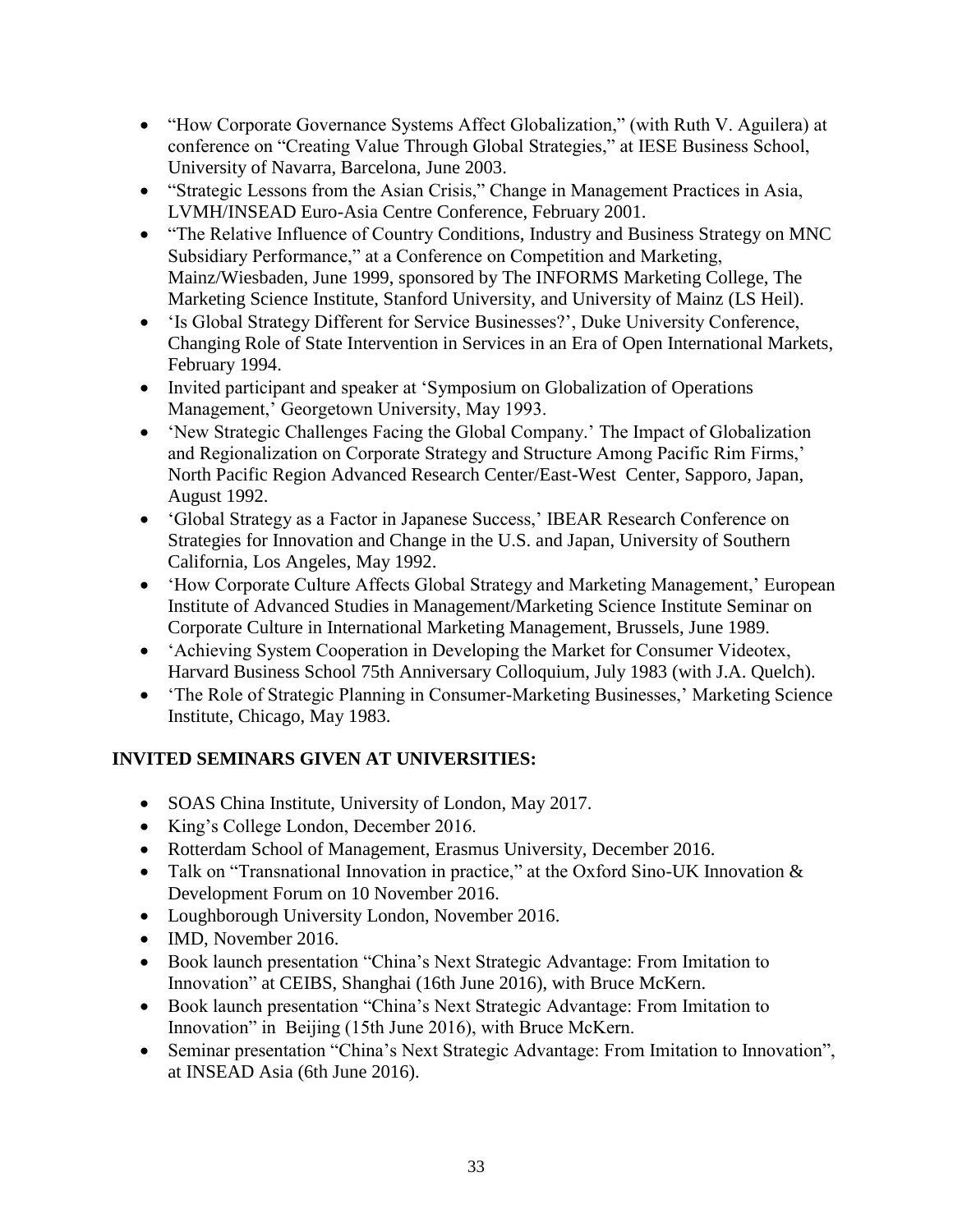- "How Corporate Governance Systems Affect Globalization," (with Ruth V. Aguilera) at conference on "Creating Value Through Global Strategies," at IESE Business School, University of Navarra, Barcelona, June 2003.
- "Strategic Lessons from the Asian Crisis," Change in Management Practices in Asia, LVMH/INSEAD Euro-Asia Centre Conference, February 2001.
- "The Relative Influence of Country Conditions, Industry and Business Strategy on MNC Subsidiary Performance," at a Conference on Competition and Marketing, Mainz/Wiesbaden, June 1999, sponsored by The INFORMS Marketing College, The Marketing Science Institute, Stanford University, and University of Mainz (LS Heil).
- 'Is Global Strategy Different for Service Businesses?', Duke University Conference, Changing Role of State Intervention in Services in an Era of Open International Markets, February 1994.
- Invited participant and speaker at 'Symposium on Globalization of Operations Management,' Georgetown University, May 1993.
- 'New Strategic Challenges Facing the Global Company.' The Impact of Globalization and Regionalization on Corporate Strategy and Structure Among Pacific Rim Firms,' North Pacific Region Advanced Research Center/East-West Center, Sapporo, Japan, August 1992.
- 'Global Strategy as a Factor in Japanese Success,' IBEAR Research Conference on Strategies for Innovation and Change in the U.S. and Japan, University of Southern California, Los Angeles, May 1992.
- 'How Corporate Culture Affects Global Strategy and Marketing Management,' European Institute of Advanced Studies in Management/Marketing Science Institute Seminar on Corporate Culture in International Marketing Management, Brussels, June 1989.
- 'Achieving System Cooperation in Developing the Market for Consumer Videotex, Harvard Business School 75th Anniversary Colloquium, July 1983 (with J.A. Quelch).
- 'The Role of Strategic Planning in Consumer-Marketing Businesses,' Marketing Science Institute, Chicago, May 1983.

**INVITED SEMINARS GIVEN AT UNIVERSITIES:**

- SOAS China Institute, University of London, May 2017.
- King's College London, December 2016.
- Rotterdam School of Management, Erasmus University, December 2016.
- Talk on "Transnational Innovation in practice," at the Oxford Sino-UK Innovation & Development Forum on 10 November 2016.
- Loughborough University London, November 2016.
- IMD, November 2016.
- Book launch presentation "China's Next Strategic Advantage: From Imitation to Innovation" at CEIBS, Shanghai (16th June 2016), with Bruce McKern.
- Book launch presentation "China's Next Strategic Advantage: From Imitation to Innovation" in Beijing (15th June 2016), with Bruce McKern.
- Seminar presentation "China's Next Strategic Advantage: From Imitation to Innovation", at INSEAD Asia (6th June 2016).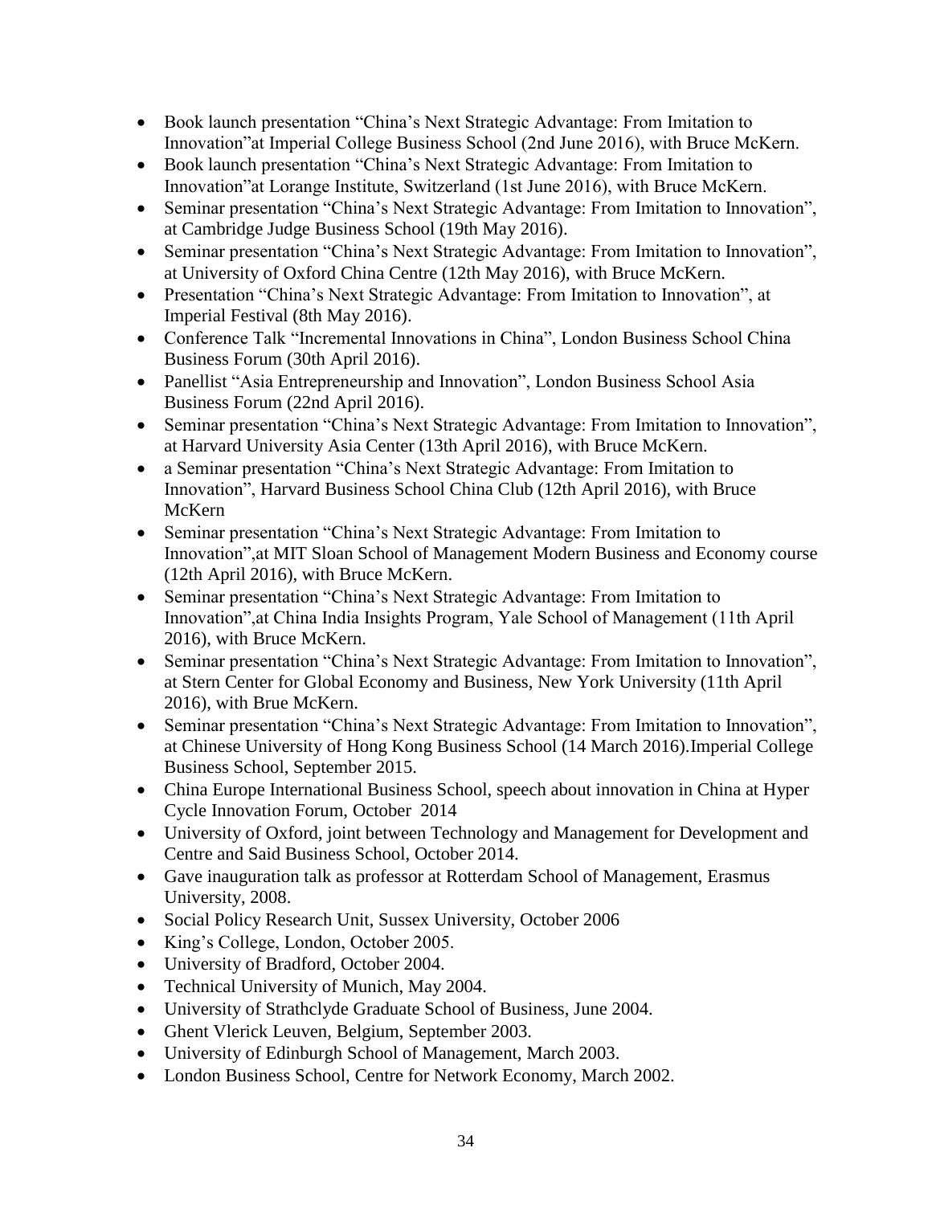- Book launch presentation “China’s Next Strategic Advantage: From Imitation to Innovation”at Imperial College Business School (2nd June 2016), with Bruce McKern.
- Book launch presentation “China’s Next Strategic Advantage: From Imitation to Innovation”at Lorange Institute, Switzerland (1st June 2016), with Bruce McKern.
- Seminar presentation “China’s Next Strategic Advantage: From Imitation to Innovation”, at Cambridge Judge Business School (19th May 2016).
- Seminar presentation “China’s Next Strategic Advantage: From Imitation to Innovation”, at University of Oxford China Centre (12th May 2016), with Bruce McKern.
- Presentation “China’s Next Strategic Advantage: From Imitation to Innovation”, at Imperial Festival (8th May 2016).
- Conference Talk “Incremental Innovations in China”, London Business School China Business Forum (30th April 2016).
- Panellist “Asia Entrepreneurship and Innovation”, London Business School Asia Business Forum (22nd April 2016).
- Seminar presentation “China’s Next Strategic Advantage: From Imitation to Innovation”, at Harvard University Asia Center (13th April 2016), with Bruce McKern.
- a Seminar presentation “China’s Next Strategic Advantage: From Imitation to Innovation”, Harvard Business School China Club (12th April 2016), with Bruce McKern
- Seminar presentation “China’s Next Strategic Advantage: From Imitation to Innovation”,at MIT Sloan School of Management Modern Business and Economy course (12th April 2016), with Bruce McKern.
- Seminar presentation “China’s Next Strategic Advantage: From Imitation to Innovation”,at China India Insights Program, Yale School of Management (11th April 2016), with Bruce McKern.
- Seminar presentation “China’s Next Strategic Advantage: From Imitation to Innovation”, at Stern Center for Global Economy and Business, New York University (11th April 2016), with Brue McKern.
- Seminar presentation “China’s Next Strategic Advantage: From Imitation to Innovation”, at Chinese University of Hong Kong Business School (14 March 2016).Imperial College Business School, September 2015.
- China Europe International Business School, speech about innovation in China at Hyper Cycle Innovation Forum, October 2014
- University of Oxford, joint between Technology and Management for Development and Centre and Said Business School, October 2014.
- Gave inauguration talk as professor at Rotterdam School of Management, Erasmus University, 2008.
- Social Policy Research Unit, Sussex University, October 2006
- King’s College, London, October 2005.
- University of Bradford, October 2004.
- Technical University of Munich, May 2004.
- University of Strathclyde Graduate School of Business, June 2004.
- Ghent Vlerick Leuven, Belgium, September 2003.
- University of Edinburgh School of Management, March 2003.
- London Business School, Centre for Network Economy, March 2002.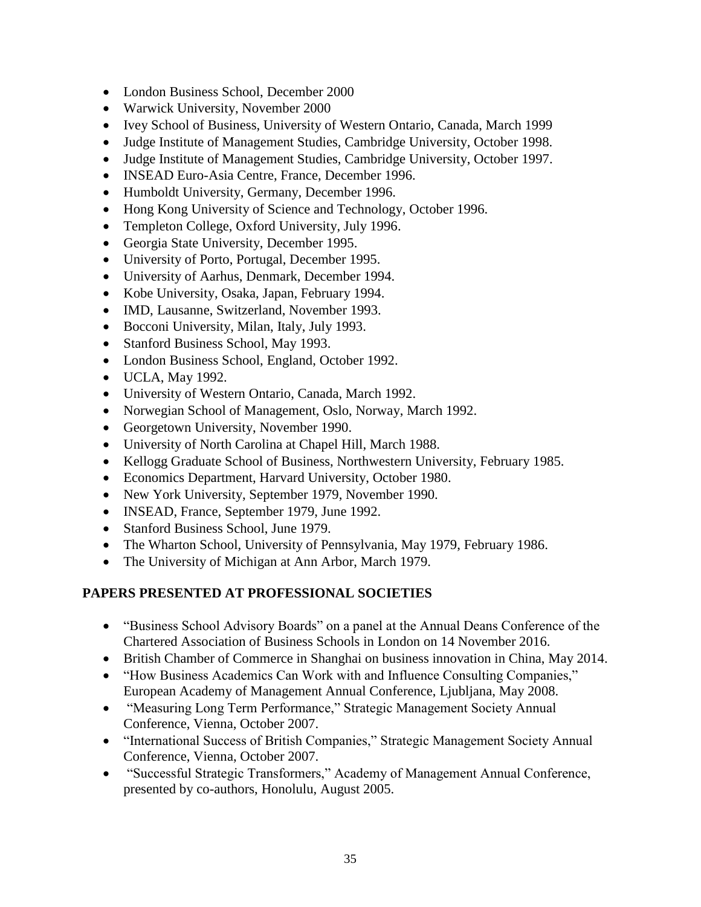- London Business School, December 2000
- Warwick University, November 2000
- Ivey School of Business, University of Western Ontario, Canada, March 1999
- Judge Institute of Management Studies, Cambridge University, October 1998.
- Judge Institute of Management Studies, Cambridge University, October 1997.
- INSEAD Euro-Asia Centre, France, December 1996.
- Humboldt University, Germany, December 1996.
- Hong Kong University of Science and Technology, October 1996.
- Templeton College, Oxford University, July 1996.
- Georgia State University, December 1995.
- University of Porto, Portugal, December 1995.
- University of Aarhus, Denmark, December 1994.
- Kobe University, Osaka, Japan, February 1994.
- IMD, Lausanne, Switzerland, November 1993.
- Bocconi University, Milan, Italy, July 1993.
- Stanford Business School, May 1993.
- London Business School, England, October 1992.
- UCLA, May 1992.
- University of Western Ontario, Canada, March 1992.
- Norwegian School of Management, Oslo, Norway, March 1992.
- Georgetown University, November 1990.
- University of North Carolina at Chapel Hill, March 1988.
- Kellogg Graduate School of Business, Northwestern University, February 1985.
- Economics Department, Harvard University, October 1980.
- New York University, September 1979, November 1990.
- INSEAD, France, September 1979, June 1992.
- Stanford Business School, June 1979.
- The Wharton School, University of Pennsylvania, May 1979, February 1986.
- The University of Michigan at Ann Arbor, March 1979.

## PAPERS PRESENTED AT PROFESSIONAL SOCIETIES

- "Business School Advisory Boards" on a panel at the Annual Deans Conference of the Chartered Association of Business Schools in London on 14 November 2016.
- British Chamber of Commerce in Shanghai on business innovation in China, May 2014.
- "How Business Academics Can Work with and Influence Consulting Companies," European Academy of Management Annual Conference, Ljubljana, May 2008.
- "Measuring Long Term Performance," Strategic Management Society Annual Conference, Vienna, October 2007.
- "International Success of British Companies," Strategic Management Society Annual Conference, Vienna, October 2007.
- "Successful Strategic Transformers," Academy of Management Annual Conference, presented by co-authors, Honolulu, August 2005.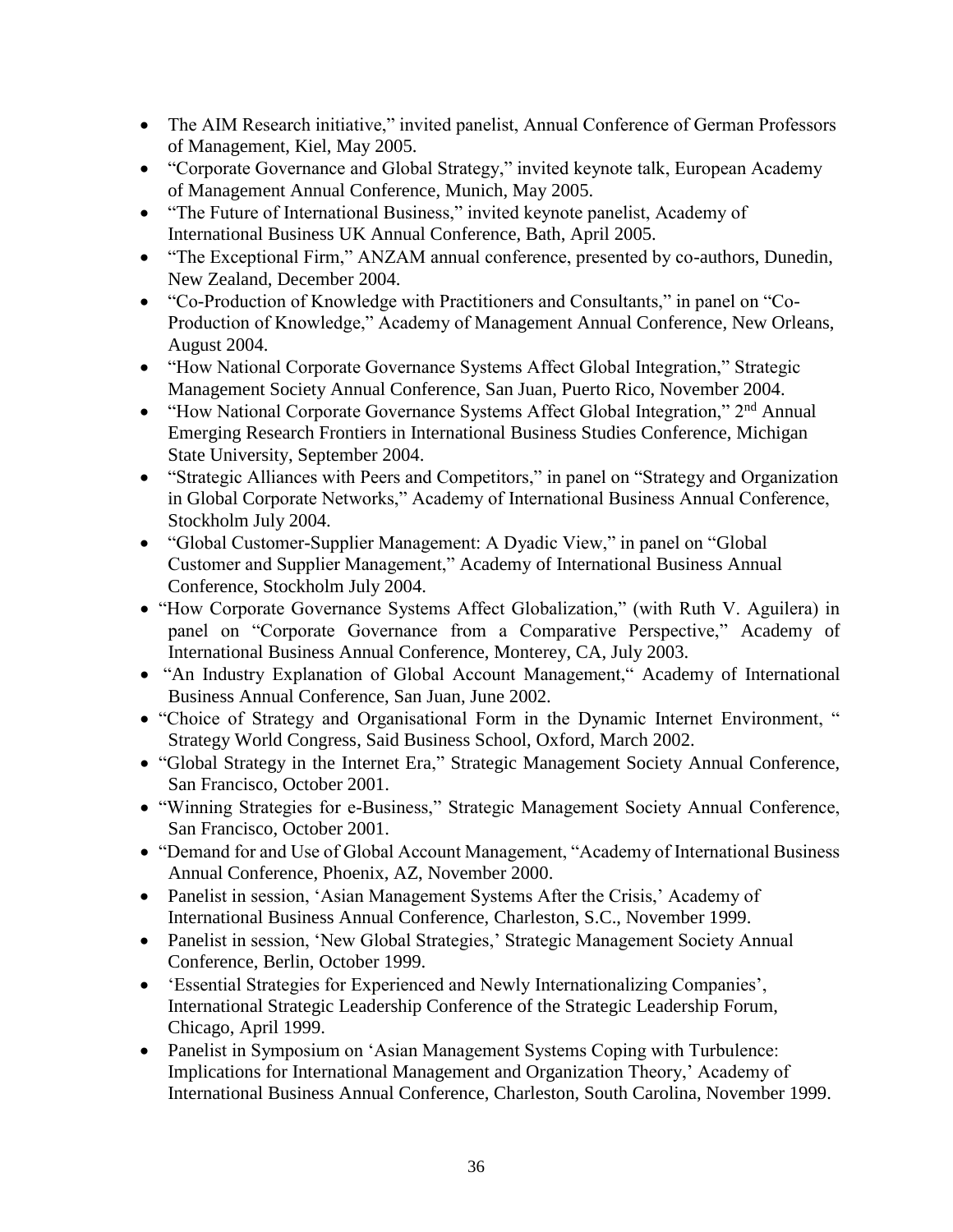- The AIM Research initiative," invited panelist, Annual Conference of German Professors of Management, Kiel, May 2005.
- "Corporate Governance and Global Strategy," invited keynote talk, European Academy of Management Annual Conference, Munich, May 2005.
- "The Future of International Business," invited keynote panelist, Academy of International Business UK Annual Conference, Bath, April 2005.
- "The Exceptional Firm," ANZAM annual conference, presented by co-authors, Dunedin, New Zealand, December 2004.
- "Co-Production of Knowledge with Practitioners and Consultants," in panel on "Co-Production of Knowledge," Academy of Management Annual Conference, New Orleans, August 2004.
- "How National Corporate Governance Systems Affect Global Integration," Strategic Management Society Annual Conference, San Juan, Puerto Rico, November 2004.
- "How National Corporate Governance Systems Affect Global Integration," 2nd Annual Emerging Research Frontiers in International Business Studies Conference, Michigan State University, September 2004.
- "Strategic Alliances with Peers and Competitors," in panel on "Strategy and Organization in Global Corporate Networks," Academy of International Business Annual Conference, Stockholm July 2004.
- "Global Customer-Supplier Management: A Dyadic View," in panel on "Global Customer and Supplier Management," Academy of International Business Annual Conference, Stockholm July 2004.
- "How Corporate Governance Systems Affect Globalization," (with Ruth V. Aguilera) in panel on "Corporate Governance from a Comparative Perspective," Academy of International Business Annual Conference, Monterey, CA, July 2003.
- "An Industry Explanation of Global Account Management," Academy of International Business Annual Conference, San Juan, June 2002.
- "Choice of Strategy and Organisational Form in the Dynamic Internet Environment, " Strategy World Congress, Said Business School, Oxford, March 2002.
- "Global Strategy in the Internet Era," Strategic Management Society Annual Conference, San Francisco, October 2001.
- "Winning Strategies for e-Business," Strategic Management Society Annual Conference, San Francisco, October 2001.
- "Demand for and Use of Global Account Management, "Academy of International Business Annual Conference, Phoenix, AZ, November 2000.
- Panelist in session, 'Asian Management Systems After the Crisis,' Academy of International Business Annual Conference, Charleston, S.C., November 1999.
- Panelist in session, 'New Global Strategies,' Strategic Management Society Annual Conference, Berlin, October 1999.
- 'Essential Strategies for Experienced and Newly Internationalizing Companies', International Strategic Leadership Conference of the Strategic Leadership Forum, Chicago, April 1999.
- Panelist in Symposium on 'Asian Management Systems Coping with Turbulence: Implications for International Management and Organization Theory,' Academy of International Business Annual Conference, Charleston, South Carolina, November 1999.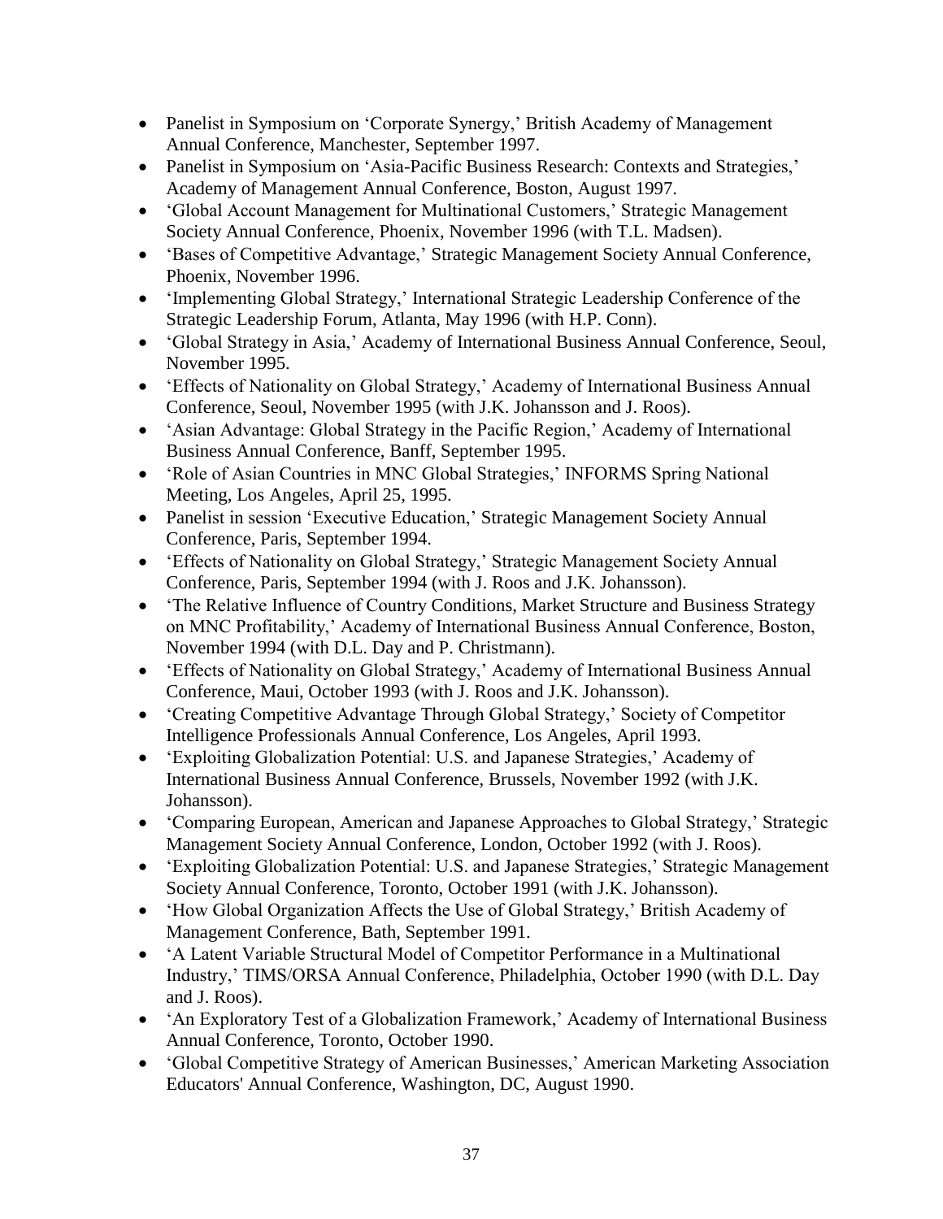- Panelist in Symposium on 'Corporate Synergy,' British Academy of Management Annual Conference, Manchester, September 1997.
- Panelist in Symposium on 'Asia-Pacific Business Research: Contexts and Strategies,' Academy of Management Annual Conference, Boston, August 1997.
- 'Global Account Management for Multinational Customers,' Strategic Management Society Annual Conference, Phoenix, November 1996 (with T.L. Madsen).
- 'Bases of Competitive Advantage,' Strategic Management Society Annual Conference, Phoenix, November 1996.
- 'Implementing Global Strategy,' International Strategic Leadership Conference of the Strategic Leadership Forum, Atlanta, May 1996 (with H.P. Conn).
- 'Global Strategy in Asia,' Academy of International Business Annual Conference, Seoul, November 1995.
- 'Effects of Nationality on Global Strategy,' Academy of International Business Annual Conference, Seoul, November 1995 (with J.K. Johansson and J. Roos).
- 'Asian Advantage: Global Strategy in the Pacific Region,' Academy of International Business Annual Conference, Banff, September 1995.
- 'Role of Asian Countries in MNC Global Strategies,' INFORMS Spring National Meeting, Los Angeles, April 25, 1995.
- Panelist in session 'Executive Education,' Strategic Management Society Annual Conference, Paris, September 1994.
- 'Effects of Nationality on Global Strategy,' Strategic Management Society Annual Conference, Paris, September 1994 (with J. Roos and J.K. Johansson).
- 'The Relative Influence of Country Conditions, Market Structure and Business Strategy on MNC Profitability,' Academy of International Business Annual Conference, Boston, November 1994 (with D.L. Day and P. Christmann).
- 'Effects of Nationality on Global Strategy,' Academy of International Business Annual Conference, Maui, October 1993 (with J. Roos and J.K. Johansson).
- 'Creating Competitive Advantage Through Global Strategy,' Society of Competitor Intelligence Professionals Annual Conference, Los Angeles, April 1993.
- 'Exploiting Globalization Potential: U.S. and Japanese Strategies,' Academy of International Business Annual Conference, Brussels, November 1992 (with J.K. Johansson).
- 'Comparing European, American and Japanese Approaches to Global Strategy,' Strategic Management Society Annual Conference, London, October 1992 (with J. Roos).
- 'Exploiting Globalization Potential: U.S. and Japanese Strategies,' Strategic Management Society Annual Conference, Toronto, October 1991 (with J.K. Johansson).
- 'How Global Organization Affects the Use of Global Strategy,' British Academy of Management Conference, Bath, September 1991.
- 'A Latent Variable Structural Model of Competitor Performance in a Multinational Industry,' TIMS/ORSA Annual Conference, Philadelphia, October 1990 (with D.L. Day and J. Roos).
- 'An Exploratory Test of a Globalization Framework,' Academy of International Business Annual Conference, Toronto, October 1990.
- 'Global Competitive Strategy of American Businesses,' American Marketing Association Educators' Annual Conference, Washington, DC, August 1990.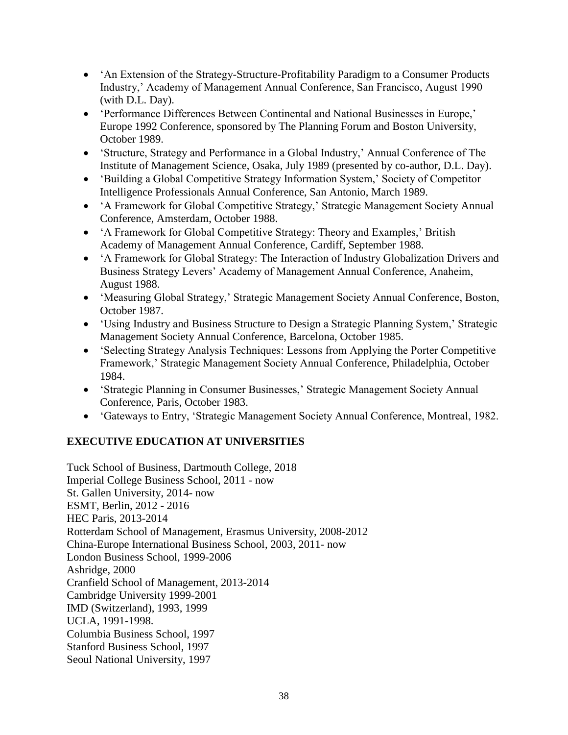- 'An Extension of the Strategy-Structure-Profitability Paradigm to a Consumer Products Industry,' Academy of Management Annual Conference, San Francisco, August 1990 (with D.L. Day).
- 'Performance Differences Between Continental and National Businesses in Europe,' Europe 1992 Conference, sponsored by The Planning Forum and Boston University, October 1989.
- 'Structure, Strategy and Performance in a Global Industry,' Annual Conference of The Institute of Management Science, Osaka, July 1989 (presented by co-author, D.L. Day).
- 'Building a Global Competitive Strategy Information System,' Society of Competitor Intelligence Professionals Annual Conference, San Antonio, March 1989.
- 'A Framework for Global Competitive Strategy,' Strategic Management Society Annual Conference, Amsterdam, October 1988.
- 'A Framework for Global Competitive Strategy: Theory and Examples,' British Academy of Management Annual Conference, Cardiff, September 1988.
- 'A Framework for Global Strategy: The Interaction of Industry Globalization Drivers and Business Strategy Levers' Academy of Management Annual Conference, Anaheim, August 1988.
- 'Measuring Global Strategy,' Strategic Management Society Annual Conference, Boston, October 1987.
- 'Using Industry and Business Structure to Design a Strategic Planning System,' Strategic Management Society Annual Conference, Barcelona, October 1985.
- 'Selecting Strategy Analysis Techniques: Lessons from Applying the Porter Competitive Framework,' Strategic Management Society Annual Conference, Philadelphia, October 1984.
- 'Strategic Planning in Consumer Businesses,' Strategic Management Society Annual Conference, Paris, October 1983.
- 'Gateways to Entry, 'Strategic Management Society Annual Conference, Montreal, 1982.

## EXECUTIVE EDUCATION AT UNIVERSITIES

Tuck School of Business, Dartmouth College, 2018  
Imperial College Business School, 2011 - now  
St. Gallen University, 2014- now  
ESMT, Berlin, 2012 - 2016  
HEC Paris, 2013-2014  
Rotterdam School of Management, Erasmus University, 2008-2012  
China-Europe International Business School, 2003, 2011- now  
London Business School, 1999-2006  
Ashridge, 2000  
Cranfield School of Management, 2013-2014  
Cambridge University 1999-2001  
IMD (Switzerland), 1993, 1999  
UCLA, 1991-1998.  
Columbia Business School, 1997  
Stanford Business School, 1997  
Seoul National University, 1997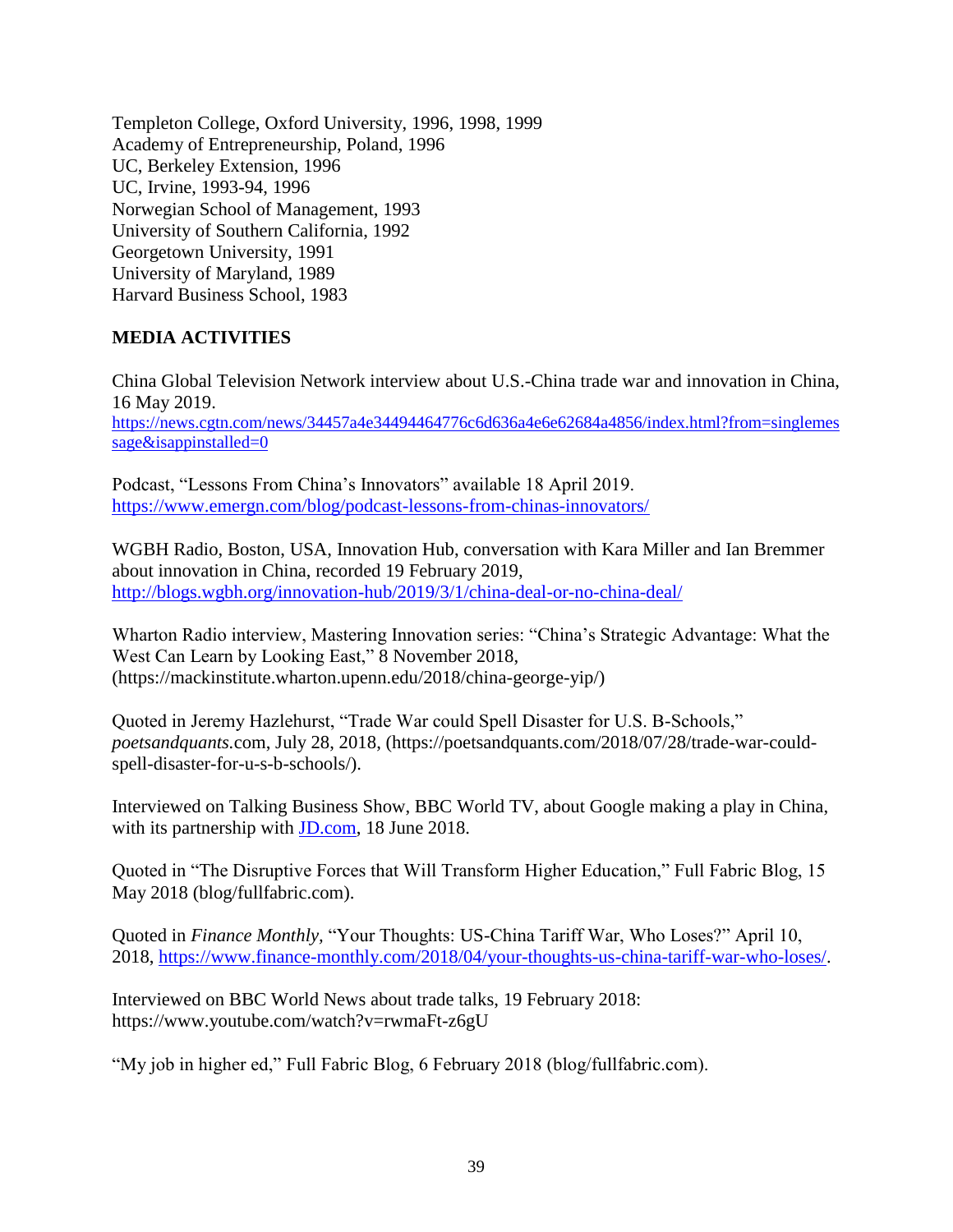Templeton College, Oxford University, 1996, 1998, 1999
Academy of Entrepreneurship, Poland, 1996
UC, Berkeley Extension, 1996
UC, Irvine, 1993-94, 1996
Norwegian School of Management, 1993
University of Southern California, 1992
Georgetown University, 1991
University of Maryland, 1989
Harvard Business School, 1983

**MEDIA ACTIVITIES**

China Global Television Network interview about U.S.-China trade war and innovation in China, 16 May 2019.
https://news.cgtn.com/news/34457a4e34494464776c6d636a4e6e62684a4856/index.html?from=singlemessage&isappinstalled=0

Podcast, "Lessons From China's Innovators" available 18 April 2019.
https://www.emergn.com/blog/podcast-lessons-from-chinas-innovators/

WGBH Radio, Boston, USA, Innovation Hub, conversation with Kara Miller and Ian Bremmer about innovation in China, recorded 19 February 2019,
http://blogs.wgbh.org/innovation-hub/2019/3/1/china-deal-or-no-china-deal/

Wharton Radio interview, Mastering Innovation series: "China's Strategic Advantage: What the West Can Learn by Looking East," 8 November 2018,
(https://mackinstitute.wharton.upenn.edu/2018/china-george-yip/)

Quoted in Jeremy Hazlehurst, "Trade War could Spell Disaster for U.S. B-Schools," *poetsandquants*.com, July 28, 2018, (https://poetsandquants.com/2018/07/28/trade-war-could-spell-disaster-for-u-s-b-schools/).

Interviewed on Talking Business Show, BBC World TV, about Google making a play in China, with its partnership with JD.com, 18 June 2018.

Quoted in "The Disruptive Forces that Will Transform Higher Education," Full Fabric Blog, 15 May 2018 (blog/fullfabric.com).

Quoted in *Finance Monthly*, "Your Thoughts: US-China Tariff War, Who Loses?" April 10, 2018, https://www.finance-monthly.com/2018/04/your-thoughts-us-china-tariff-war-who-loses/.

Interviewed on BBC World News about trade talks, 19 February 2018:
https://www.youtube.com/watch?v=rwmaFt-z6gU

"My job in higher ed," Full Fabric Blog, 6 February 2018 (blog/fullfabric.com).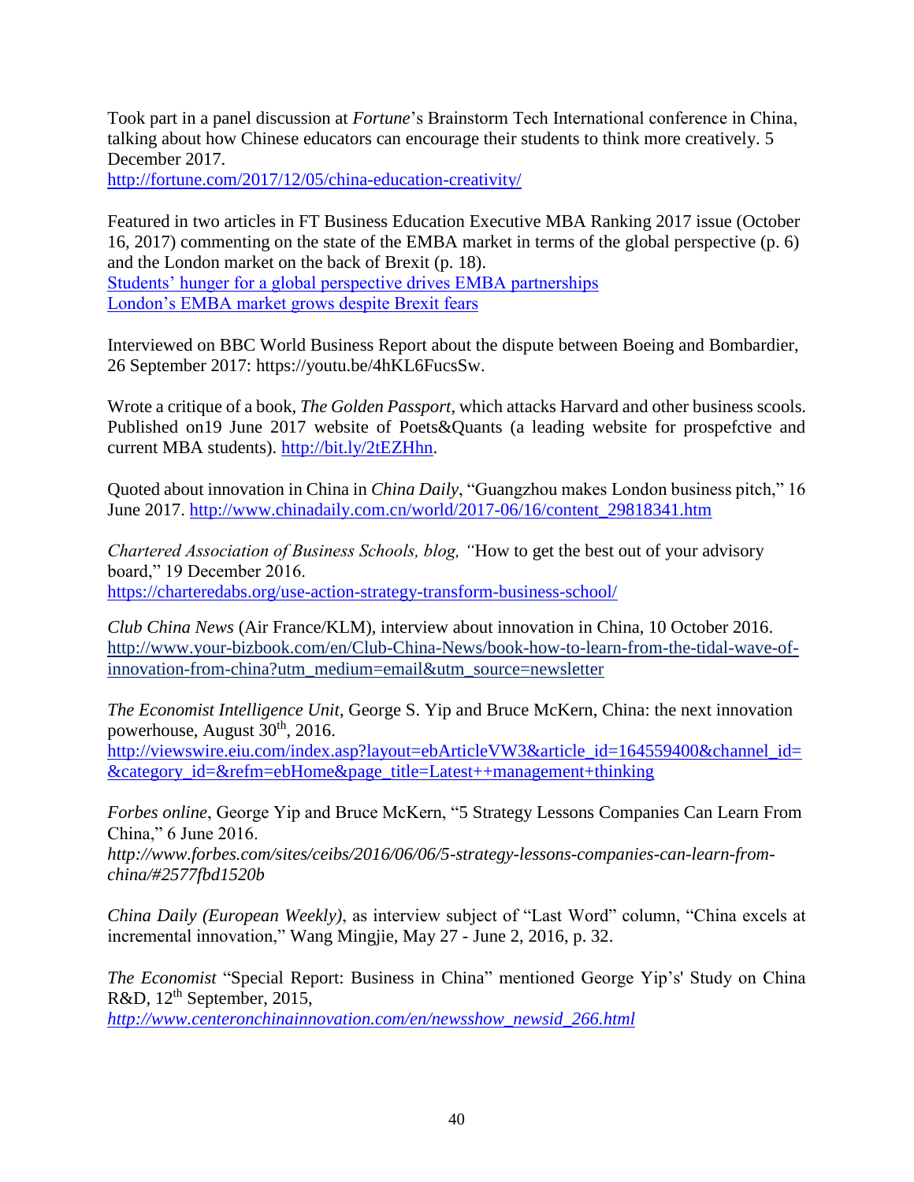Took part in a panel discussion at *Fortune*'s Brainstorm Tech International conference in China, talking about how Chinese educators can encourage their students to think more creatively. 5 December 2017.
http://fortune.com/2017/12/05/china-education-creativity/

Featured in two articles in FT Business Education Executive MBA Ranking 2017 issue (October 16, 2017) commenting on the state of the EMBA market in terms of the global perspective (p. 6) and the London market on the back of Brexit (p. 18).
Students' hunger for a global perspective drives EMBA partnerships
London's EMBA market grows despite Brexit fears

Interviewed on BBC World Business Report about the dispute between Boeing and Bombardier, 26 September 2017: https://youtu.be/4hKL6FucsSw.

Wrote a critique of a book, *The Golden Passport*, which attacks Harvard and other business scools. Published on19 June 2017 website of Poets&Quants (a leading website for prospefctive and current MBA students). http://bit.ly/2tEZHhn.

Quoted about innovation in China in *China Daily*, "Guangzhou makes London business pitch," 16 June 2017. http://www.chinadaily.com.cn/world/2017-06/16/content_29818341.htm

*Chartered Association of Business Schools, blog, "*How to get the best out of your advisory board," 19 December 2016.
https://charteredabs.org/use-action-strategy-transform-business-school/

*Club China News* (Air France/KLM), interview about innovation in China, 10 October 2016.
http://www.your-bizbook.com/en/Club-China-News/book-how-to-learn-from-the-tidal-wave-of-innovation-from-china?utm_medium=email&utm_source=newsletter

*The Economist Intelligence Unit*, George S. Yip and Bruce McKern, China: the next innovation powerhouse, August 30th, 2016.
http://viewswire.eiu.com/index.asp?layout=ebArticleVW3&article_id=164559400&channel_id=&category_id=&refm=ebHome&page_title=Latest++management+thinking

*Forbes online*, George Yip and Bruce McKern, "5 Strategy Lessons Companies Can Learn From China," 6 June 2016.
*http://www.forbes.com/sites/ceibs/2016/06/06/5-strategy-lessons-companies-can-learn-from-china/#2577fbd1520b*

*China Daily (European Weekly)*, as interview subject of "Last Word" column, "China excels at incremental innovation," Wang Mingjie, May 27 - June 2, 2016, p. 32.

*The Economist* "Special Report: Business in China" mentioned George Yip's' Study on China R&D, 12th September, 2015,
*http://www.centeronchinainnovation.com/en/newsshow_newsid_266.html*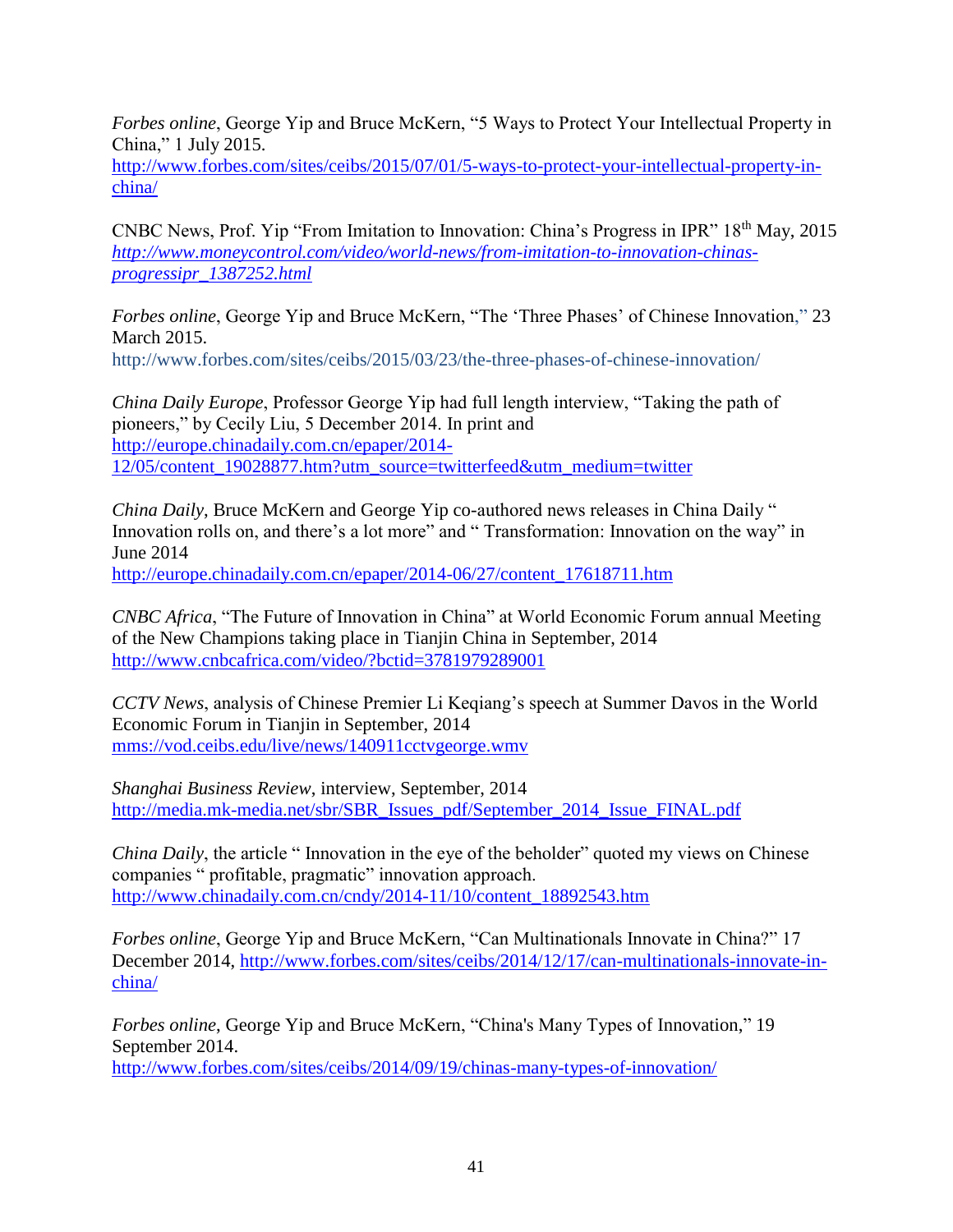*Forbes online*, George Yip and Bruce McKern, "5 Ways to Protect Your Intellectual Property in China," 1 July 2015.
http://www.forbes.com/sites/ceibs/2015/07/01/5-ways-to-protect-your-intellectual-property-in-china/

CNBC News, Prof. Yip "From Imitation to Innovation: China's Progress in IPR" 18th May, 2015
*http://www.moneycontrol.com/video/world-news/from-imitation-to-innovation-chinas-progressipr_1387252.html*

*Forbes online*, George Yip and Bruce McKern, "The 'Three Phases' of Chinese Innovation," 23 March 2015.
http://www.forbes.com/sites/ceibs/2015/03/23/the-three-phases-of-chinese-innovation/

*China Daily Europe*, Professor George Yip had full length interview, "Taking the path of pioneers," by Cecily Liu, 5 December 2014. In print and
http://europe.chinadaily.com.cn/epaper/2014-12/05/content_19028877.htm?utm_source=twitterfeed&utm_medium=twitter

*China Daily*, Bruce McKern and George Yip co-authored news releases in China Daily " Innovation rolls on, and there's a lot more" and " Transformation: Innovation on the way" in June 2014
http://europe.chinadaily.com.cn/epaper/2014-06/27/content_17618711.htm

*CNBC Africa*, "The Future of Innovation in China" at World Economic Forum annual Meeting of the New Champions taking place in Tianjin China in September, 2014
http://www.cnbcafrica.com/video/?bctid=3781979289001

*CCTV News*, analysis of Chinese Premier Li Keqiang's speech at Summer Davos in the World Economic Forum in Tianjin in September, 2014
mms://vod.ceibs.edu/live/news/140911cctvgeorge.wmv

*Shanghai Business Review*, interview, September, 2014
http://media.mk-media.net/sbr/SBR_Issues_pdf/September_2014_Issue_FINAL.pdf

*China Daily*, the article " Innovation in the eye of the beholder" quoted my views on Chinese companies " profitable, pragmatic" innovation approach.
http://www.chinadaily.com.cn/cndy/2014-11/10/content_18892543.htm

*Forbes online*, George Yip and Bruce McKern, "Can Multinationals Innovate in China?" 17 December 2014, http://www.forbes.com/sites/ceibs/2014/12/17/can-multinationals-innovate-in-china/

*Forbes online*, George Yip and Bruce McKern, "China's Many Types of Innovation," 19 September 2014.
http://www.forbes.com/sites/ceibs/2014/09/19/chinas-many-types-of-innovation/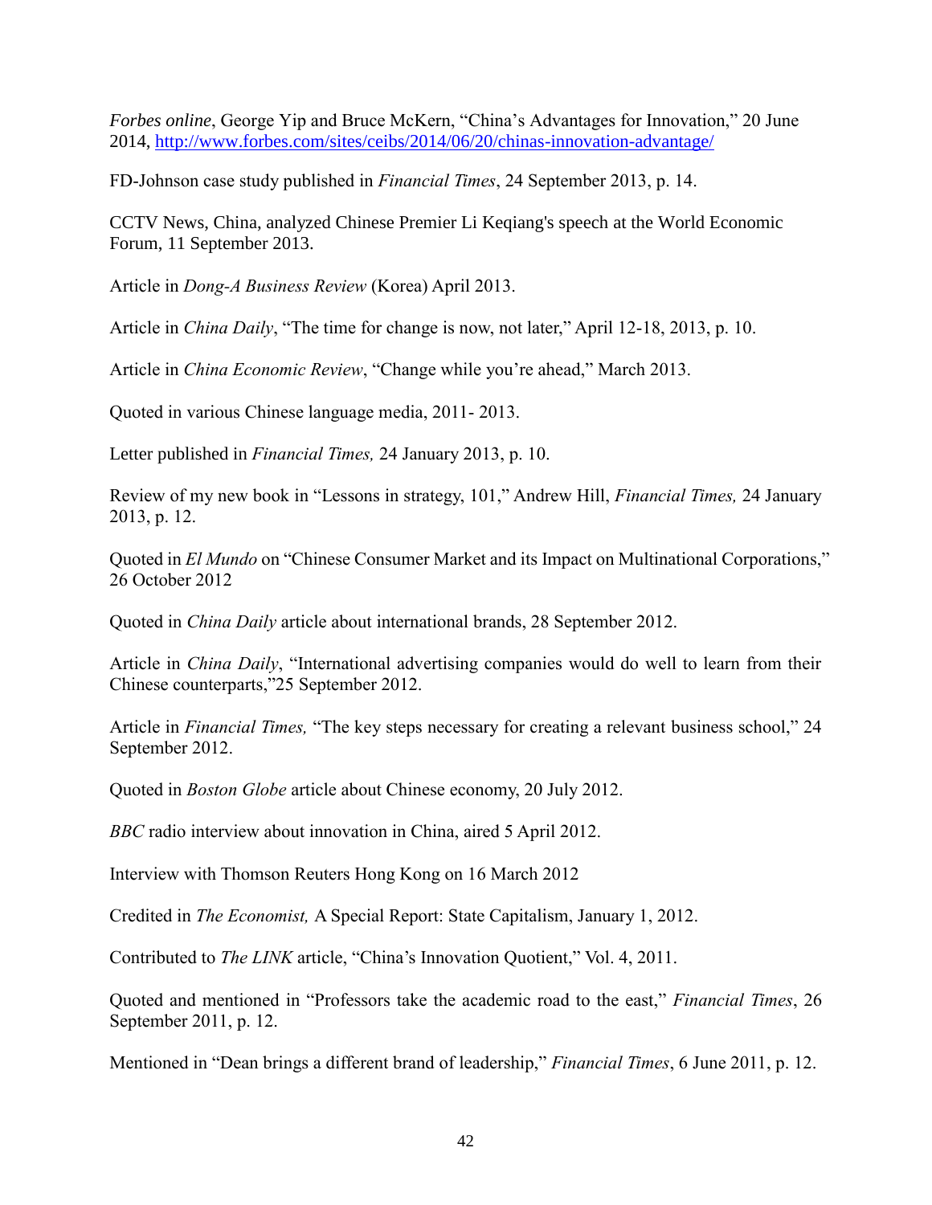*Forbes online*, George Yip and Bruce McKern, "China's Advantages for Innovation," 20 June 2014, http://www.forbes.com/sites/ceibs/2014/06/20/chinas-innovation-advantage/

FD-Johnson case study published in *Financial Times*, 24 September 2013, p. 14.

CCTV News, China, analyzed Chinese Premier Li Keqiang's speech at the World Economic Forum, 11 September 2013.

Article in *Dong-A Business Review* (Korea) April 2013.

Article in *China Daily*, "The time for change is now, not later," April 12-18, 2013, p. 10.

Article in *China Economic Review*, "Change while you're ahead," March 2013.

Quoted in various Chinese language media, 2011- 2013.

Letter published in *Financial Times,* 24 January 2013, p. 10.

Review of my new book in "Lessons in strategy, 101," Andrew Hill, *Financial Times,* 24 January 2013, p. 12.

Quoted in *El Mundo* on "Chinese Consumer Market and its Impact on Multinational Corporations," 26 October 2012

Quoted in *China Daily* article about international brands, 28 September 2012.

Article in *China Daily*, "International advertising companies would do well to learn from their Chinese counterparts,"25 September 2012.

Article in *Financial Times,* "The key steps necessary for creating a relevant business school," 24 September 2012.

Quoted in *Boston Globe* article about Chinese economy, 20 July 2012.

*BBC* radio interview about innovation in China, aired 5 April 2012.

Interview with Thomson Reuters Hong Kong on 16 March 2012

Credited in *The Economist,* A Special Report: State Capitalism, January 1, 2012.

Contributed to *The LINK* article, "China's Innovation Quotient," Vol. 4, 2011.

Quoted and mentioned in "Professors take the academic road to the east," *Financial Times*, 26 September 2011, p. 12.

Mentioned in "Dean brings a different brand of leadership," *Financial Times*, 6 June 2011, p. 12.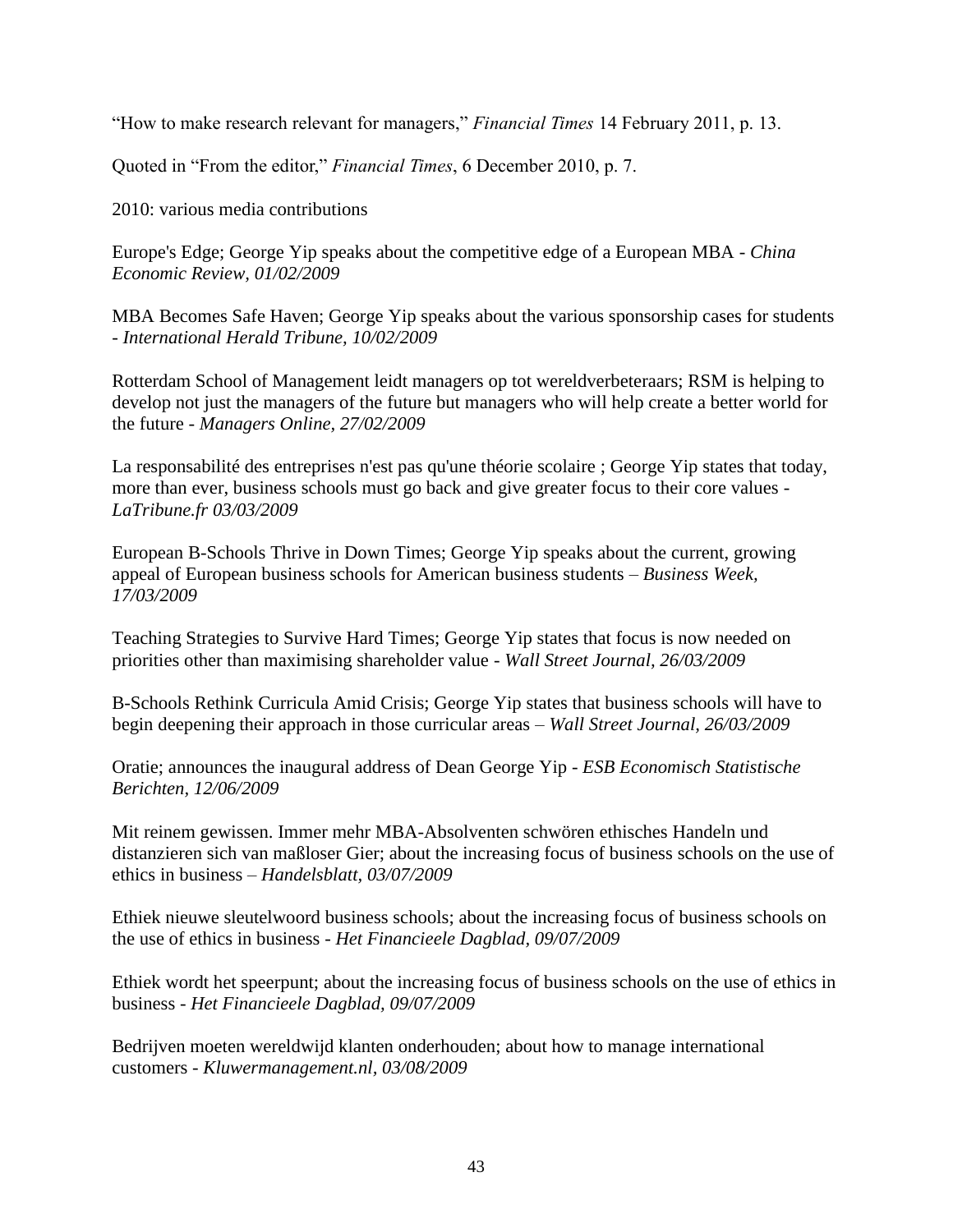"How to make research relevant for managers," *Financial Times* 14 February 2011, p. 13.

Quoted in "From the editor," *Financial Times*, 6 December 2010, p. 7.

2010: various media contributions

Europe's Edge; George Yip speaks about the competitive edge of a European MBA - *China Economic Review, 01/02/2009*

MBA Becomes Safe Haven; George Yip speaks about the various sponsorship cases for students - *International Herald Tribune, 10/02/2009*

Rotterdam School of Management leidt managers op tot wereldverbeteraars; RSM is helping to develop not just the managers of the future but managers who will help create a better world for the future - *Managers Online, 27/02/2009*

La responsabilité des entreprises n'est pas qu'une théorie scolaire ; George Yip states that today, more than ever, business schools must go back and give greater focus to their core values - *LaTribune.fr 03/03/2009*

European B-Schools Thrive in Down Times; George Yip speaks about the current, growing appeal of European business schools for American business students – *Business Week, 17/03/2009*

Teaching Strategies to Survive Hard Times; George Yip states that focus is now needed on priorities other than maximising shareholder value - *Wall Street Journal, 26/03/2009*

B-Schools Rethink Curricula Amid Crisis; George Yip states that business schools will have to begin deepening their approach in those curricular areas – *Wall Street Journal, 26/03/2009*

Oratie; announces the inaugural address of Dean George Yip - *ESB Economisch Statistische Berichten, 12/06/2009*

Mit reinem gewissen. Immer mehr MBA-Absolventen schwören ethisches Handeln und distanzieren sich van maßloser Gier; about the increasing focus of business schools on the use of ethics in business – *Handelsblatt, 03/07/2009*

Ethiek nieuwe sleutelwoord business schools; about the increasing focus of business schools on the use of ethics in business - *Het Financieele Dagblad, 09/07/2009*

Ethiek wordt het speerpunt; about the increasing focus of business schools on the use of ethics in business - *Het Financieele Dagblad, 09/07/2009*

Bedrijven moeten wereldwijd klanten onderhouden; about how to manage international customers - *Kluwermanagement.nl, 03/08/2009*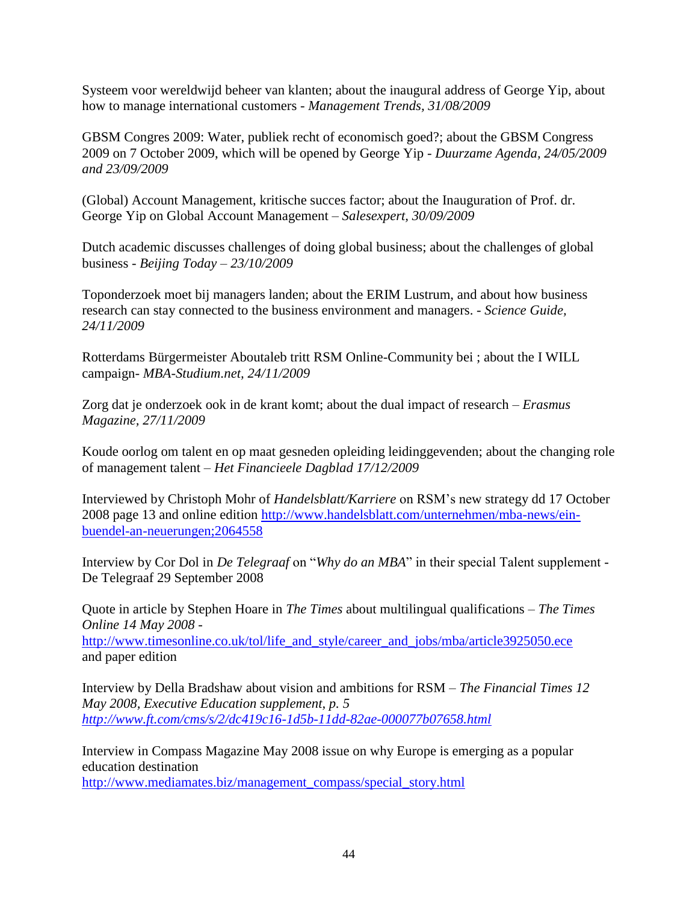Systeem voor wereldwijd beheer van klanten; about the inaugural address of George Yip, about how to manage international customers - *Management Trends, 31/08/2009*

GBSM Congres 2009: Water, publiek recht of economisch goed?; about the GBSM Congress 2009 on 7 October 2009, which will be opened by George Yip - *Duurzame Agenda, 24/05/2009 and 23/09/2009*

(Global) Account Management, kritische succes factor; about the Inauguration of Prof. dr. George Yip on Global Account Management – *Salesexpert, 30/09/2009*

Dutch academic discusses challenges of doing global business; about the challenges of global business - *Beijing Today – 23/10/2009*

Toponderzoek moet bij managers landen; about the ERIM Lustrum, and about how business research can stay connected to the business environment and managers. - *Science Guide, 24/11/2009*

Rotterdams Bürgermeister Aboutaleb tritt RSM Online-Community bei ; about the I WILL campaign- *MBA-Studium.net, 24/11/2009*

Zorg dat je onderzoek ook in de krant komt; about the dual impact of research – *Erasmus Magazine, 27/11/2009*

Koude oorlog om talent en op maat gesneden opleiding leidinggevenden; about the changing role of management talent – *Het Financieele Dagblad 17/12/2009*

Interviewed by Christoph Mohr of *Handelsblatt/Karriere* on RSM's new strategy dd 17 October 2008 page 13 and online edition http://www.handelsblatt.com/unternehmen/mba-news/ein-buendel-an-neuerungen;2064558

Interview by Cor Dol in *De Telegraaf* on "*Why do an MBA*" in their special Talent supplement - De Telegraaf 29 September 2008

Quote in article by Stephen Hoare in *The Times* about multilingual qualifications – *The Times Online 14 May 2008 -*
http://www.timesonline.co.uk/tol/life_and_style/career_and_jobs/mba/article3925050.ece
and paper edition

Interview by Della Bradshaw about vision and ambitions for RSM – *The Financial Times 12 May 2008, Executive Education supplement, p. 5*
*http://www.ft.com/cms/s/2/dc419c16-1d5b-11dd-82ae-000077b07658.html*

Interview in Compass Magazine May 2008 issue on why Europe is emerging as a popular education destination
http://www.mediamates.biz/management_compass/special_story.html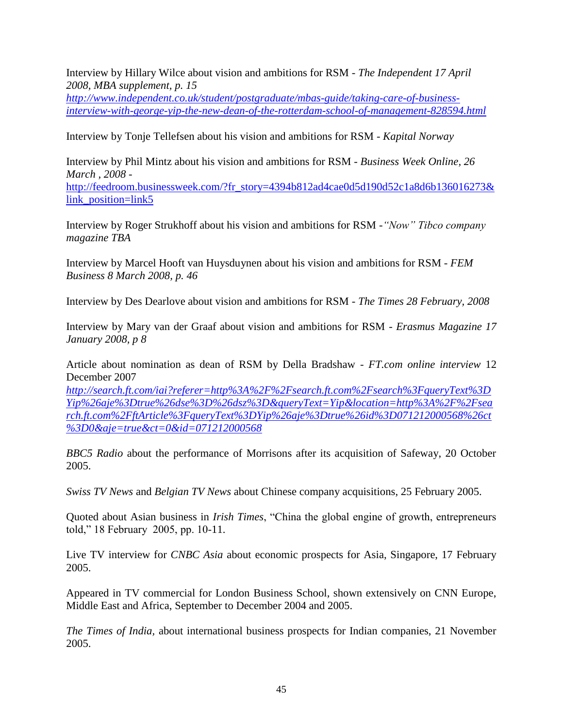Interview by Hillary Wilce about vision and ambitions for RSM - *The Independent 17 April 2008, MBA supplement, p. 15* *http://www.independent.co.uk/student/postgraduate/mbas-guide/taking-care-of-business-interview-with-george-yip-the-new-dean-of-the-rotterdam-school-of-management-828594.html*

Interview by Tonje Tellefsen about his vision and ambitions for RSM - *Kapital Norway*

Interview by Phil Mintz about his vision and ambitions for RSM - *Business Week Online, 26 March , 2008* - http://feedroom.businessweek.com/?fr_story=4394b812ad4cae0d5d190d52c1a8d6b136016273&link_position=link5

Interview by Roger Strukhoff about his vision and ambitions for RSM -*"Now" Tibco company magazine TBA*

Interview by Marcel Hooft van Huysduynen about his vision and ambitions for RSM - *FEM Business 8 March 2008, p. 46*

Interview by Des Dearlove about vision and ambitions for RSM - *The Times 28 February, 2008*

Interview by Mary van der Graaf about vision and ambitions for RSM - *Erasmus Magazine 17 January 2008, p 8*

Article about nomination as dean of RSM by Della Bradshaw - *FT.com online interview* 12 December 2007 *http://search.ft.com/iai?referer=http%3A%2F%2Fsearch.ft.com%2Fsearch%3FqueryText%3DYip%26aje%3Dtrue%26dse%3D%26dsz%3D&queryText=Yip&location=http%3A%2F%2Fsearch.ft.com%2FftArticle%3FqueryText%3DYip%26aje%3Dtrue%26id%3D071212000568%26ct%3D0&aje=true&ct=0&id=071212000568*

*BBC5 Radio* about the performance of Morrisons after its acquisition of Safeway, 20 October 2005.

*Swiss TV News* and *Belgian TV News* about Chinese company acquisitions, 25 February 2005.

Quoted about Asian business in *Irish Times*, "China the global engine of growth, entrepreneurs told," 18 February 2005, pp. 10-11.

Live TV interview for *CNBC Asia* about economic prospects for Asia, Singapore, 17 February 2005.

Appeared in TV commercial for London Business School, shown extensively on CNN Europe, Middle East and Africa, September to December 2004 and 2005.

*The Times of India,* about international business prospects for Indian companies, 21 November 2005.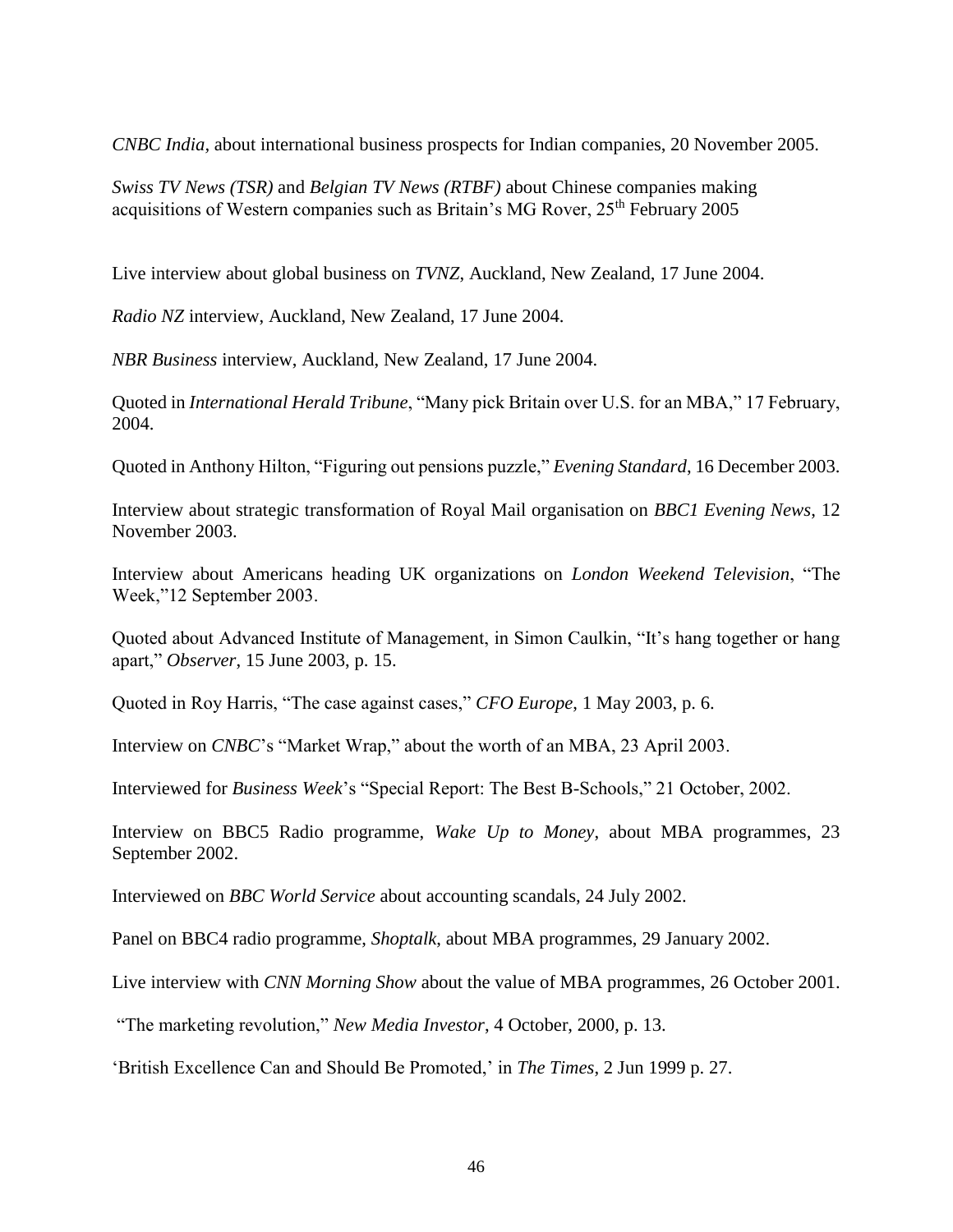*CNBC India*, about international business prospects for Indian companies, 20 November 2005.

*Swiss TV News (TSR)* and *Belgian TV News (RTBF)* about Chinese companies making acquisitions of Western companies such as Britain's MG Rover, 25th February 2005

Live interview about global business on *TVNZ*, Auckland, New Zealand, 17 June 2004.

*Radio NZ* interview, Auckland, New Zealand, 17 June 2004.

*NBR Business* interview, Auckland, New Zealand, 17 June 2004.

Quoted in *International Herald Tribune*, "Many pick Britain over U.S. for an MBA," 17 February, 2004.

Quoted in Anthony Hilton, "Figuring out pensions puzzle," *Evening Standard*, 16 December 2003.

Interview about strategic transformation of Royal Mail organisation on *BBC1 Evening News*, 12 November 2003.

Interview about Americans heading UK organizations on *London Weekend Television*, "The Week,"12 September 2003.

Quoted about Advanced Institute of Management, in Simon Caulkin, "It's hang together or hang apart," *Observer*, 15 June 2003, p. 15.

Quoted in Roy Harris, "The case against cases," *CFO Europe*, 1 May 2003, p. 6.

Interview on *CNBC*'s "Market Wrap," about the worth of an MBA, 23 April 2003.

Interviewed for *Business Week*'s "Special Report: The Best B-Schools," 21 October, 2002.

Interview on BBC5 Radio programme, *Wake Up to Money*, about MBA programmes, 23 September 2002.

Interviewed on *BBC World Service* about accounting scandals, 24 July 2002.

Panel on BBC4 radio programme, *Shoptalk*, about MBA programmes, 29 January 2002.

Live interview with *CNN Morning Show* about the value of MBA programmes, 26 October 2001.

"The marketing revolution," *New Media Investor*, 4 October, 2000, p. 13.

'British Excellence Can and Should Be Promoted,' in *The Times*, 2 Jun 1999 p. 27.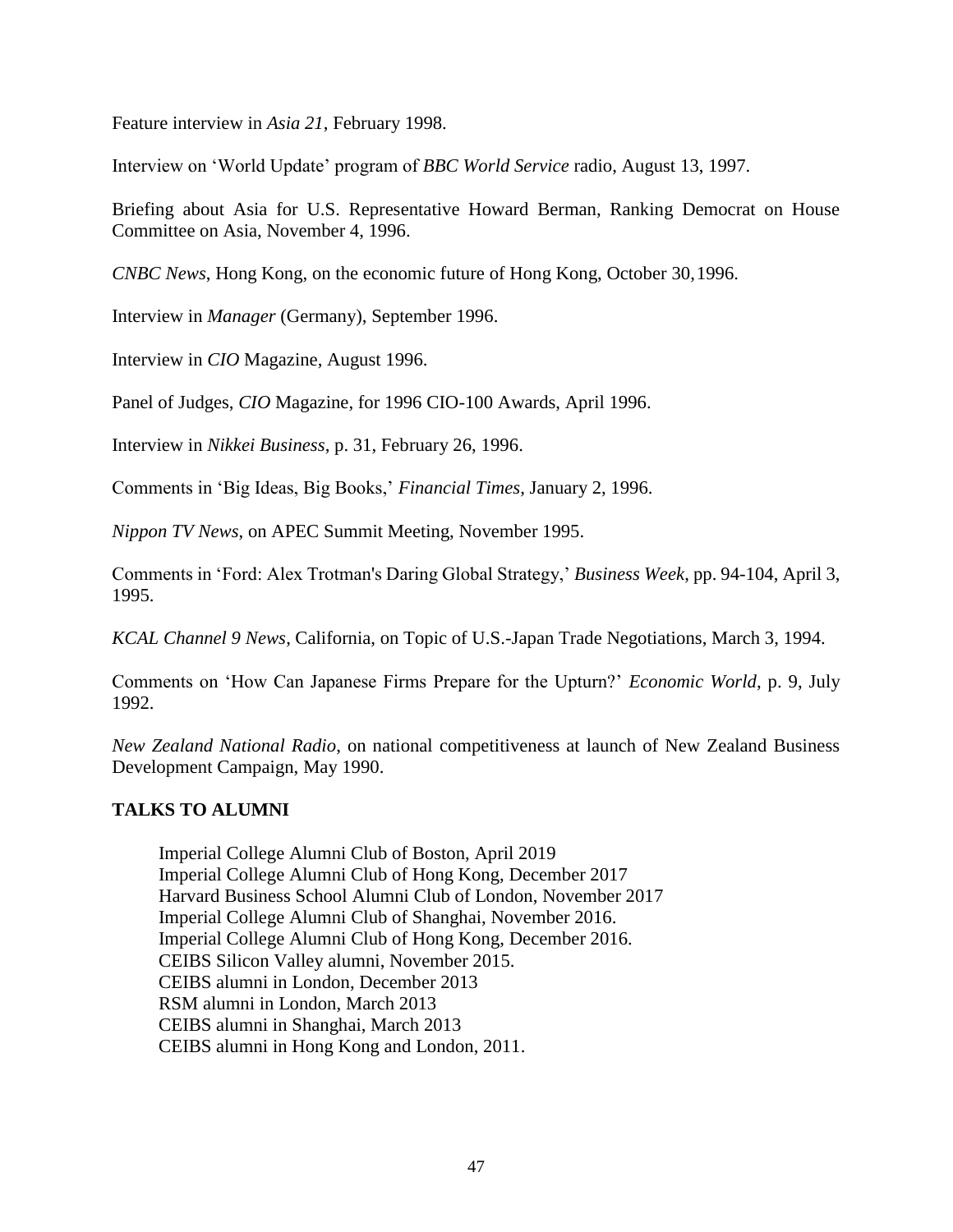Feature interview in *Asia 21*, February 1998.

Interview on 'World Update' program of *BBC World Service* radio, August 13, 1997.

Briefing about Asia for U.S. Representative Howard Berman, Ranking Democrat on House Committee on Asia, November 4, 1996.

*CNBC News*, Hong Kong, on the economic future of Hong Kong, October 30, 1996.

Interview in *Manager* (Germany), September 1996.

Interview in *CIO* Magazine, August 1996.

Panel of Judges, *CIO* Magazine, for 1996 CIO-100 Awards, April 1996.

Interview in *Nikkei Business*, p. 31, February 26, 1996.

Comments in 'Big Ideas, Big Books,' *Financial Times*, January 2, 1996.

*Nippon TV News*, on APEC Summit Meeting, November 1995.

Comments in 'Ford: Alex Trotman's Daring Global Strategy,' *Business Week*, pp. 94-104, April 3, 1995.

*KCAL Channel 9 News*, California, on Topic of U.S.-Japan Trade Negotiations, March 3, 1994.

Comments on 'How Can Japanese Firms Prepare for the Upturn?' *Economic World*, p. 9, July 1992.

*New Zealand National Radio*, on national competitiveness at launch of New Zealand Business Development Campaign, May 1990.

**TALKS TO ALUMNI**

Imperial College Alumni Club of Boston, April 2019
Imperial College Alumni Club of Hong Kong, December 2017
Harvard Business School Alumni Club of London, November 2017
Imperial College Alumni Club of Shanghai, November 2016.
Imperial College Alumni Club of Hong Kong, December 2016.
CEIBS Silicon Valley alumni, November 2015.
CEIBS alumni in London, December 2013
RSM alumni in London, March 2013
CEIBS alumni in Shanghai, March 2013
CEIBS alumni in Hong Kong and London, 2011.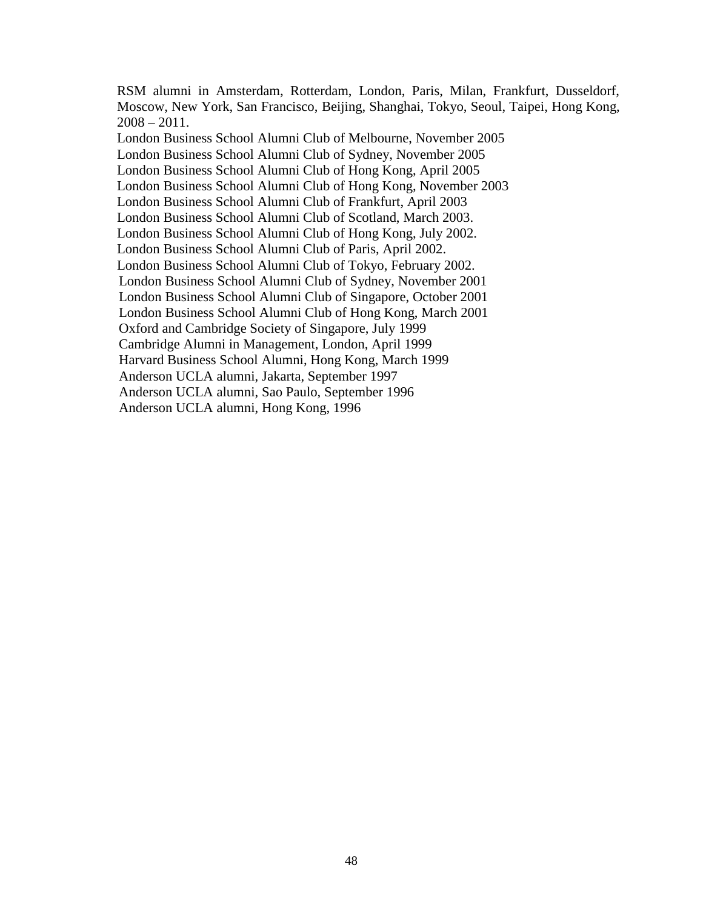RSM alumni in Amsterdam, Rotterdam, London, Paris, Milan, Frankfurt, Dusseldorf, Moscow, New York, San Francisco, Beijing, Shanghai, Tokyo, Seoul, Taipei, Hong Kong, 2008 – 2011.

London Business School Alumni Club of Melbourne, November 2005

London Business School Alumni Club of Sydney, November 2005

London Business School Alumni Club of Hong Kong, April 2005

London Business School Alumni Club of Hong Kong, November 2003

London Business School Alumni Club of Frankfurt, April 2003

London Business School Alumni Club of Scotland, March 2003.

London Business School Alumni Club of Hong Kong, July 2002.

London Business School Alumni Club of Paris, April 2002.

London Business School Alumni Club of Tokyo, February 2002.

London Business School Alumni Club of Sydney, November 2001

London Business School Alumni Club of Singapore, October 2001

London Business School Alumni Club of Hong Kong, March 2001

Oxford and Cambridge Society of Singapore, July 1999

Cambridge Alumni in Management, London, April 1999

Harvard Business School Alumni, Hong Kong, March 1999

Anderson UCLA alumni, Jakarta, September 1997

Anderson UCLA alumni, Sao Paulo, September 1996

Anderson UCLA alumni, Hong Kong, 1996